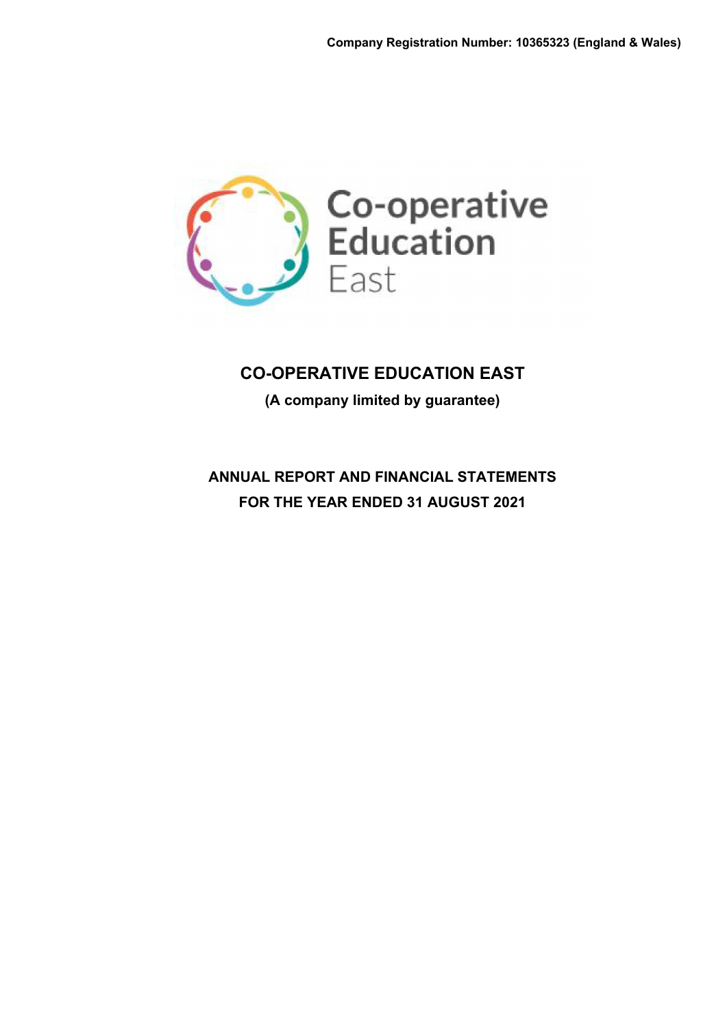Company Registration Number: 10365323 (England & Wales)

Co-operative Education East

# CO-OPERATIVE EDUCATION EAST

**(A company limited by guarantee)**

## ANNUAL REPORT AND FINANCIAL STATEMENTS FOR THE YEAR ENDED 31 AUGUST 2021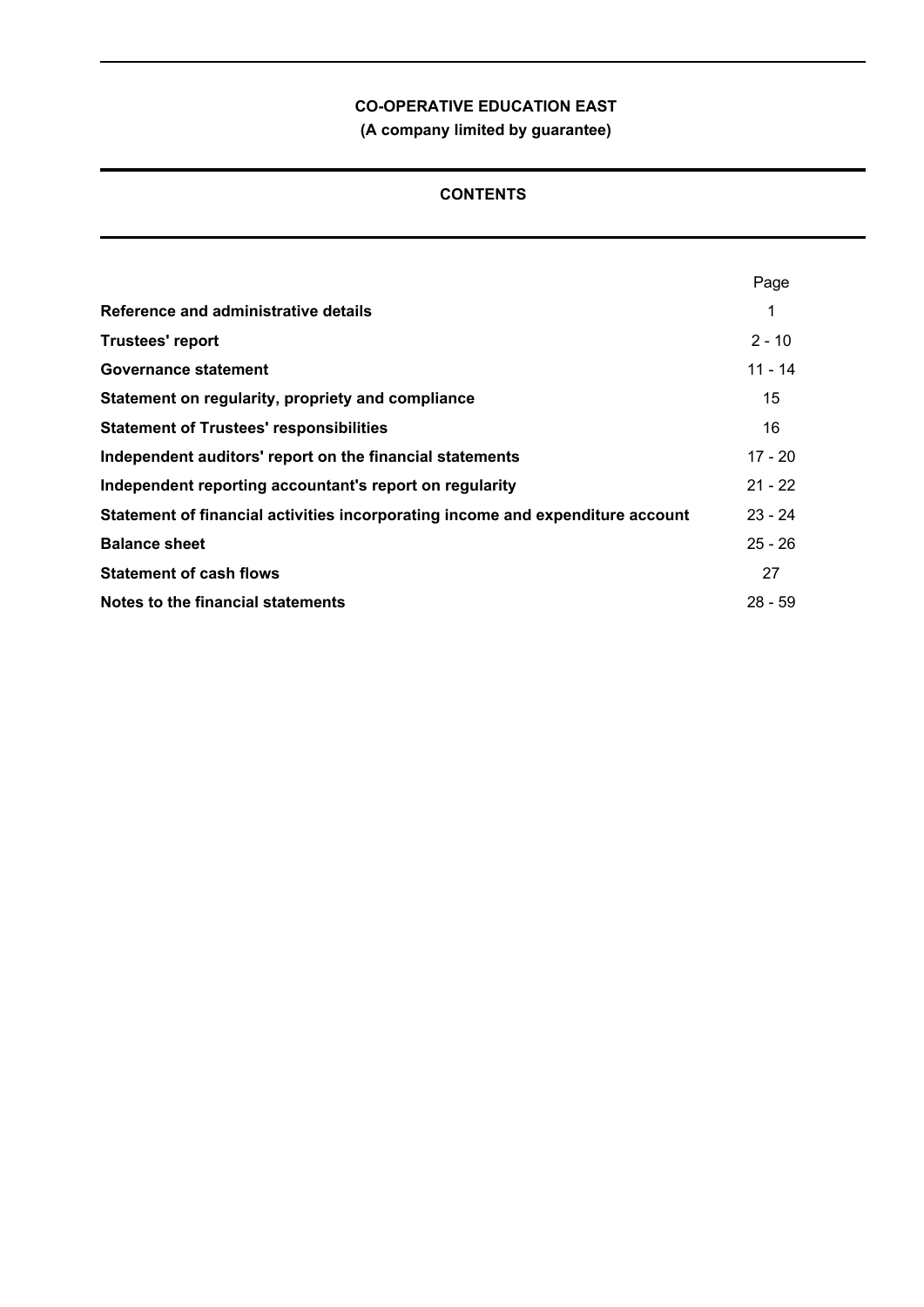**CO-OPERATIVE EDUCATION EAST**

**(A company limited by guarantee)**

## CONTENTS

| | Page |
|---|---|
| **Reference and administrative details** | 1 |
| **Trustees' report** | 2 - 10 |
| **Governance statement** | 11 - 14 |
| **Statement on regularity, propriety and compliance** | 15 |
| **Statement of Trustees' responsibilities** | 16 |
| **Independent auditors' report on the financial statements** | 17 - 20 |
| **Independent reporting accountant's report on regularity** | 21 - 22 |
| **Statement of financial activities incorporating income and expenditure account** | 23 - 24 |
| **Balance sheet** | 25 - 26 |
| **Statement of cash flows** | 27 |
| **Notes to the financial statements** | 28 - 59 |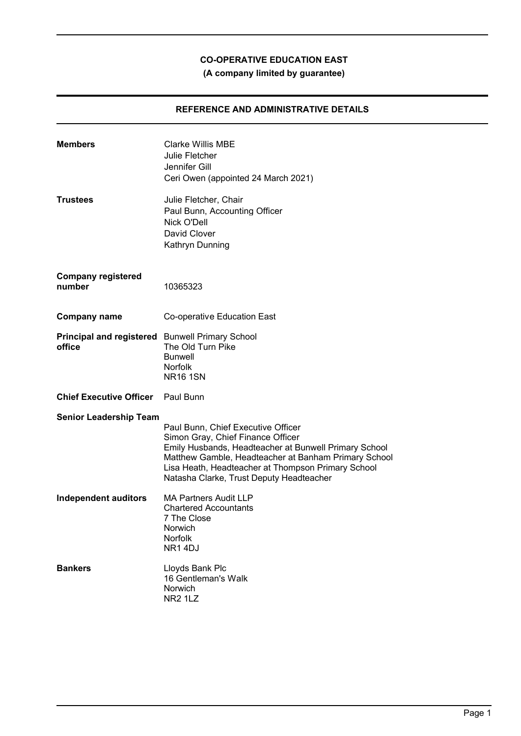**CO-OPERATIVE EDUCATION EAST**
**(A company limited by guarantee)**

## REFERENCE AND ADMINISTRATIVE DETAILS

**Members**
Clarke Willis MBE
Julie Fletcher
Jennifer Gill
Ceri Owen (appointed 24 March 2021)

**Trustees**
Julie Fletcher, Chair
Paul Bunn, Accounting Officer
Nick O'Dell
David Clover
Kathryn Dunning

**Company registered number**
10365323

**Company name**
Co-operative Education East

**Principal and registered office**
Bunwell Primary School
The Old Turn Pike
Bunwell
Norfolk
NR16 1SN

**Chief Executive Officer**
Paul Bunn

**Senior Leadership Team**
Paul Bunn, Chief Executive Officer
Simon Gray, Chief Finance Officer
Emily Husbands, Headteacher at Bunwell Primary School
Matthew Gamble, Headteacher at Banham Primary School
Lisa Heath, Headteacher at Thompson Primary School
Natasha Clarke, Trust Deputy Headteacher

**Independent auditors**
MA Partners Audit LLP
Chartered Accountants
7 The Close
Norwich
Norfolk
NR1 4DJ

**Bankers**
Lloyds Bank Plc
16 Gentleman's Walk
Norwich
NR2 1LZ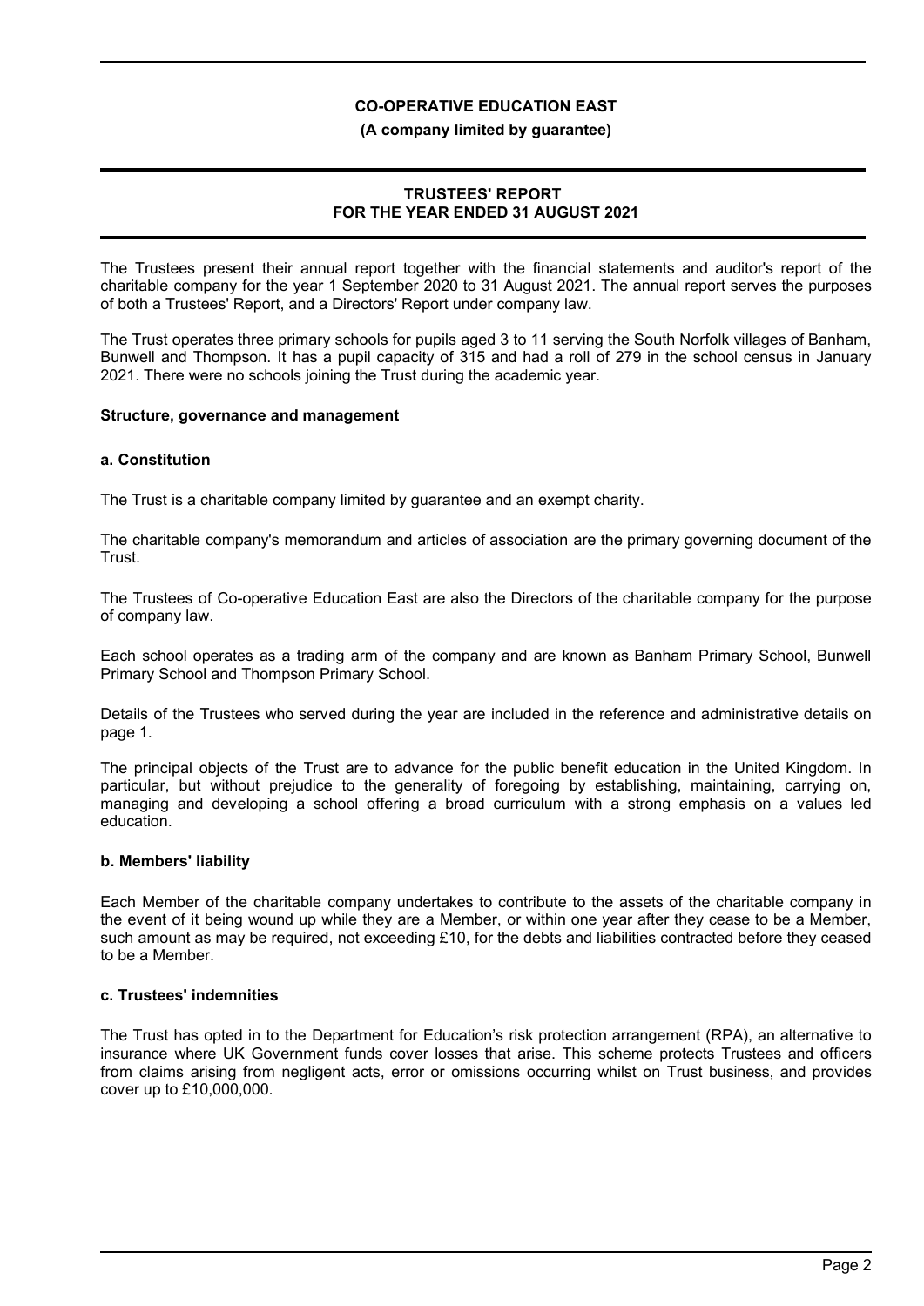# CO-OPERATIVE EDUCATION EAST

**(A company limited by guarantee)**

## TRUSTEES' REPORT FOR THE YEAR ENDED 31 AUGUST 2021

The Trustees present their annual report together with the financial statements and auditor's report of the charitable company for the year 1 September 2020 to 31 August 2021. The annual report serves the purposes of both a Trustees' Report, and a Directors' Report under company law.

The Trust operates three primary schools for pupils aged 3 to 11 serving the South Norfolk villages of Banham, Bunwell and Thompson. It has a pupil capacity of 315 and had a roll of 279 in the school census in January 2021. There were no schools joining the Trust during the academic year.

### Structure, governance and management

#### a. Constitution

The Trust is a charitable company limited by guarantee and an exempt charity.

The charitable company's memorandum and articles of association are the primary governing document of the Trust.

The Trustees of Co-operative Education East are also the Directors of the charitable company for the purpose of company law.

Each school operates as a trading arm of the company and are known as Banham Primary School, Bunwell Primary School and Thompson Primary School.

Details of the Trustees who served during the year are included in the reference and administrative details on page 1.

The principal objects of the Trust are to advance for the public benefit education in the United Kingdom. In particular, but without prejudice to the generality of foregoing by establishing, maintaining, carrying on, managing and developing a school offering a broad curriculum with a strong emphasis on a values led education.

#### b. Members' liability

Each Member of the charitable company undertakes to contribute to the assets of the charitable company in the event of it being wound up while they are a Member, or within one year after they cease to be a Member, such amount as may be required, not exceeding £10, for the debts and liabilities contracted before they ceased to be a Member.

#### c. Trustees' indemnities

The Trust has opted in to the Department for Education's risk protection arrangement (RPA), an alternative to insurance where UK Government funds cover losses that arise. This scheme protects Trustees and officers from claims arising from negligent acts, error or omissions occurring whilst on Trust business, and provides cover up to £10,000,000.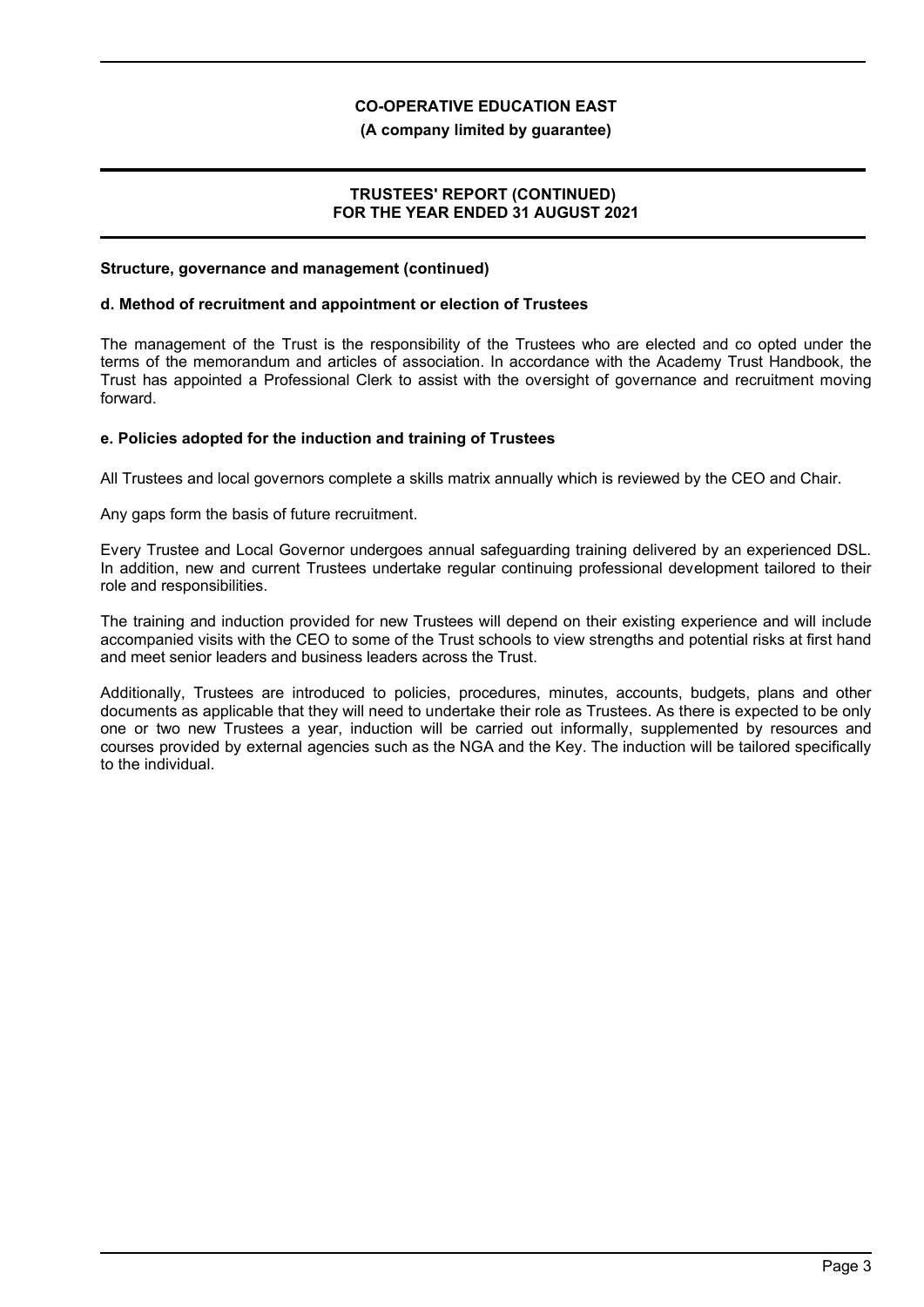## Structure, governance and management (continued)

### d. Method of recruitment and appointment or election of Trustees

The management of the Trust is the responsibility of the Trustees who are elected and co opted under the terms of the memorandum and articles of association. In accordance with the Academy Trust Handbook, the Trust has appointed a Professional Clerk to assist with the oversight of governance and recruitment moving forward.

### e. Policies adopted for the induction and training of Trustees

All Trustees and local governors complete a skills matrix annually which is reviewed by the CEO and Chair.

Any gaps form the basis of future recruitment.

Every Trustee and Local Governor undergoes annual safeguarding training delivered by an experienced DSL. In addition, new and current Trustees undertake regular continuing professional development tailored to their role and responsibilities.

The training and induction provided for new Trustees will depend on their existing experience and will include accompanied visits with the CEO to some of the Trust schools to view strengths and potential risks at first hand and meet senior leaders and business leaders across the Trust.

Additionally, Trustees are introduced to policies, procedures, minutes, accounts, budgets, plans and other documents as applicable that they will need to undertake their role as Trustees. As there is expected to be only one or two new Trustees a year, induction will be carried out informally, supplemented by resources and courses provided by external agencies such as the NGA and the Key. The induction will be tailored specifically to the individual.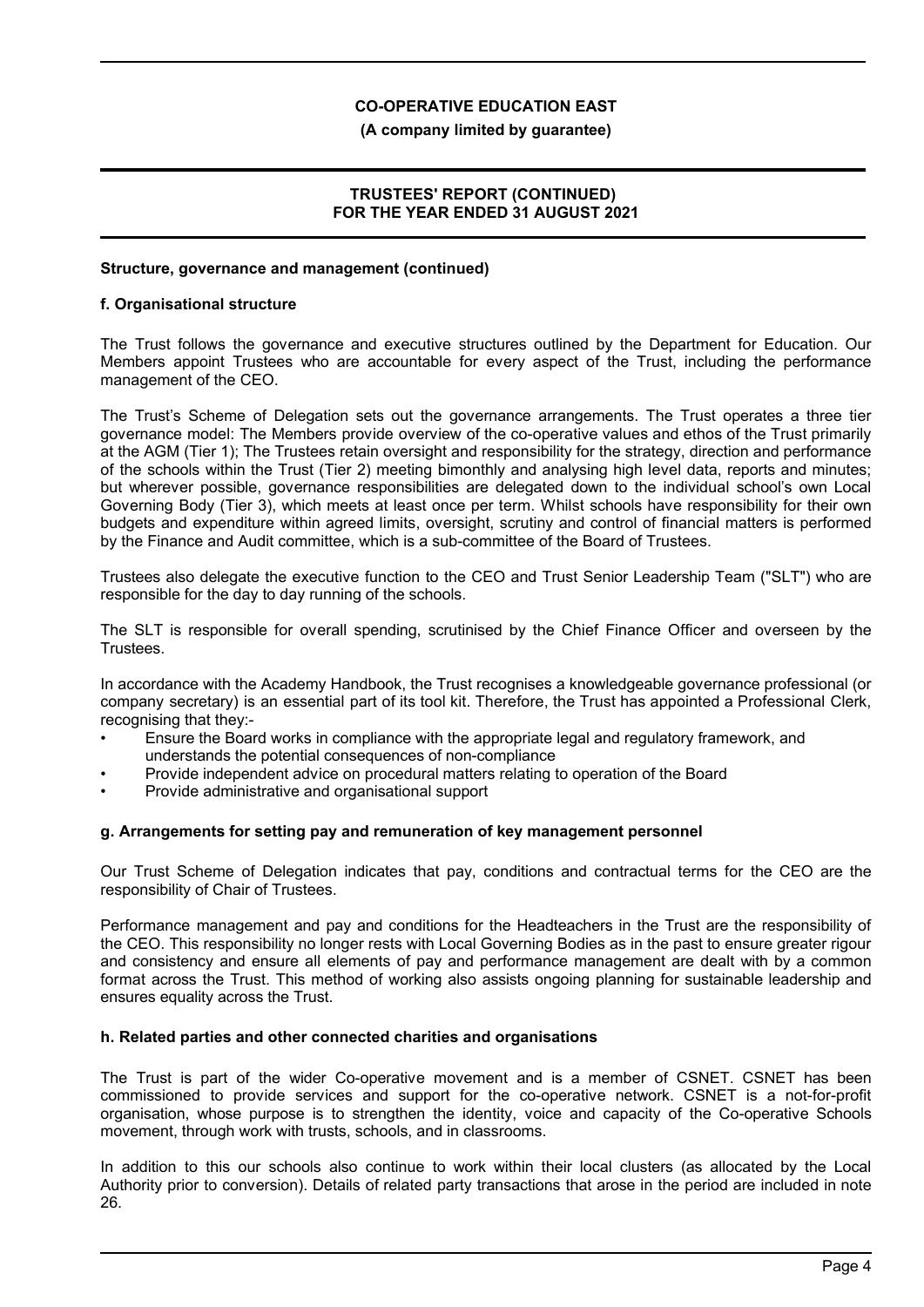## Structure, governance and management (continued)

### f. Organisational structure

The Trust follows the governance and executive structures outlined by the Department for Education. Our Members appoint Trustees who are accountable for every aspect of the Trust, including the performance management of the CEO.

The Trust's Scheme of Delegation sets out the governance arrangements. The Trust operates a three tier governance model: The Members provide overview of the co-operative values and ethos of the Trust primarily at the AGM (Tier 1); The Trustees retain oversight and responsibility for the strategy, direction and performance of the schools within the Trust (Tier 2) meeting bimonthly and analysing high level data, reports and minutes; but wherever possible, governance responsibilities are delegated down to the individual school's own Local Governing Body (Tier 3), which meets at least once per term. Whilst schools have responsibility for their own budgets and expenditure within agreed limits, oversight, scrutiny and control of financial matters is performed by the Finance and Audit committee, which is a sub-committee of the Board of Trustees.

Trustees also delegate the executive function to the CEO and Trust Senior Leadership Team ("SLT") who are responsible for the day to day running of the schools.

The SLT is responsible for overall spending, scrutinised by the Chief Finance Officer and overseen by the Trustees.

In accordance with the Academy Handbook, the Trust recognises a knowledgeable governance professional (or company secretary) is an essential part of its tool kit. Therefore, the Trust has appointed a Professional Clerk, recognising that they:-

- Ensure the Board works in compliance with the appropriate legal and regulatory framework, and understands the potential consequences of non-compliance
- Provide independent advice on procedural matters relating to operation of the Board
- Provide administrative and organisational support

### g. Arrangements for setting pay and remuneration of key management personnel

Our Trust Scheme of Delegation indicates that pay, conditions and contractual terms for the CEO are the responsibility of Chair of Trustees.

Performance management and pay and conditions for the Headteachers in the Trust are the responsibility of the CEO. This responsibility no longer rests with Local Governing Bodies as in the past to ensure greater rigour and consistency and ensure all elements of pay and performance management are dealt with by a common format across the Trust. This method of working also assists ongoing planning for sustainable leadership and ensures equality across the Trust.

### h. Related parties and other connected charities and organisations

The Trust is part of the wider Co-operative movement and is a member of CSNET. CSNET has been commissioned to provide services and support for the co-operative network. CSNET is a not-for-profit organisation, whose purpose is to strengthen the identity, voice and capacity of the Co-operative Schools movement, through work with trusts, schools, and in classrooms.

In addition to this our schools also continue to work within their local clusters (as allocated by the Local Authority prior to conversion). Details of related party transactions that arose in the period are included in note 26.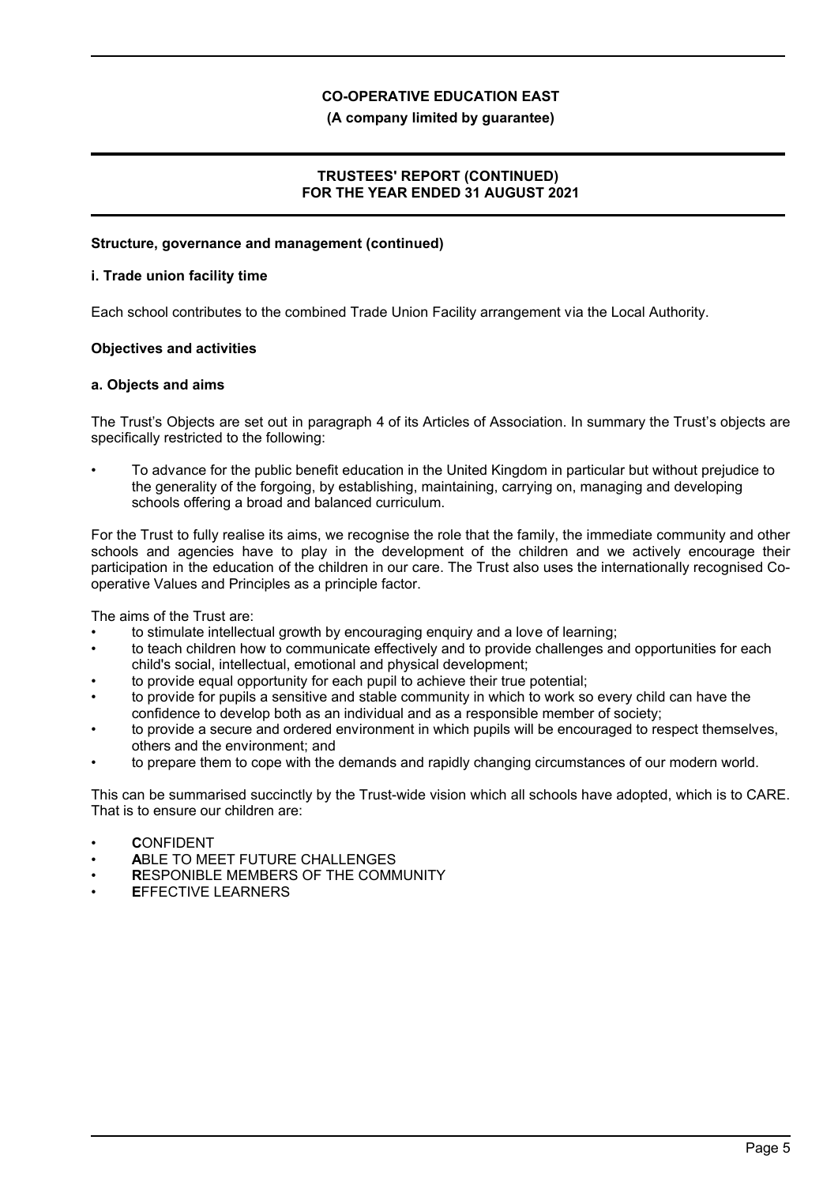## Structure, governance and management (continued)

### i. Trade union facility time

Each school contributes to the combined Trade Union Facility arrangement via the Local Authority.

## Objectives and activities

### a. Objects and aims

The Trust's Objects are set out in paragraph 4 of its Articles of Association. In summary the Trust's objects are specifically restricted to the following:

- To advance for the public benefit education in the United Kingdom in particular but without prejudice to the generality of the forgoing, by establishing, maintaining, carrying on, managing and developing schools offering a broad and balanced curriculum.

For the Trust to fully realise its aims, we recognise the role that the family, the immediate community and other schools and agencies have to play in the development of the children and we actively encourage their participation in the education of the children in our care. The Trust also uses the internationally recognised Co-operative Values and Principles as a principle factor.

The aims of the Trust are:

- to stimulate intellectual growth by encouraging enquiry and a love of learning;
- to teach children how to communicate effectively and to provide challenges and opportunities for each child's social, intellectual, emotional and physical development;
- to provide equal opportunity for each pupil to achieve their true potential;
- to provide for pupils a sensitive and stable community in which to work so every child can have the confidence to develop both as an individual and as a responsible member of society;
- to provide a secure and ordered environment in which pupils will be encouraged to respect themselves, others and the environment; and
- to prepare them to cope with the demands and rapidly changing circumstances of our modern world.

This can be summarised succinctly by the Trust-wide vision which all schools have adopted, which is to CARE. That is to ensure our children are:

- **C**ONFIDENT
- **A**BLE TO MEET FUTURE CHALLENGES
- **R**ESPONIBLE MEMBERS OF THE COMMUNITY
- **E**FFECTIVE LEARNERS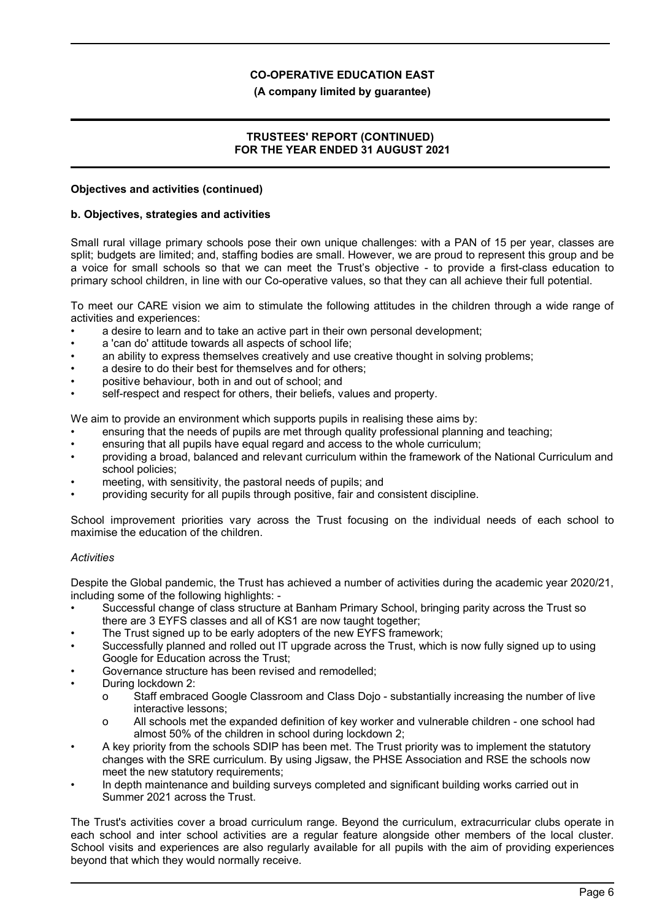## Objectives and activities (continued)

### b. Objectives, strategies and activities

Small rural village primary schools pose their own unique challenges: with a PAN of 15 per year, classes are split; budgets are limited; and, staffing bodies are small. However, we are proud to represent this group and be a voice for small schools so that we can meet the Trust's objective - to provide a first-class education to primary school children, in line with our Co-operative values, so that they can all achieve their full potential.

To meet our CARE vision we aim to stimulate the following attitudes in the children through a wide range of activities and experiences:

- a desire to learn and to take an active part in their own personal development;
- a 'can do' attitude towards all aspects of school life;
- an ability to express themselves creatively and use creative thought in solving problems;
- a desire to do their best for themselves and for others;
- positive behaviour, both in and out of school; and
- self-respect and respect for others, their beliefs, values and property.

We aim to provide an environment which supports pupils in realising these aims by:

- ensuring that the needs of pupils are met through quality professional planning and teaching;
- ensuring that all pupils have equal regard and access to the whole curriculum;
- providing a broad, balanced and relevant curriculum within the framework of the National Curriculum and school policies;
- meeting, with sensitivity, the pastoral needs of pupils; and
- providing security for all pupils through positive, fair and consistent discipline.

School improvement priorities vary across the Trust focusing on the individual needs of each school to maximise the education of the children.

*Activities*

Despite the Global pandemic, the Trust has achieved a number of activities during the academic year 2020/21, including some of the following highlights: -

- Successful change of class structure at Banham Primary School, bringing parity across the Trust so there are 3 EYFS classes and all of KS1 are now taught together;
- The Trust signed up to be early adopters of the new EYFS framework;
- Successfully planned and rolled out IT upgrade across the Trust, which is now fully signed up to using Google for Education across the Trust;
- Governance structure has been revised and remodelled;
- During lockdown 2:
  - Staff embraced Google Classroom and Class Dojo - substantially increasing the number of live interactive lessons;
  - All schools met the expanded definition of key worker and vulnerable children - one school had almost 50% of the children in school during lockdown 2;
- A key priority from the schools SDIP has been met. The Trust priority was to implement the statutory changes with the SRE curriculum. By using Jigsaw, the PHSE Association and RSE the schools now meet the new statutory requirements;
- In depth maintenance and building surveys completed and significant building works carried out in Summer 2021 across the Trust.

The Trust's activities cover a broad curriculum range. Beyond the curriculum, extracurricular clubs operate in each school and inter school activities are a regular feature alongside other members of the local cluster. School visits and experiences are also regularly available for all pupils with the aim of providing experiences beyond that which they would normally receive.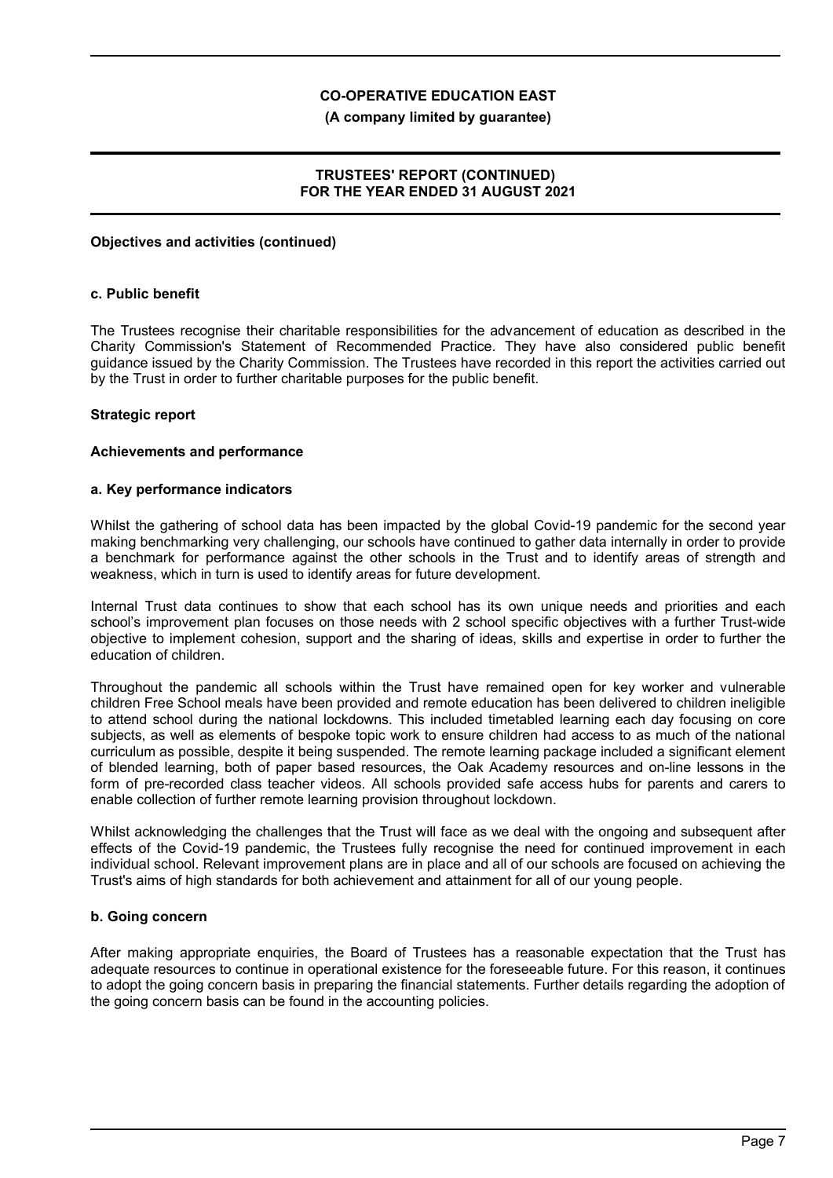**Objectives and activities (continued)**

**c. Public benefit**

The Trustees recognise their charitable responsibilities for the advancement of education as described in the Charity Commission's Statement of Recommended Practice. They have also considered public benefit guidance issued by the Charity Commission. The Trustees have recorded in this report the activities carried out by the Trust in order to further charitable purposes for the public benefit.

**Strategic report**

**Achievements and performance**

**a. Key performance indicators**

Whilst the gathering of school data has been impacted by the global Covid-19 pandemic for the second year making benchmarking very challenging, our schools have continued to gather data internally in order to provide a benchmark for performance against the other schools in the Trust and to identify areas of strength and weakness, which in turn is used to identify areas for future development.

Internal Trust data continues to show that each school has its own unique needs and priorities and each school's improvement plan focuses on those needs with 2 school specific objectives with a further Trust-wide objective to implement cohesion, support and the sharing of ideas, skills and expertise in order to further the education of children.

Throughout the pandemic all schools within the Trust have remained open for key worker and vulnerable children Free School meals have been provided and remote education has been delivered to children ineligible to attend school during the national lockdowns. This included timetabled learning each day focusing on core subjects, as well as elements of bespoke topic work to ensure children had access to as much of the national curriculum as possible, despite it being suspended. The remote learning package included a significant element of blended learning, both of paper based resources, the Oak Academy resources and on-line lessons in the form of pre-recorded class teacher videos. All schools provided safe access hubs for parents and carers to enable collection of further remote learning provision throughout lockdown.

Whilst acknowledging the challenges that the Trust will face as we deal with the ongoing and subsequent after effects of the Covid-19 pandemic, the Trustees fully recognise the need for continued improvement in each individual school. Relevant improvement plans are in place and all of our schools are focused on achieving the Trust's aims of high standards for both achievement and attainment for all of our young people.

**b. Going concern**

After making appropriate enquiries, the Board of Trustees has a reasonable expectation that the Trust has adequate resources to continue in operational existence for the foreseeable future. For this reason, it continues to adopt the going concern basis in preparing the financial statements. Further details regarding the adoption of the going concern basis can be found in the accounting policies.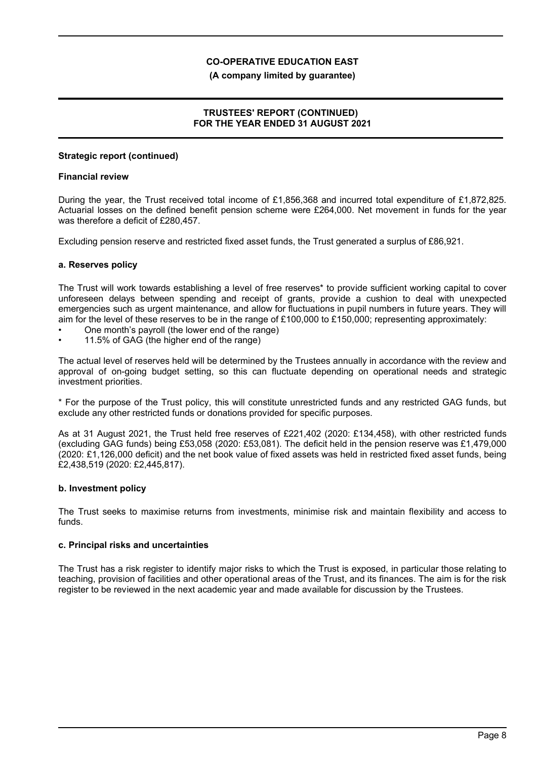**Strategic report (continued)**

**Financial review**

During the year, the Trust received total income of £1,856,368 and incurred total expenditure of £1,872,825. Actuarial losses on the defined benefit pension scheme were £264,000. Net movement in funds for the year was therefore a deficit of £280,457.

Excluding pension reserve and restricted fixed asset funds, the Trust generated a surplus of £86,921.

**a. Reserves policy**

The Trust will work towards establishing a level of free reserves* to provide sufficient working capital to cover unforeseen delays between spending and receipt of grants, provide a cushion to deal with unexpected emergencies such as urgent maintenance, and allow for fluctuations in pupil numbers in future years. They will aim for the level of these reserves to be in the range of £100,000 to £150,000; representing approximately:

- One month's payroll (the lower end of the range)
- 11.5% of GAG (the higher end of the range)

The actual level of reserves held will be determined by the Trustees annually in accordance with the review and approval of on-going budget setting, so this can fluctuate depending on operational needs and strategic investment priorities.

* For the purpose of the Trust policy, this will constitute unrestricted funds and any restricted GAG funds, but exclude any other restricted funds or donations provided for specific purposes.

As at 31 August 2021, the Trust held free reserves of £221,402 (2020: £134,458), with other restricted funds (excluding GAG funds) being £53,058 (2020: £53,081). The deficit held in the pension reserve was £1,479,000 (2020: £1,126,000 deficit) and the net book value of fixed assets was held in restricted fixed asset funds, being £2,438,519 (2020: £2,445,817).

**b. Investment policy**

The Trust seeks to maximise returns from investments, minimise risk and maintain flexibility and access to funds.

**c. Principal risks and uncertainties**

The Trust has a risk register to identify major risks to which the Trust is exposed, in particular those relating to teaching, provision of facilities and other operational areas of the Trust, and its finances. The aim is for the risk register to be reviewed in the next academic year and made available for discussion by the Trustees.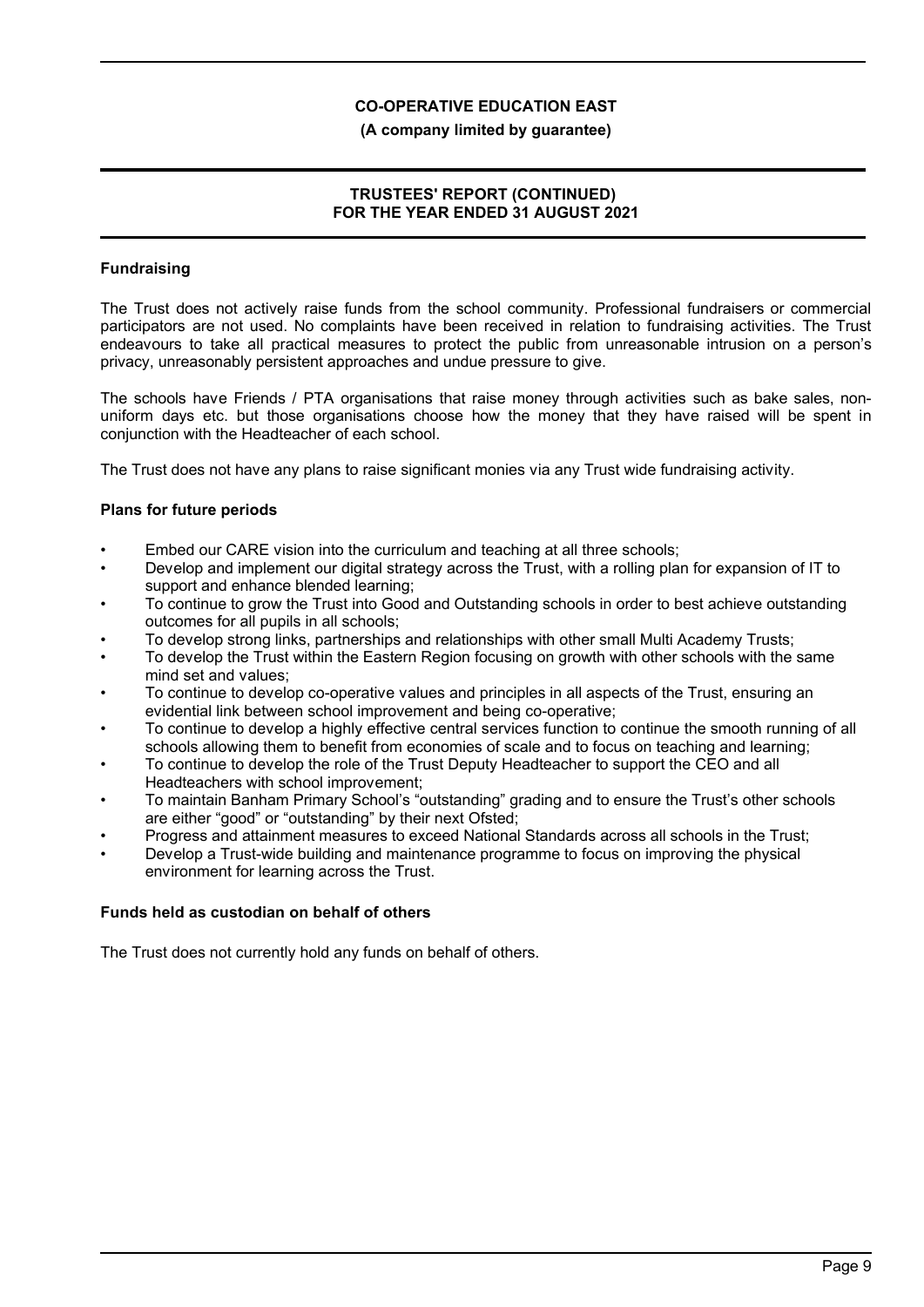## Fundraising

The Trust does not actively raise funds from the school community. Professional fundraisers or commercial participators are not used. No complaints have been received in relation to fundraising activities. The Trust endeavours to take all practical measures to protect the public from unreasonable intrusion on a person's privacy, unreasonably persistent approaches and undue pressure to give.

The schools have Friends / PTA organisations that raise money through activities such as bake sales, non-uniform days etc. but those organisations choose how the money that they have raised will be spent in conjunction with the Headteacher of each school.

The Trust does not have any plans to raise significant monies via any Trust wide fundraising activity.

## Plans for future periods

- Embed our CARE vision into the curriculum and teaching at all three schools;
- Develop and implement our digital strategy across the Trust, with a rolling plan for expansion of IT to support and enhance blended learning;
- To continue to grow the Trust into Good and Outstanding schools in order to best achieve outstanding outcomes for all pupils in all schools;
- To develop strong links, partnerships and relationships with other small Multi Academy Trusts;
- To develop the Trust within the Eastern Region focusing on growth with other schools with the same mind set and values;
- To continue to develop co-operative values and principles in all aspects of the Trust, ensuring an evidential link between school improvement and being co-operative;
- To continue to develop a highly effective central services function to continue the smooth running of all schools allowing them to benefit from economies of scale and to focus on teaching and learning;
- To continue to develop the role of the Trust Deputy Headteacher to support the CEO and all Headteachers with school improvement;
- To maintain Banham Primary School's "outstanding" grading and to ensure the Trust's other schools are either "good" or "outstanding" by their next Ofsted;
- Progress and attainment measures to exceed National Standards across all schools in the Trust;
- Develop a Trust-wide building and maintenance programme to focus on improving the physical environment for learning across the Trust.

## Funds held as custodian on behalf of others

The Trust does not currently hold any funds on behalf of others.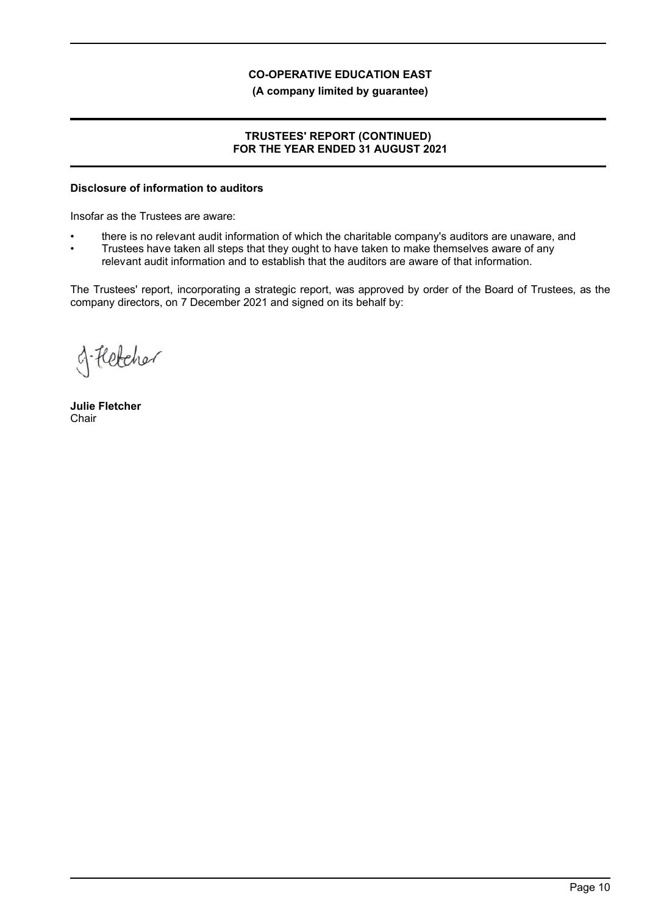## Disclosure of information to auditors

Insofar as the Trustees are aware:

- there is no relevant audit information of which the charitable company's auditors are unaware, and
- Trustees have taken all steps that they ought to have taken to make themselves aware of any relevant audit information and to establish that the auditors are aware of that information.

The Trustees' report, incorporating a strategic report, was approved by order of the Board of Trustees, as the company directors, on 7 December 2021 and signed on its behalf by:

J. Fletcher

**Julie Fletcher**
Chair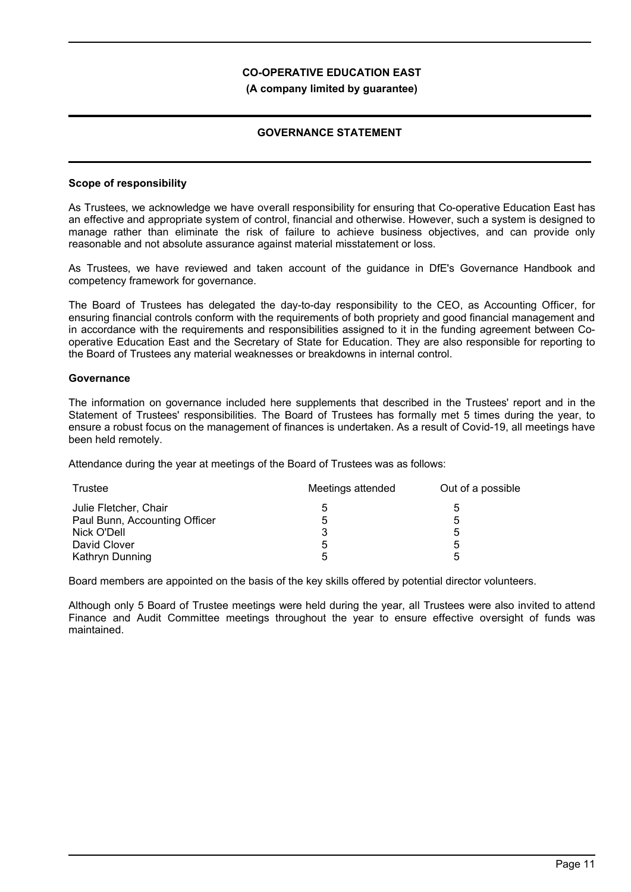**CO-OPERATIVE EDUCATION EAST**

**(A company limited by guarantee)**

## GOVERNANCE STATEMENT

### Scope of responsibility

As Trustees, we acknowledge we have overall responsibility for ensuring that Co-operative Education East has an effective and appropriate system of control, financial and otherwise. However, such a system is designed to manage rather than eliminate the risk of failure to achieve business objectives, and can provide only reasonable and not absolute assurance against material misstatement or loss.

As Trustees, we have reviewed and taken account of the guidance in DfE's Governance Handbook and competency framework for governance.

The Board of Trustees has delegated the day-to-day responsibility to the CEO, as Accounting Officer, for ensuring financial controls conform with the requirements of both propriety and good financial management and in accordance with the requirements and responsibilities assigned to it in the funding agreement between Co-operative Education East and the Secretary of State for Education. They are also responsible for reporting to the Board of Trustees any material weaknesses or breakdowns in internal control.

### Governance

The information on governance included here supplements that described in the Trustees' report and in the Statement of Trustees' responsibilities. The Board of Trustees has formally met 5 times during the year, to ensure a robust focus on the management of finances is undertaken. As a result of Covid-19, all meetings have been held remotely.

Attendance during the year at meetings of the Board of Trustees was as follows:

| Trustee | Meetings attended | Out of a possible |
|---|---|---|
| Julie Fletcher, Chair | 5 | 5 |
| Paul Bunn, Accounting Officer | 5 | 5 |
| Nick O'Dell | 3 | 5 |
| David Clover | 5 | 5 |
| Kathryn Dunning | 5 | 5 |

Board members are appointed on the basis of the key skills offered by potential director volunteers.

Although only 5 Board of Trustee meetings were held during the year, all Trustees were also invited to attend Finance and Audit Committee meetings throughout the year to ensure effective oversight of funds was maintained.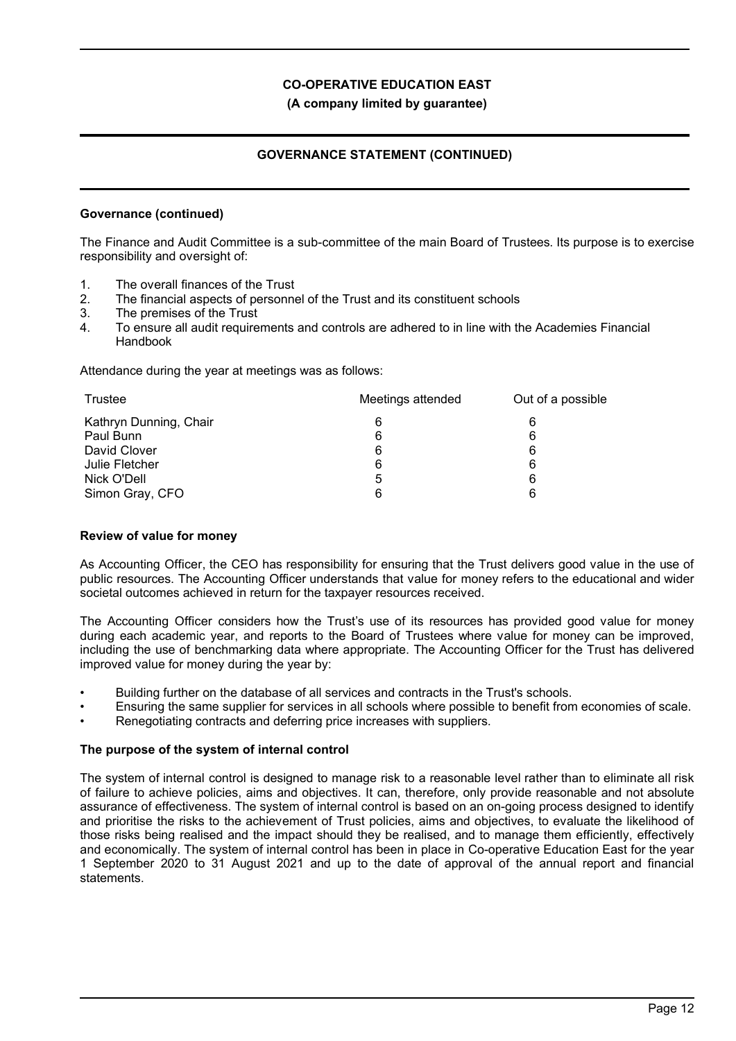**Governance (continued)**

The Finance and Audit Committee is a sub-committee of the main Board of Trustees. Its purpose is to exercise responsibility and oversight of:

1. The overall finances of the Trust
2. The financial aspects of personnel of the Trust and its constituent schools
3. The premises of the Trust
4. To ensure all audit requirements and controls are adhered to in line with the Academies Financial Handbook

Attendance during the year at meetings was as follows:

| Trustee | Meetings attended | Out of a possible |
|---|---|---|
| Kathryn Dunning, Chair | 6 | 6 |
| Paul Bunn | 6 | 6 |
| David Clover | 6 | 6 |
| Julie Fletcher | 6 | 6 |
| Nick O'Dell | 5 | 6 |
| Simon Gray, CFO | 6 | 6 |

**Review of value for money**

As Accounting Officer, the CEO has responsibility for ensuring that the Trust delivers good value in the use of public resources. The Accounting Officer understands that value for money refers to the educational and wider societal outcomes achieved in return for the taxpayer resources received.

The Accounting Officer considers how the Trust's use of its resources has provided good value for money during each academic year, and reports to the Board of Trustees where value for money can be improved, including the use of benchmarking data where appropriate. The Accounting Officer for the Trust has delivered improved value for money during the year by:

- Building further on the database of all services and contracts in the Trust's schools.
- Ensuring the same supplier for services in all schools where possible to benefit from economies of scale.
- Renegotiating contracts and deferring price increases with suppliers.

**The purpose of the system of internal control**

The system of internal control is designed to manage risk to a reasonable level rather than to eliminate all risk of failure to achieve policies, aims and objectives. It can, therefore, only provide reasonable and not absolute assurance of effectiveness. The system of internal control is based on an on-going process designed to identify and prioritise the risks to the achievement of Trust policies, aims and objectives, to evaluate the likelihood of those risks being realised and the impact should they be realised, and to manage them efficiently, effectively and economically. The system of internal control has been in place in Co-operative Education East for the year 1 September 2020 to 31 August 2021 and up to the date of approval of the annual report and financial statements.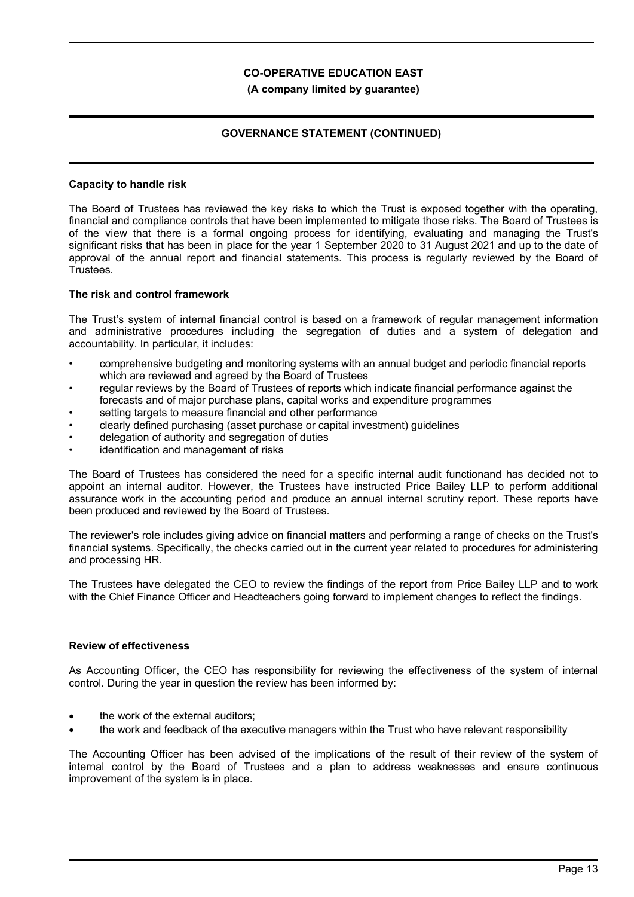## Capacity to handle risk

The Board of Trustees has reviewed the key risks to which the Trust is exposed together with the operating, financial and compliance controls that have been implemented to mitigate those risks. The Board of Trustees is of the view that there is a formal ongoing process for identifying, evaluating and managing the Trust's significant risks that has been in place for the year 1 September 2020 to 31 August 2021 and up to the date of approval of the annual report and financial statements. This process is regularly reviewed by the Board of Trustees.

## The risk and control framework

The Trust's system of internal financial control is based on a framework of regular management information and administrative procedures including the segregation of duties and a system of delegation and accountability. In particular, it includes:

- comprehensive budgeting and monitoring systems with an annual budget and periodic financial reports which are reviewed and agreed by the Board of Trustees
- regular reviews by the Board of Trustees of reports which indicate financial performance against the forecasts and of major purchase plans, capital works and expenditure programmes
- setting targets to measure financial and other performance
- clearly defined purchasing (asset purchase or capital investment) guidelines
- delegation of authority and segregation of duties
- identification and management of risks

The Board of Trustees has considered the need for a specific internal audit functionand has decided not to appoint an internal auditor. However, the Trustees have instructed Price Bailey LLP to perform additional assurance work in the accounting period and produce an annual internal scrutiny report. These reports have been produced and reviewed by the Board of Trustees.

The reviewer's role includes giving advice on financial matters and performing a range of checks on the Trust's financial systems. Specifically, the checks carried out in the current year related to procedures for administering and processing HR.

The Trustees have delegated the CEO to review the findings of the report from Price Bailey LLP and to work with the Chief Finance Officer and Headteachers going forward to implement changes to reflect the findings.

## Review of effectiveness

As Accounting Officer, the CEO has responsibility for reviewing the effectiveness of the system of internal control. During the year in question the review has been informed by:

- the work of the external auditors;
- the work and feedback of the executive managers within the Trust who have relevant responsibility

The Accounting Officer has been advised of the implications of the result of their review of the system of internal control by the Board of Trustees and a plan to address weaknesses and ensure continuous improvement of the system is in place.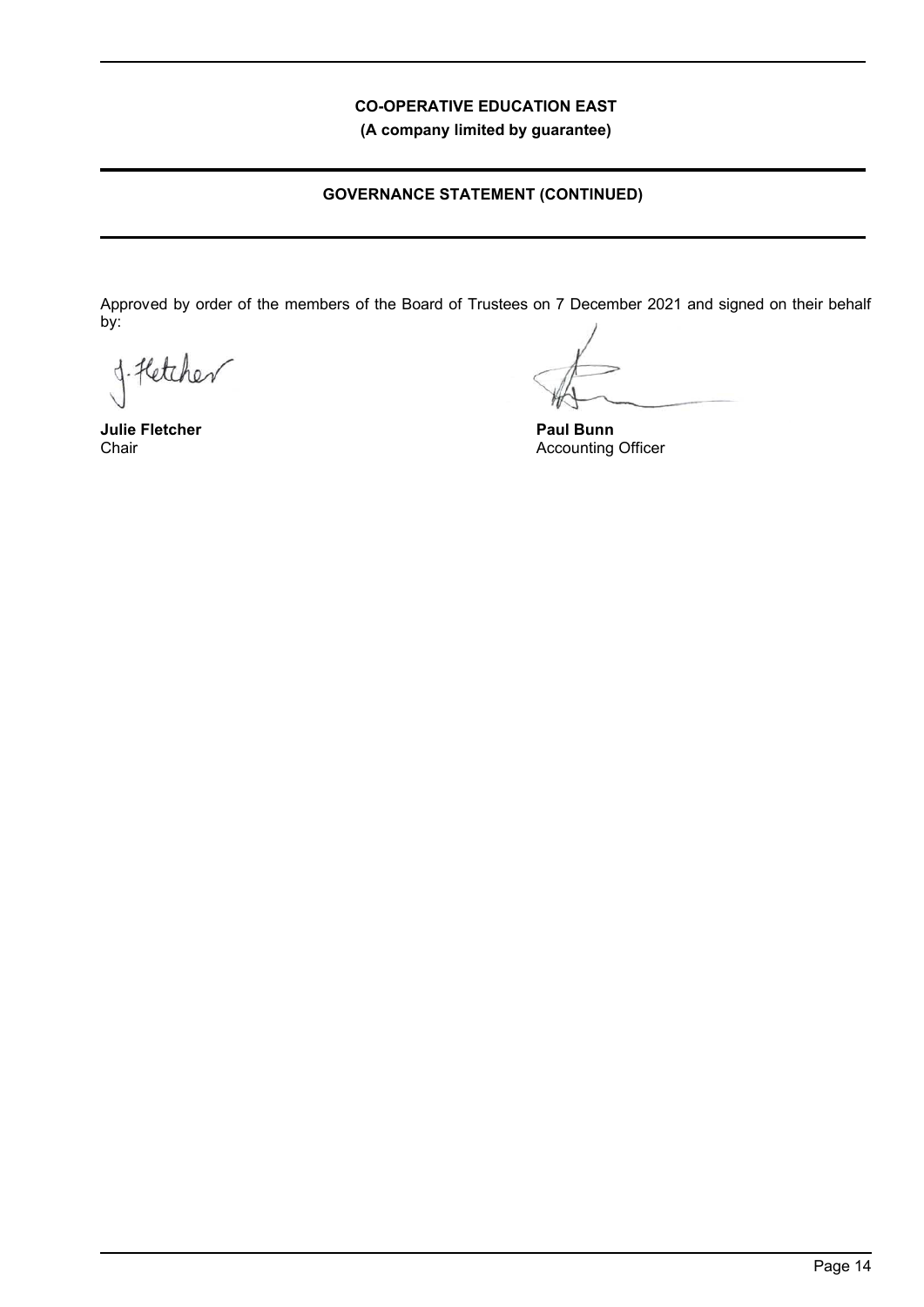# CO-OPERATIVE EDUCATION EAST
**(A company limited by guarantee)**

## GOVERNANCE STATEMENT (CONTINUED)

Approved by order of the members of the Board of Trustees on 7 December 2021 and signed on their behalf by:

**Julie Fletcher**
Chair

**Paul Bunn**
Accounting Officer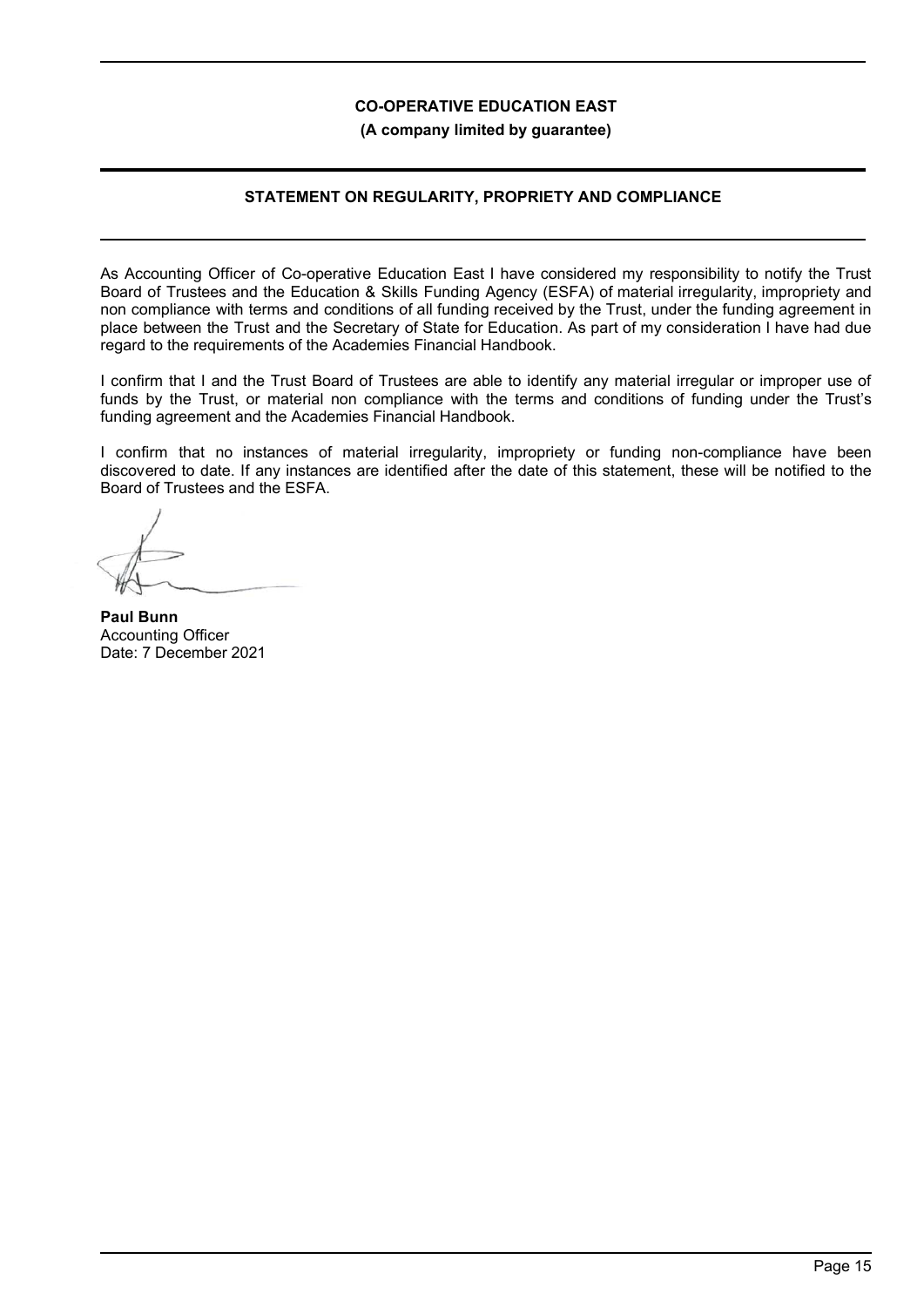**CO-OPERATIVE EDUCATION EAST**

**(A company limited by guarantee)**

## STATEMENT ON REGULARITY, PROPRIETY AND COMPLIANCE

As Accounting Officer of Co-operative Education East I have considered my responsibility to notify the Trust Board of Trustees and the Education & Skills Funding Agency (ESFA) of material irregularity, impropriety and non compliance with terms and conditions of all funding received by the Trust, under the funding agreement in place between the Trust and the Secretary of State for Education. As part of my consideration I have had due regard to the requirements of the Academies Financial Handbook.

I confirm that I and the Trust Board of Trustees are able to identify any material irregular or improper use of funds by the Trust, or material non compliance with the terms and conditions of funding under the Trust's funding agreement and the Academies Financial Handbook.

I confirm that no instances of material irregularity, impropriety or funding non-compliance have been discovered to date. If any instances are identified after the date of this statement, these will be notified to the Board of Trustees and the ESFA.

**Paul Bunn**
Accounting Officer
Date: 7 December 2021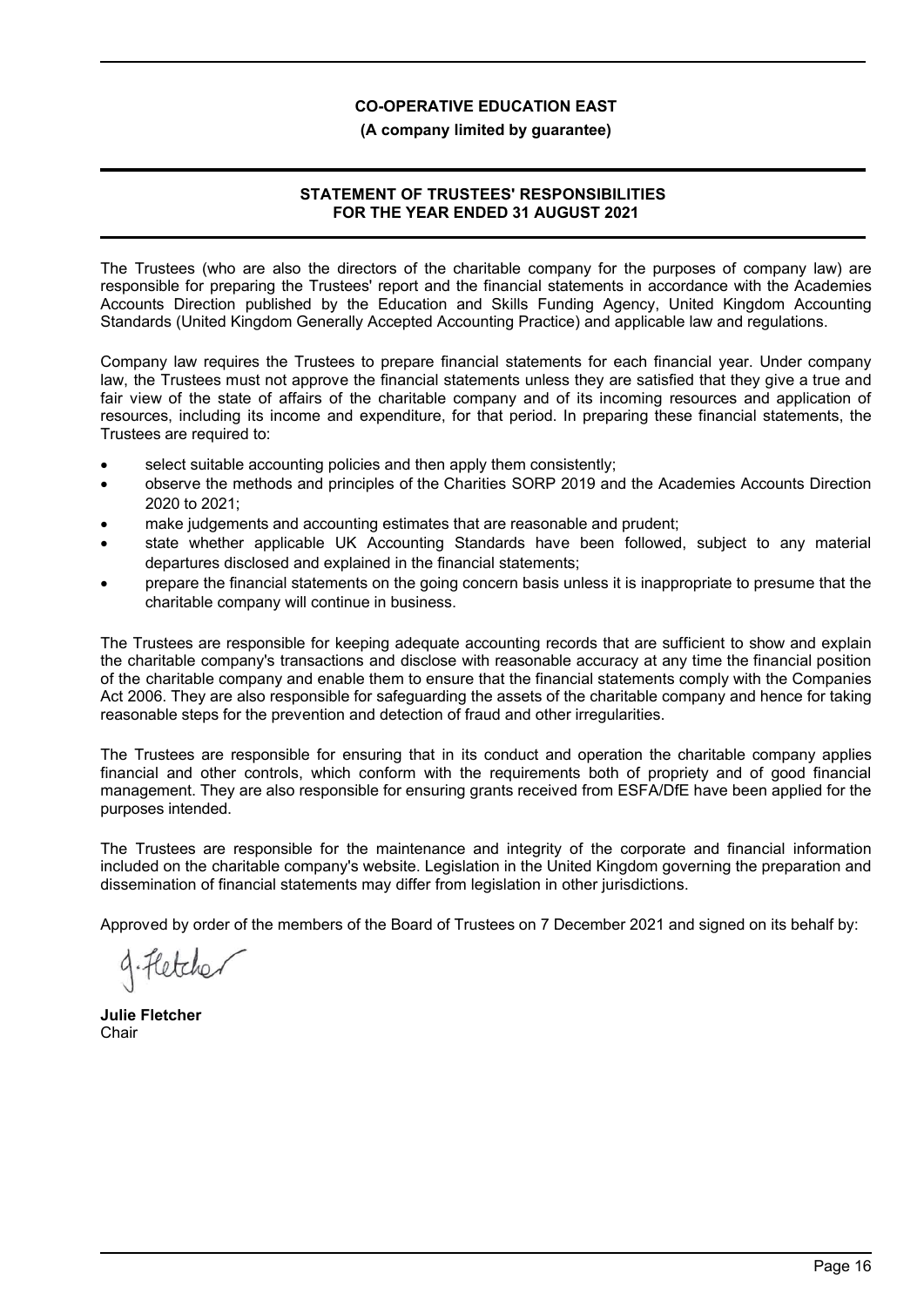**CO-OPERATIVE EDUCATION EAST**

**(A company limited by guarantee)**

## STATEMENT OF TRUSTEES' RESPONSIBILITIES FOR THE YEAR ENDED 31 AUGUST 2021

The Trustees (who are also the directors of the charitable company for the purposes of company law) are responsible for preparing the Trustees' report and the financial statements in accordance with the Academies Accounts Direction published by the Education and Skills Funding Agency, United Kingdom Accounting Standards (United Kingdom Generally Accepted Accounting Practice) and applicable law and regulations.

Company law requires the Trustees to prepare financial statements for each financial year. Under company law, the Trustees must not approve the financial statements unless they are satisfied that they give a true and fair view of the state of affairs of the charitable company and of its incoming resources and application of resources, including its income and expenditure, for that period. In preparing these financial statements, the Trustees are required to:

- select suitable accounting policies and then apply them consistently;
- observe the methods and principles of the Charities SORP 2019 and the Academies Accounts Direction 2020 to 2021;
- make judgements and accounting estimates that are reasonable and prudent;
- state whether applicable UK Accounting Standards have been followed, subject to any material departures disclosed and explained in the financial statements;
- prepare the financial statements on the going concern basis unless it is inappropriate to presume that the charitable company will continue in business.

The Trustees are responsible for keeping adequate accounting records that are sufficient to show and explain the charitable company's transactions and disclose with reasonable accuracy at any time the financial position of the charitable company and enable them to ensure that the financial statements comply with the Companies Act 2006. They are also responsible for safeguarding the assets of the charitable company and hence for taking reasonable steps for the prevention and detection of fraud and other irregularities.

The Trustees are responsible for ensuring that in its conduct and operation the charitable company applies financial and other controls, which conform with the requirements both of propriety and of good financial management. They are also responsible for ensuring grants received from ESFA/DfE have been applied for the purposes intended.

The Trustees are responsible for the maintenance and integrity of the corporate and financial information included on the charitable company's website. Legislation in the United Kingdom governing the preparation and dissemination of financial statements may differ from legislation in other jurisdictions.

Approved by order of the members of the Board of Trustees on 7 December 2021 and signed on its behalf by:

J. Fletcher

**Julie Fletcher**
Chair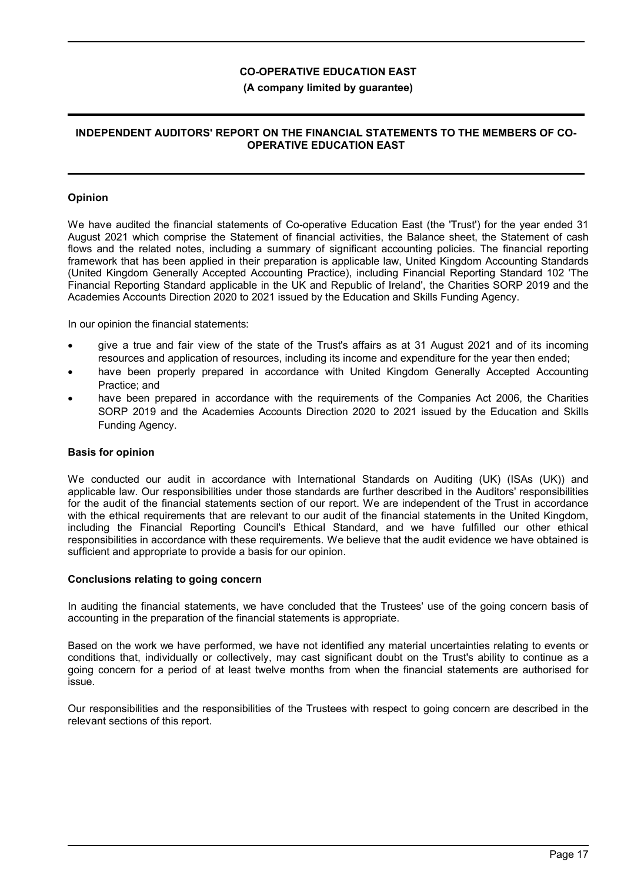# CO-OPERATIVE EDUCATION EAST

**(A company limited by guarantee)**

## INDEPENDENT AUDITORS' REPORT ON THE FINANCIAL STATEMENTS TO THE MEMBERS OF CO-OPERATIVE EDUCATION EAST

### Opinion

We have audited the financial statements of Co-operative Education East (the 'Trust') for the year ended 31 August 2021 which comprise the Statement of financial activities, the Balance sheet, the Statement of cash flows and the related notes, including a summary of significant accounting policies. The financial reporting framework that has been applied in their preparation is applicable law, United Kingdom Accounting Standards (United Kingdom Generally Accepted Accounting Practice), including Financial Reporting Standard 102 'The Financial Reporting Standard applicable in the UK and Republic of Ireland', the Charities SORP 2019 and the Academies Accounts Direction 2020 to 2021 issued by the Education and Skills Funding Agency.

In our opinion the financial statements:

- give a true and fair view of the state of the Trust's affairs as at 31 August 2021 and of its incoming resources and application of resources, including its income and expenditure for the year then ended;
- have been properly prepared in accordance with United Kingdom Generally Accepted Accounting Practice; and
- have been prepared in accordance with the requirements of the Companies Act 2006, the Charities SORP 2019 and the Academies Accounts Direction 2020 to 2021 issued by the Education and Skills Funding Agency.

### Basis for opinion

We conducted our audit in accordance with International Standards on Auditing (UK) (ISAs (UK)) and applicable law. Our responsibilities under those standards are further described in the Auditors' responsibilities for the audit of the financial statements section of our report. We are independent of the Trust in accordance with the ethical requirements that are relevant to our audit of the financial statements in the United Kingdom, including the Financial Reporting Council's Ethical Standard, and we have fulfilled our other ethical responsibilities in accordance with these requirements. We believe that the audit evidence we have obtained is sufficient and appropriate to provide a basis for our opinion.

### Conclusions relating to going concern

In auditing the financial statements, we have concluded that the Trustees' use of the going concern basis of accounting in the preparation of the financial statements is appropriate.

Based on the work we have performed, we have not identified any material uncertainties relating to events or conditions that, individually or collectively, may cast significant doubt on the Trust's ability to continue as a going concern for a period of at least twelve months from when the financial statements are authorised for issue.

Our responsibilities and the responsibilities of the Trustees with respect to going concern are described in the relevant sections of this report.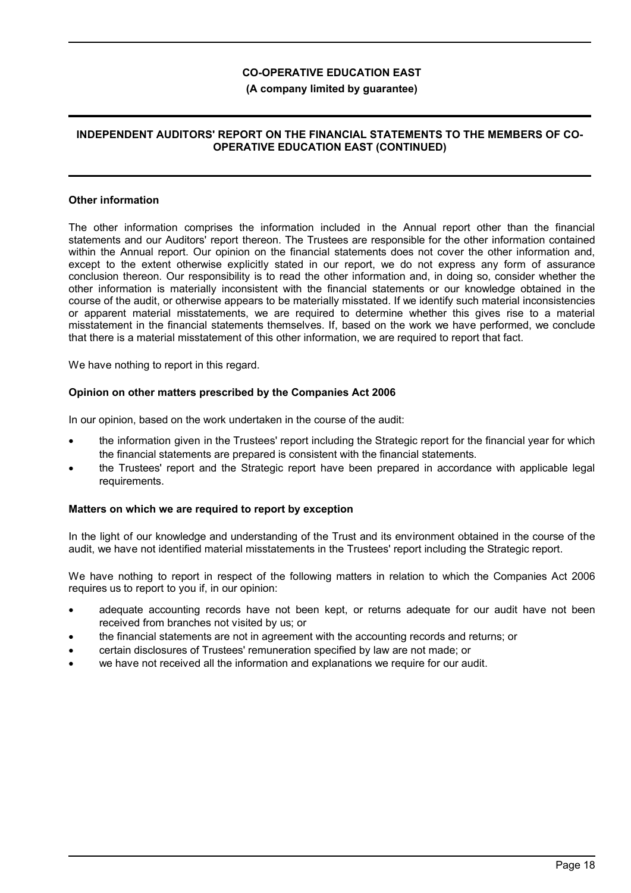**CO-OPERATIVE EDUCATION EAST**

**(A company limited by guarantee)**

**INDEPENDENT AUDITORS' REPORT ON THE FINANCIAL STATEMENTS TO THE MEMBERS OF CO-OPERATIVE EDUCATION EAST (CONTINUED)**

**Other information**

The other information comprises the information included in the Annual report other than the financial statements and our Auditors' report thereon. The Trustees are responsible for the other information contained within the Annual report. Our opinion on the financial statements does not cover the other information and, except to the extent otherwise explicitly stated in our report, we do not express any form of assurance conclusion thereon. Our responsibility is to read the other information and, in doing so, consider whether the other information is materially inconsistent with the financial statements or our knowledge obtained in the course of the audit, or otherwise appears to be materially misstated. If we identify such material inconsistencies or apparent material misstatements, we are required to determine whether this gives rise to a material misstatement in the financial statements themselves. If, based on the work we have performed, we conclude that there is a material misstatement of this other information, we are required to report that fact.

We have nothing to report in this regard.

**Opinion on other matters prescribed by the Companies Act 2006**

In our opinion, based on the work undertaken in the course of the audit:

- the information given in the Trustees' report including the Strategic report for the financial year for which the financial statements are prepared is consistent with the financial statements.
- the Trustees' report and the Strategic report have been prepared in accordance with applicable legal requirements.

**Matters on which we are required to report by exception**

In the light of our knowledge and understanding of the Trust and its environment obtained in the course of the audit, we have not identified material misstatements in the Trustees' report including the Strategic report.

We have nothing to report in respect of the following matters in relation to which the Companies Act 2006 requires us to report to you if, in our opinion:

- adequate accounting records have not been kept, or returns adequate for our audit have not been received from branches not visited by us; or
- the financial statements are not in agreement with the accounting records and returns; or
- certain disclosures of Trustees' remuneration specified by law are not made; or
- we have not received all the information and explanations we require for our audit.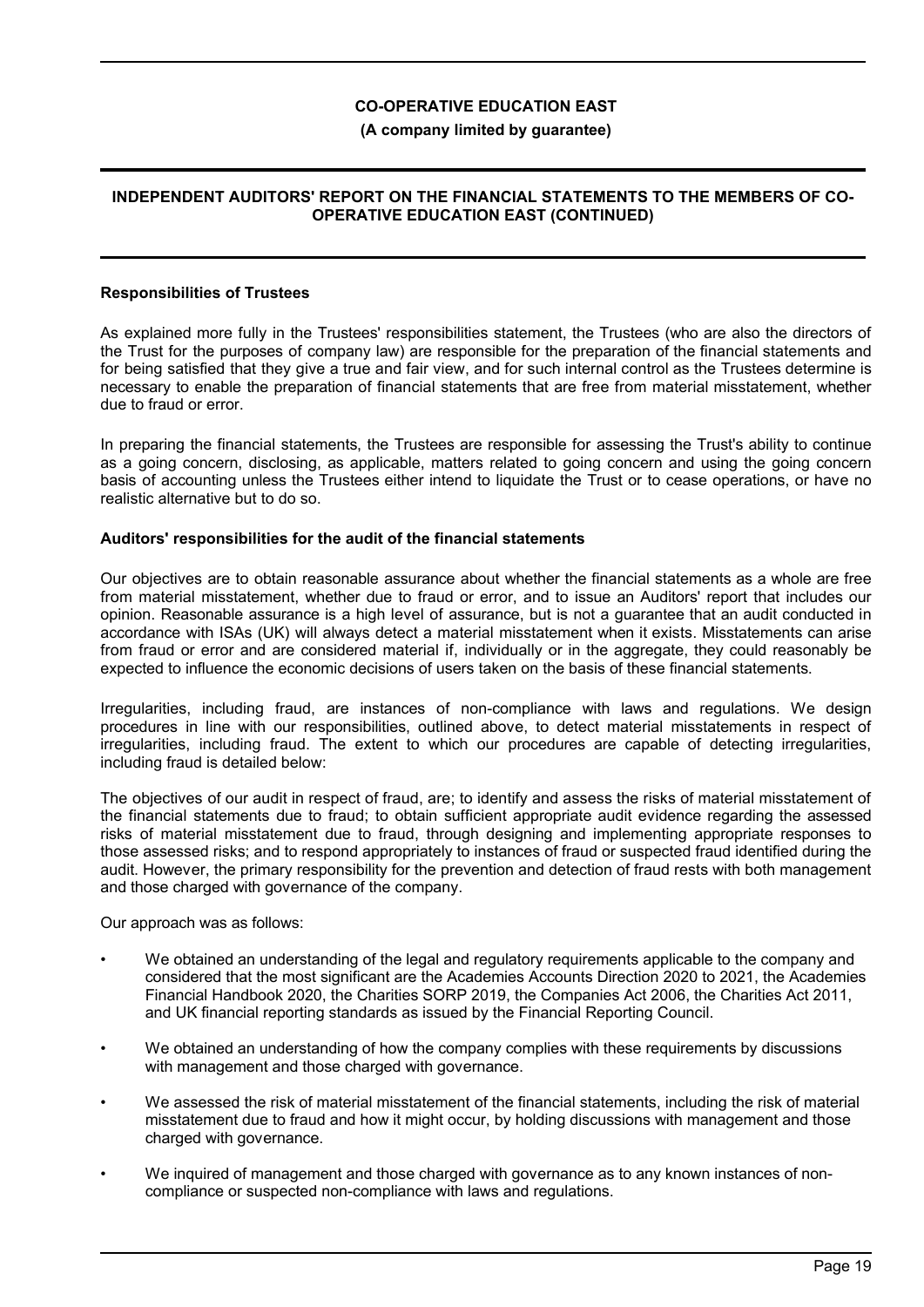**CO-OPERATIVE EDUCATION EAST**

**(A company limited by guarantee)**

**INDEPENDENT AUDITORS' REPORT ON THE FINANCIAL STATEMENTS TO THE MEMBERS OF CO-OPERATIVE EDUCATION EAST (CONTINUED)**

**Responsibilities of Trustees**

As explained more fully in the Trustees' responsibilities statement, the Trustees (who are also the directors of the Trust for the purposes of company law) are responsible for the preparation of the financial statements and for being satisfied that they give a true and fair view, and for such internal control as the Trustees determine is necessary to enable the preparation of financial statements that are free from material misstatement, whether due to fraud or error.

In preparing the financial statements, the Trustees are responsible for assessing the Trust's ability to continue as a going concern, disclosing, as applicable, matters related to going concern and using the going concern basis of accounting unless the Trustees either intend to liquidate the Trust or to cease operations, or have no realistic alternative but to do so.

**Auditors' responsibilities for the audit of the financial statements**

Our objectives are to obtain reasonable assurance about whether the financial statements as a whole are free from material misstatement, whether due to fraud or error, and to issue an Auditors' report that includes our opinion. Reasonable assurance is a high level of assurance, but is not a guarantee that an audit conducted in accordance with ISAs (UK) will always detect a material misstatement when it exists. Misstatements can arise from fraud or error and are considered material if, individually or in the aggregate, they could reasonably be expected to influence the economic decisions of users taken on the basis of these financial statements.

Irregularities, including fraud, are instances of non-compliance with laws and regulations. We design procedures in line with our responsibilities, outlined above, to detect material misstatements in respect of irregularities, including fraud. The extent to which our procedures are capable of detecting irregularities, including fraud is detailed below:

The objectives of our audit in respect of fraud, are; to identify and assess the risks of material misstatement of the financial statements due to fraud; to obtain sufficient appropriate audit evidence regarding the assessed risks of material misstatement due to fraud, through designing and implementing appropriate responses to those assessed risks; and to respond appropriately to instances of fraud or suspected fraud identified during the audit. However, the primary responsibility for the prevention and detection of fraud rests with both management and those charged with governance of the company.

Our approach was as follows:

- We obtained an understanding of the legal and regulatory requirements applicable to the company and considered that the most significant are the Academies Accounts Direction 2020 to 2021, the Academies Financial Handbook 2020, the Charities SORP 2019, the Companies Act 2006, the Charities Act 2011, and UK financial reporting standards as issued by the Financial Reporting Council.
- We obtained an understanding of how the company complies with these requirements by discussions with management and those charged with governance.
- We assessed the risk of material misstatement of the financial statements, including the risk of material misstatement due to fraud and how it might occur, by holding discussions with management and those charged with governance.
- We inquired of management and those charged with governance as to any known instances of non-compliance or suspected non-compliance with laws and regulations.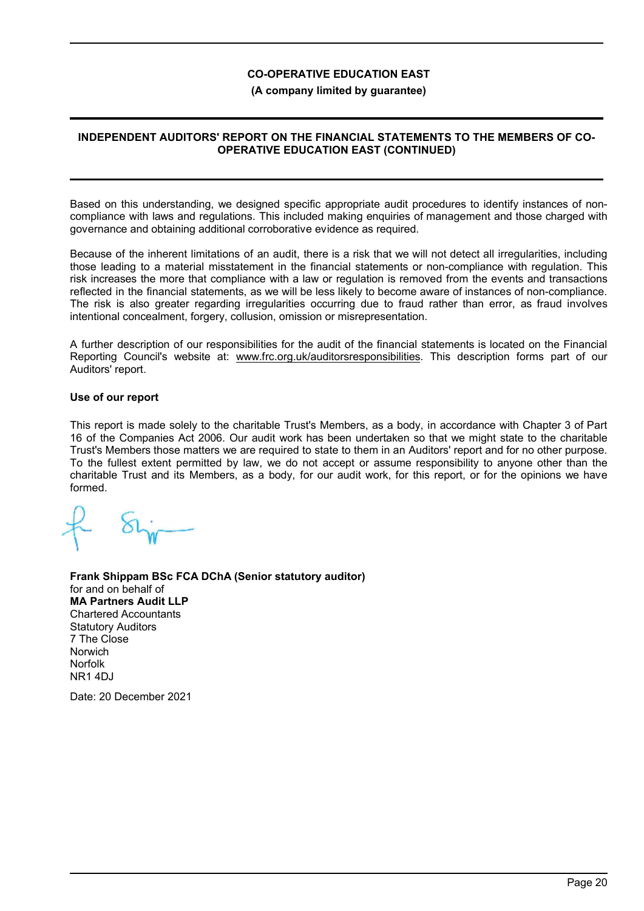**CO-OPERATIVE EDUCATION EAST**

**(A company limited by guarantee)**

**INDEPENDENT AUDITORS' REPORT ON THE FINANCIAL STATEMENTS TO THE MEMBERS OF CO-OPERATIVE EDUCATION EAST (CONTINUED)**

Based on this understanding, we designed specific appropriate audit procedures to identify instances of non-compliance with laws and regulations. This included making enquiries of management and those charged with governance and obtaining additional corroborative evidence as required.

Because of the inherent limitations of an audit, there is a risk that we will not detect all irregularities, including those leading to a material misstatement in the financial statements or non-compliance with regulation. This risk increases the more that compliance with a law or regulation is removed from the events and transactions reflected in the financial statements, as we will be less likely to become aware of instances of non-compliance. The risk is also greater regarding irregularities occurring due to fraud rather than error, as fraud involves intentional concealment, forgery, collusion, omission or misrepresentation.

A further description of our responsibilities for the audit of the financial statements is located on the Financial Reporting Council's website at: www.frc.org.uk/auditorsresponsibilities. This description forms part of our Auditors' report.

**Use of our report**

This report is made solely to the charitable Trust's Members, as a body, in accordance with Chapter 3 of Part 16 of the Companies Act 2006. Our audit work has been undertaken so that we might state to the charitable Trust's Members those matters we are required to state to them in an Auditors' report and for no other purpose. To the fullest extent permitted by law, we do not accept or assume responsibility to anyone other than the charitable Trust and its Members, as a body, for our audit work, for this report, or for the opinions we have formed.

**Frank Shippam BSc FCA DChA (Senior statutory auditor)**
for and on behalf of
**MA Partners Audit LLP**
Chartered Accountants
Statutory Auditors
7 The Close
Norwich
Norfolk
NR1 4DJ

Date: 20 December 2021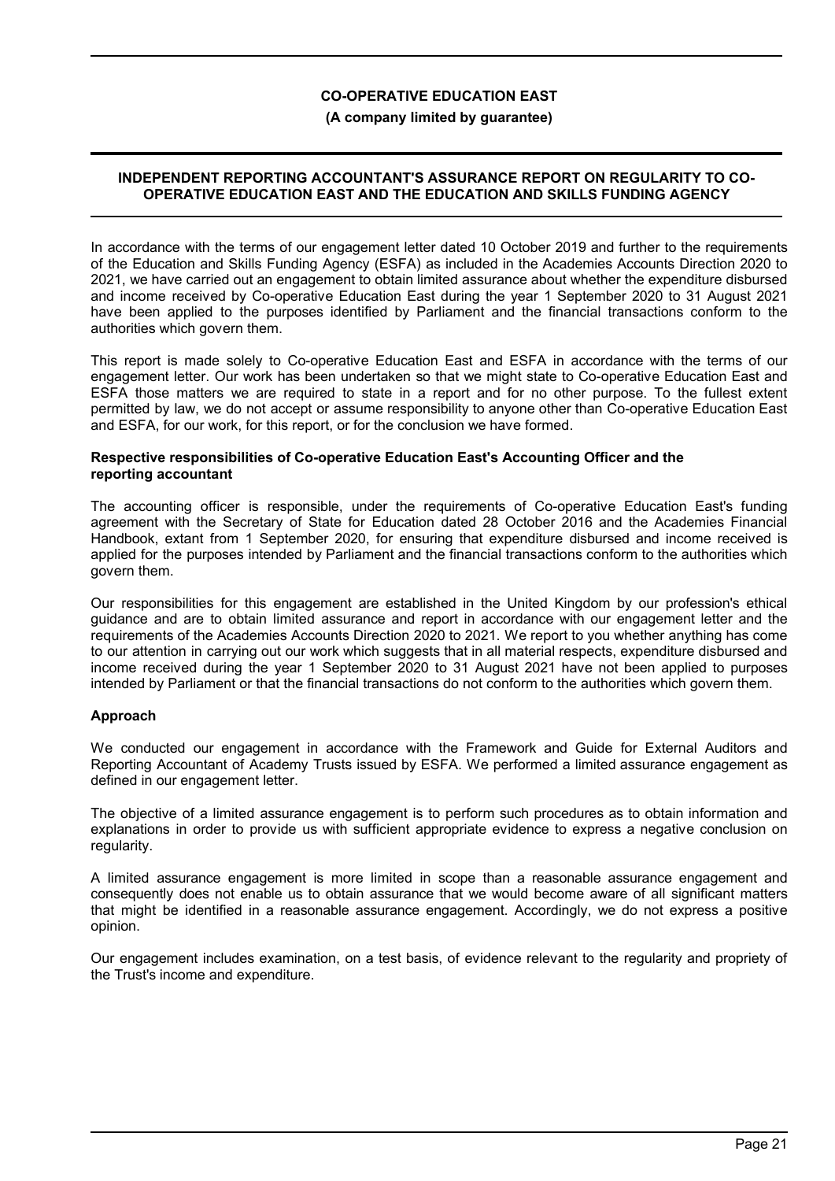**CO-OPERATIVE EDUCATION EAST**

**(A company limited by guarantee)**

## INDEPENDENT REPORTING ACCOUNTANT'S ASSURANCE REPORT ON REGULARITY TO CO-OPERATIVE EDUCATION EAST AND THE EDUCATION AND SKILLS FUNDING AGENCY

In accordance with the terms of our engagement letter dated 10 October 2019 and further to the requirements of the Education and Skills Funding Agency (ESFA) as included in the Academies Accounts Direction 2020 to 2021, we have carried out an engagement to obtain limited assurance about whether the expenditure disbursed and income received by Co-operative Education East during the year 1 September 2020 to 31 August 2021 have been applied to the purposes identified by Parliament and the financial transactions conform to the authorities which govern them.

This report is made solely to Co-operative Education East and ESFA in accordance with the terms of our engagement letter. Our work has been undertaken so that we might state to Co-operative Education East and ESFA those matters we are required to state in a report and for no other purpose. To the fullest extent permitted by law, we do not accept or assume responsibility to anyone other than Co-operative Education East and ESFA, for our work, for this report, or for the conclusion we have formed.

### Respective responsibilities of Co-operative Education East's Accounting Officer and the reporting accountant

The accounting officer is responsible, under the requirements of Co-operative Education East's funding agreement with the Secretary of State for Education dated 28 October 2016 and the Academies Financial Handbook, extant from 1 September 2020, for ensuring that expenditure disbursed and income received is applied for the purposes intended by Parliament and the financial transactions conform to the authorities which govern them.

Our responsibilities for this engagement are established in the United Kingdom by our profession's ethical guidance and are to obtain limited assurance and report in accordance with our engagement letter and the requirements of the Academies Accounts Direction 2020 to 2021. We report to you whether anything has come to our attention in carrying out our work which suggests that in all material respects, expenditure disbursed and income received during the year 1 September 2020 to 31 August 2021 have not been applied to purposes intended by Parliament or that the financial transactions do not conform to the authorities which govern them.

### Approach

We conducted our engagement in accordance with the Framework and Guide for External Auditors and Reporting Accountant of Academy Trusts issued by ESFA. We performed a limited assurance engagement as defined in our engagement letter.

The objective of a limited assurance engagement is to perform such procedures as to obtain information and explanations in order to provide us with sufficient appropriate evidence to express a negative conclusion on regularity.

A limited assurance engagement is more limited in scope than a reasonable assurance engagement and consequently does not enable us to obtain assurance that we would become aware of all significant matters that might be identified in a reasonable assurance engagement. Accordingly, we do not express a positive opinion.

Our engagement includes examination, on a test basis, of evidence relevant to the regularity and propriety of the Trust's income and expenditure.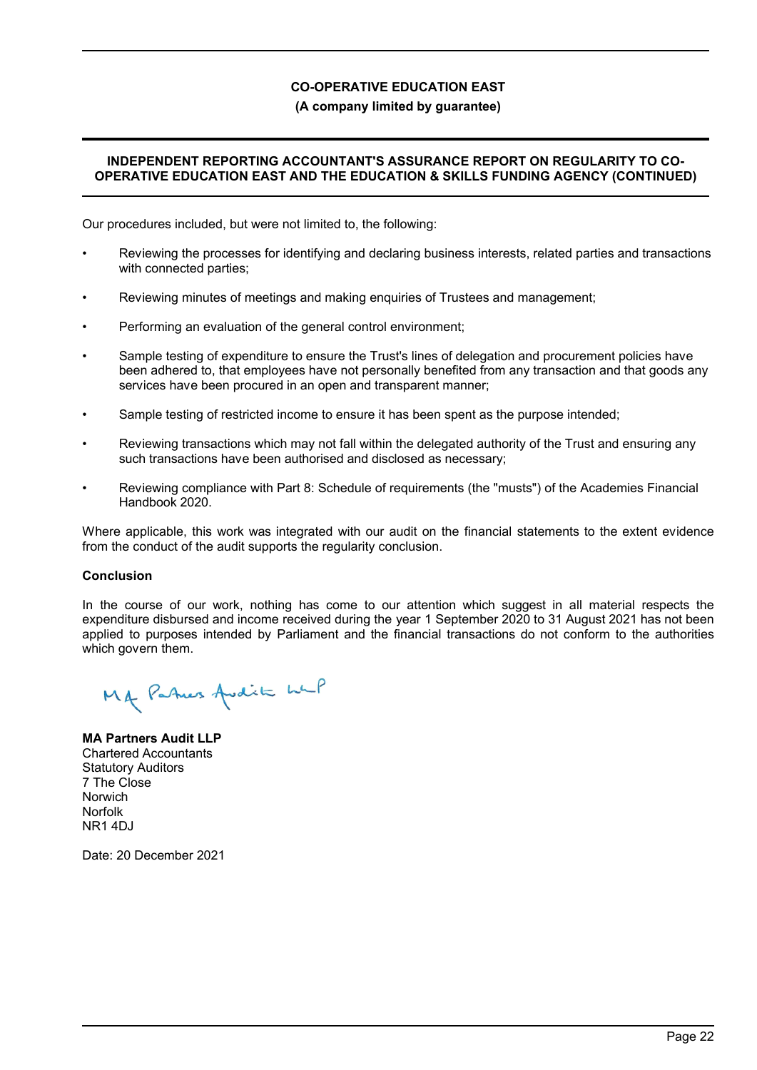**CO-OPERATIVE EDUCATION EAST**

**(A company limited by guarantee)**

## INDEPENDENT REPORTING ACCOUNTANT'S ASSURANCE REPORT ON REGULARITY TO CO-OPERATIVE EDUCATION EAST AND THE EDUCATION & SKILLS FUNDING AGENCY (CONTINUED)

Our procedures included, but were not limited to, the following:

- Reviewing the processes for identifying and declaring business interests, related parties and transactions with connected parties;
- Reviewing minutes of meetings and making enquiries of Trustees and management;
- Performing an evaluation of the general control environment;
- Sample testing of expenditure to ensure the Trust's lines of delegation and procurement policies have been adhered to, that employees have not personally benefited from any transaction and that goods any services have been procured in an open and transparent manner;
- Sample testing of restricted income to ensure it has been spent as the purpose intended;
- Reviewing transactions which may not fall within the delegated authority of the Trust and ensuring any such transactions have been authorised and disclosed as necessary;
- Reviewing compliance with Part 8: Schedule of requirements (the "musts") of the Academies Financial Handbook 2020.

Where applicable, this work was integrated with our audit on the financial statements to the extent evidence from the conduct of the audit supports the regularity conclusion.

**Conclusion**

In the course of our work, nothing has come to our attention which suggest in all material respects the expenditure disbursed and income received during the year 1 September 2020 to 31 August 2021 has not been applied to purposes intended by Parliament and the financial transactions do not conform to the authorities which govern them.

MA Partners Audit LLP

**MA Partners Audit LLP**
Chartered Accountants
Statutory Auditors
7 The Close
Norwich
Norfolk
NR1 4DJ

Date: 20 December 2021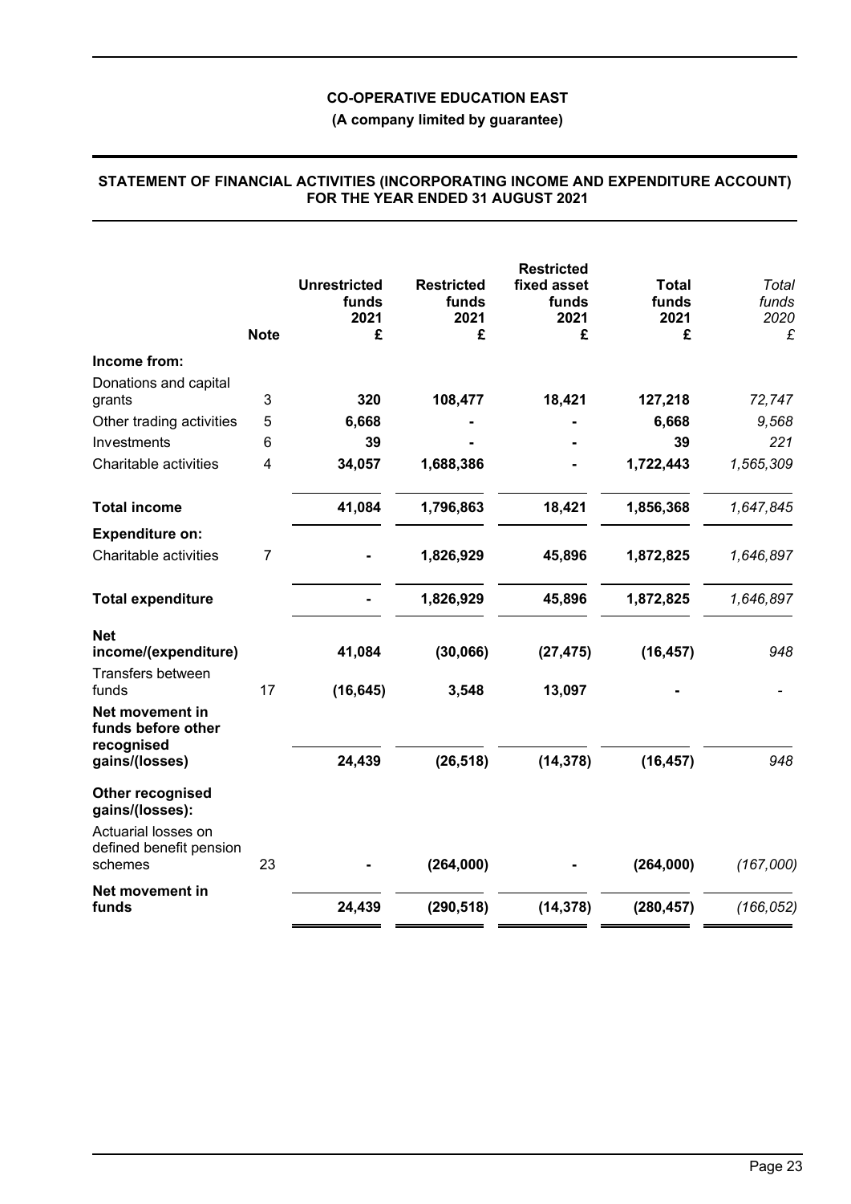**CO-OPERATIVE EDUCATION EAST**

**(A company limited by guarantee)**

**STATEMENT OF FINANCIAL ACTIVITIES (INCORPORATING INCOME AND EXPENDITURE ACCOUNT) FOR THE YEAR ENDED 31 AUGUST 2021**

| | Note | Unrestricted funds 2021 £ | Restricted funds 2021 £ | Restricted fixed asset funds 2021 £ | Total funds 2021 £ | *Total funds 2020 £* |
|---|---|---|---|---|---|---|
| **Income from:** | | | | | | |
| Donations and capital grants | 3 | **320** | **108,477** | **18,421** | **127,218** | *72,747* |
| Other trading activities | 5 | **6,668** | **-** | **-** | **6,668** | *9,568* |
| Investments | 6 | **39** | **-** | **-** | **39** | *221* |
| Charitable activities | 4 | **34,057** | **1,688,386** | **-** | **1,722,443** | *1,565,309* |
| **Total income** | | **41,084** | **1,796,863** | **18,421** | **1,856,368** | *1,647,845* |
| **Expenditure on:** | | | | | | |
| Charitable activities | 7 | **-** | **1,826,929** | **45,896** | **1,872,825** | *1,646,897* |
| **Total expenditure** | | **-** | **1,826,929** | **45,896** | **1,872,825** | *1,646,897* |
| **Net income/(expenditure)** | | **41,084** | **(30,066)** | **(27,475)** | **(16,457)** | *948* |
| Transfers between funds | 17 | **(16,645)** | **3,548** | **13,097** | **-** | *-* |
| **Net movement in funds before other recognised gains/(losses)** | | **24,439** | **(26,518)** | **(14,378)** | **(16,457)** | *948* |
| **Other recognised gains/(losses):** | | | | | | |
| Actuarial losses on defined benefit pension schemes | 23 | **-** | **(264,000)** | **-** | **(264,000)** | *(167,000)* |
| **Net movement in funds** | | **24,439** | **(290,518)** | **(14,378)** | **(280,457)** | *(166,052)* |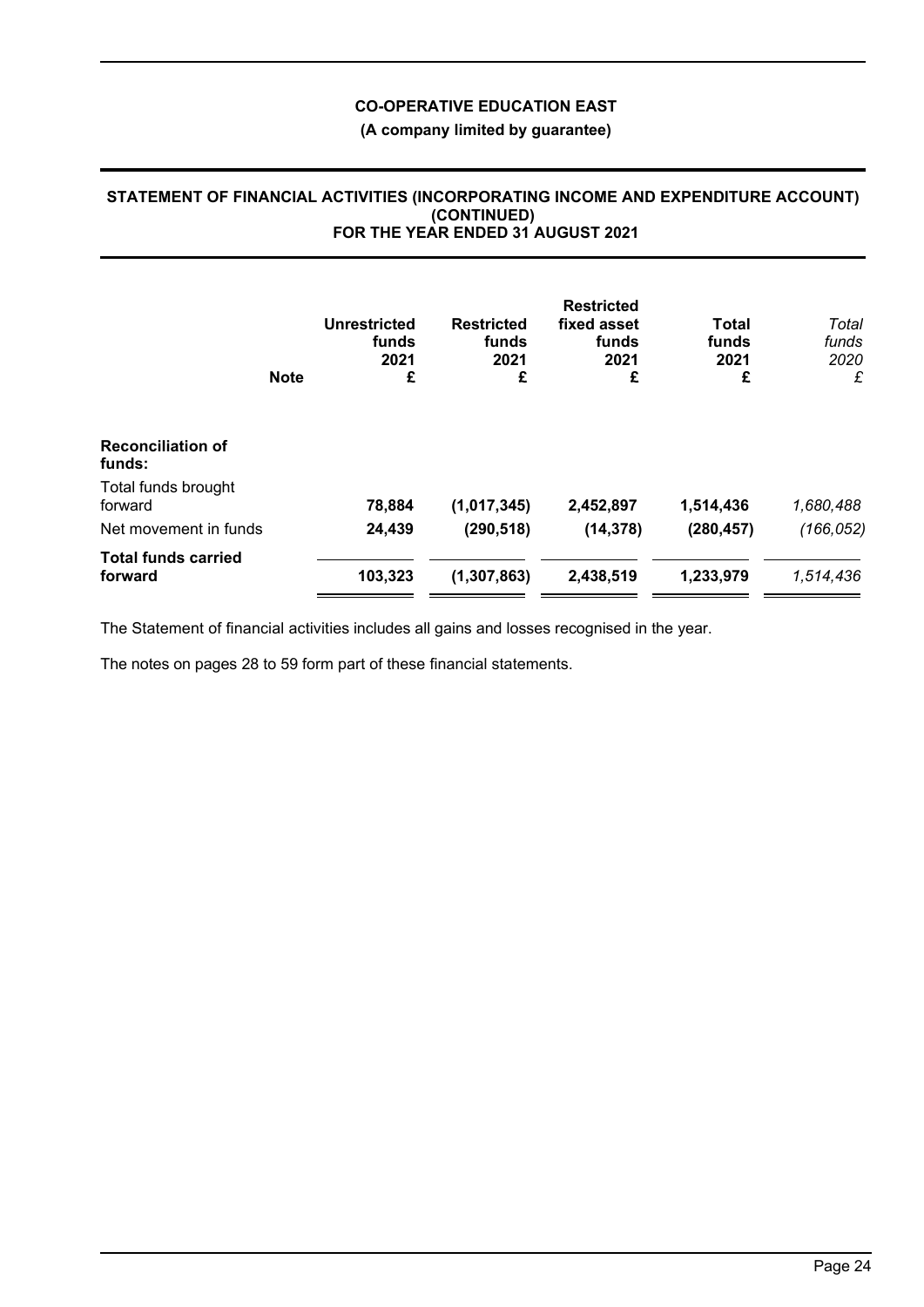**CO-OPERATIVE EDUCATION EAST**

**(A company limited by guarantee)**

**STATEMENT OF FINANCIAL ACTIVITIES (INCORPORATING INCOME AND EXPENDITURE ACCOUNT) (CONTINUED) FOR THE YEAR ENDED 31 AUGUST 2021**

| | Note | Unrestricted funds 2021 £ | Restricted funds 2021 £ | Restricted fixed asset funds 2021 £ | Total funds 2021 £ | *Total funds 2020 £* |
|---|---|---|---|---|---|---|
| **Reconciliation of funds:** | | | | | | |
| Total funds brought forward | | **78,884** | **(1,017,345)** | **2,452,897** | **1,514,436** | *1,680,488* |
| Net movement in funds | | **24,439** | **(290,518)** | **(14,378)** | **(280,457)** | *(166,052)* |
| **Total funds carried forward** | | **103,323** | **(1,307,863)** | **2,438,519** | **1,233,979** | *1,514,436* |

The Statement of financial activities includes all gains and losses recognised in the year.

The notes on pages 28 to 59 form part of these financial statements.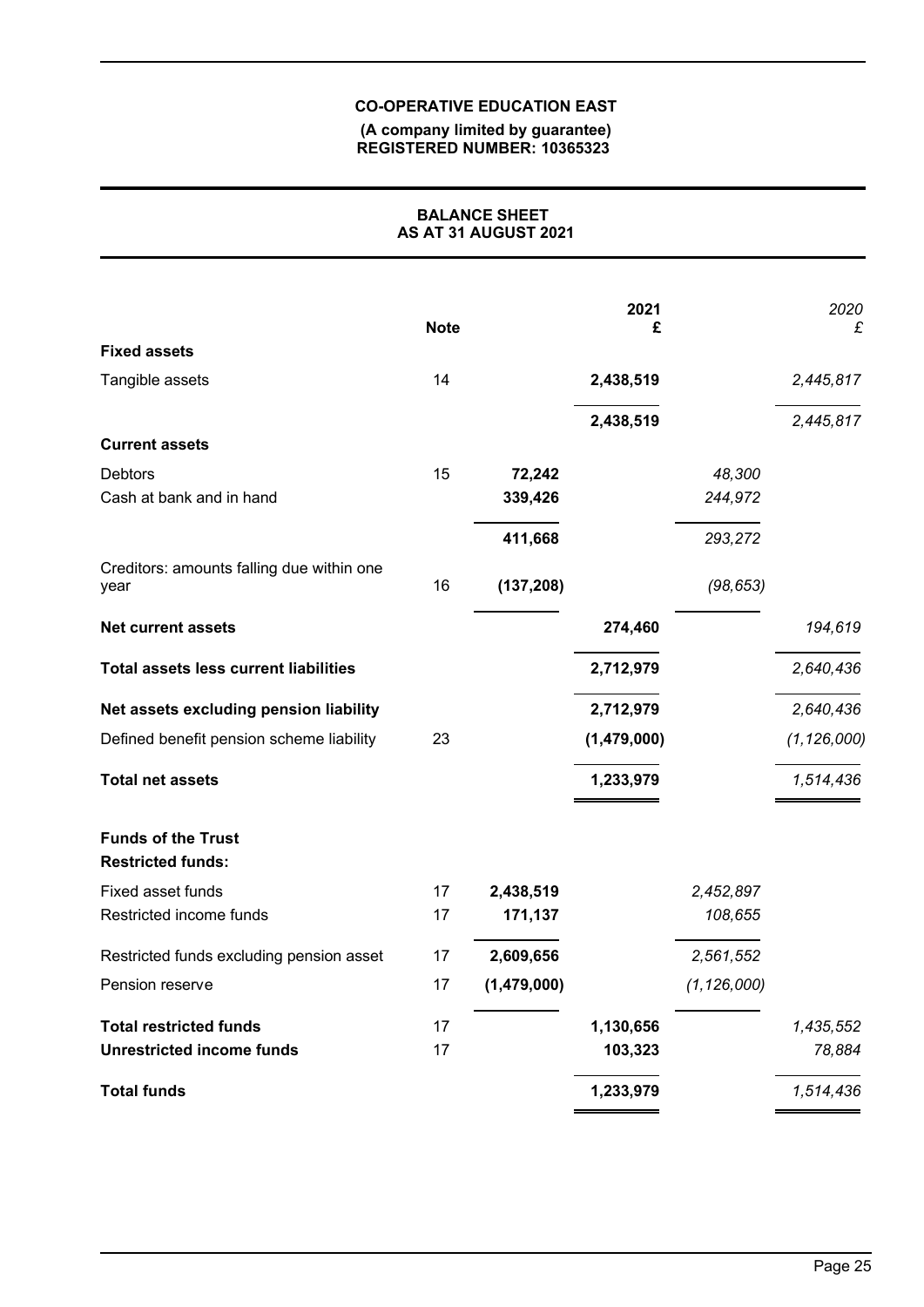**CO-OPERATIVE EDUCATION EAST**

**(A company limited by guarantee)**
**REGISTERED NUMBER: 10365323**

## BALANCE SHEET
## AS AT 31 AUGUST 2021

| | Note | | 2021 £ | | *2020 £* |
|---|---|---|---|---|---|
| **Fixed assets** | | | | | |
| Tangible assets | 14 | | **2,438,519** | | *2,445,817* |
| | | | **2,438,519** | | *2,445,817* |
| **Current assets** | | | | | |
| Debtors | 15 | **72,242** | | *48,300* | |
| Cash at bank and in hand | | **339,426** | | *244,972* | |
| | | **411,668** | | *293,272* | |
| Creditors: amounts falling due within one year | 16 | **(137,208)** | | *(98,653)* | |
| **Net current assets** | | | **274,460** | | *194,619* |
| **Total assets less current liabilities** | | | **2,712,979** | | *2,640,436* |
| **Net assets excluding pension liability** | | | **2,712,979** | | *2,640,436* |
| Defined benefit pension scheme liability | 23 | | **(1,479,000)** | | *(1,126,000)* |
| **Total net assets** | | | **1,233,979** | | *1,514,436* |
| **Funds of the Trust** | | | | | |
| **Restricted funds:** | | | | | |
| Fixed asset funds | 17 | **2,438,519** | | *2,452,897* | |
| Restricted income funds | 17 | **171,137** | | *108,655* | |
| Restricted funds excluding pension asset | 17 | **2,609,656** | | *2,561,552* | |
| Pension reserve | 17 | **(1,479,000)** | | *(1,126,000)* | |
| **Total restricted funds** | 17 | | **1,130,656** | | *1,435,552* |
| **Unrestricted income funds** | 17 | | **103,323** | | *78,884* |
| **Total funds** | | | **1,233,979** | | *1,514,436* |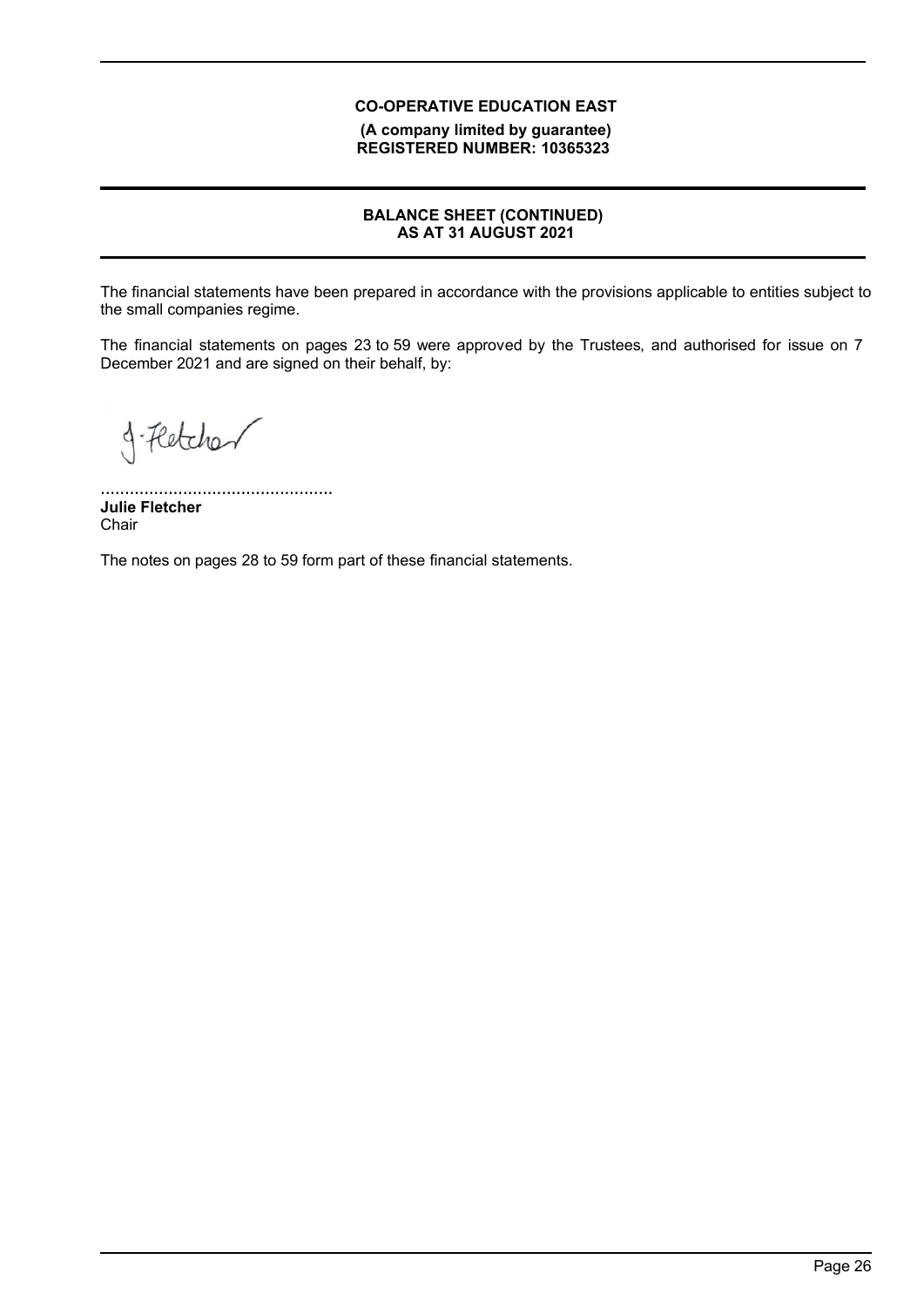**CO-OPERATIVE EDUCATION EAST**

**(A company limited by guarantee)**
**REGISTERED NUMBER: 10365323**

## BALANCE SHEET (CONTINUED)
## AS AT 31 AUGUST 2021

The financial statements have been prepared in accordance with the provisions applicable to entities subject to the small companies regime.

The financial statements on pages 23 to 59 were approved by the Trustees, and authorised for issue on 7 December 2021 and are signed on their behalf, by:

................................................
**Julie Fletcher**
Chair

The notes on pages 28 to 59 form part of these financial statements.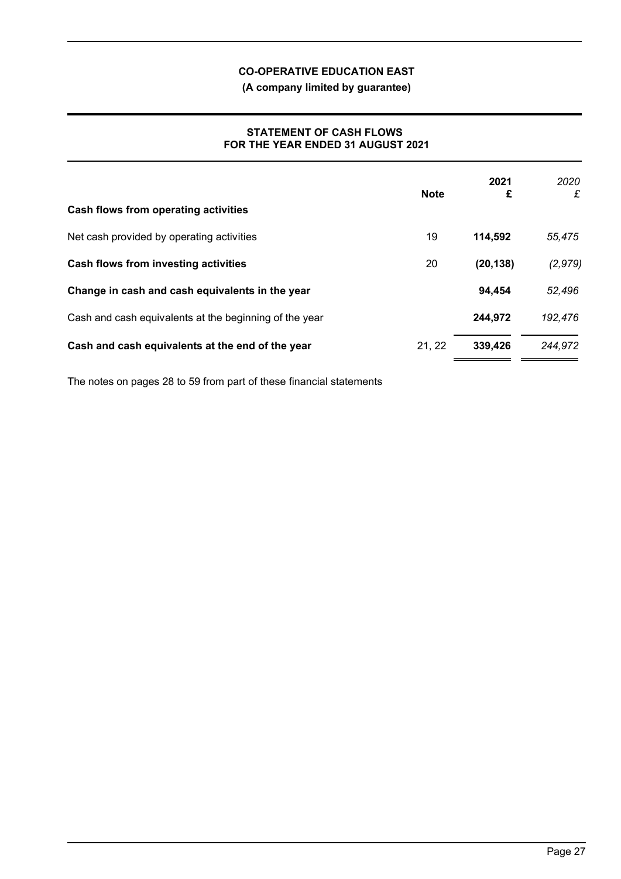**CO-OPERATIVE EDUCATION EAST**

**(A company limited by guarantee)**

## STATEMENT OF CASH FLOWS
## FOR THE YEAR ENDED 31 AUGUST 2021

| | Note | 2021 £ | *2020 £* |
|---|---|---|---|
| **Cash flows from operating activities** | | | |
| Net cash provided by operating activities | 19 | **114,592** | *55,475* |
| **Cash flows from investing activities** | 20 | **(20,138)** | *(2,979)* |
| **Change in cash and cash equivalents in the year** | | **94,454** | *52,496* |
| Cash and cash equivalents at the beginning of the year | | **244,972** | *192,476* |
| **Cash and cash equivalents at the end of the year** | 21, 22 | **339,426** | *244,972* |

The notes on pages 28 to 59 from part of these financial statements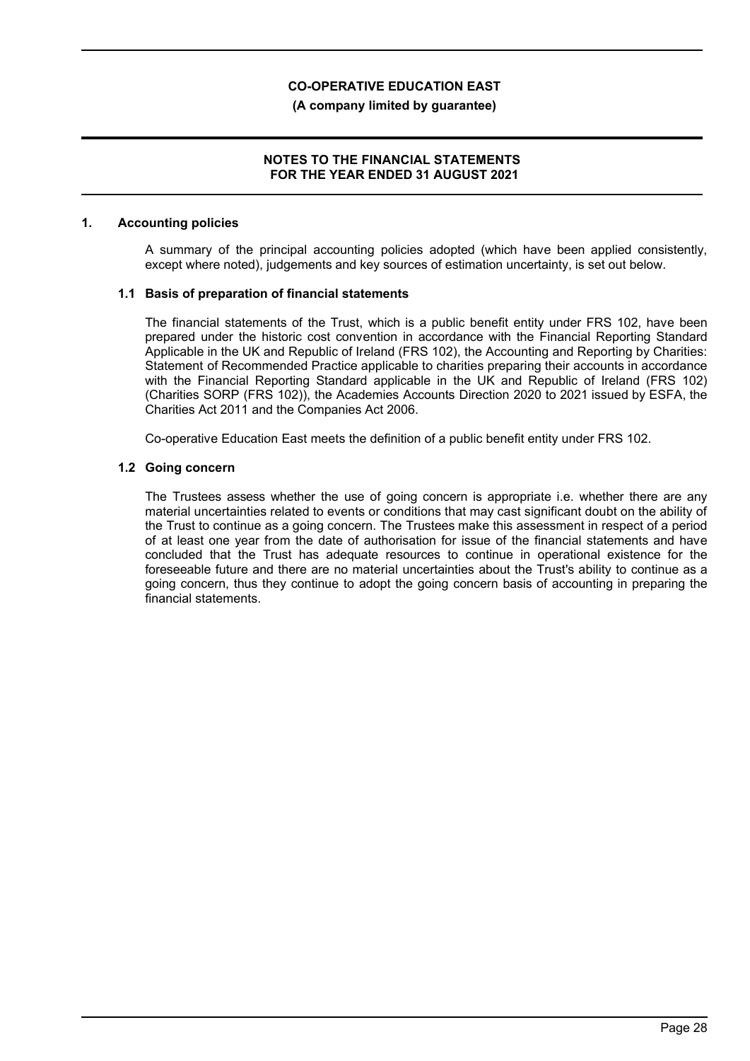## 1. Accounting policies

A summary of the principal accounting policies adopted (which have been applied consistently, except where noted), judgements and key sources of estimation uncertainty, is set out below.

### 1.1 Basis of preparation of financial statements

The financial statements of the Trust, which is a public benefit entity under FRS 102, have been prepared under the historic cost convention in accordance with the Financial Reporting Standard Applicable in the UK and Republic of Ireland (FRS 102), the Accounting and Reporting by Charities: Statement of Recommended Practice applicable to charities preparing their accounts in accordance with the Financial Reporting Standard applicable in the UK and Republic of Ireland (FRS 102) (Charities SORP (FRS 102)), the Academies Accounts Direction 2020 to 2021 issued by ESFA, the Charities Act 2011 and the Companies Act 2006.

Co-operative Education East meets the definition of a public benefit entity under FRS 102.

### 1.2 Going concern

The Trustees assess whether the use of going concern is appropriate i.e. whether there are any material uncertainties related to events or conditions that may cast significant doubt on the ability of the Trust to continue as a going concern. The Trustees make this assessment in respect of a period of at least one year from the date of authorisation for issue of the financial statements and have concluded that the Trust has adequate resources to continue in operational existence for the foreseeable future and there are no material uncertainties about the Trust's ability to continue as a going concern, thus they continue to adopt the going concern basis of accounting in preparing the financial statements.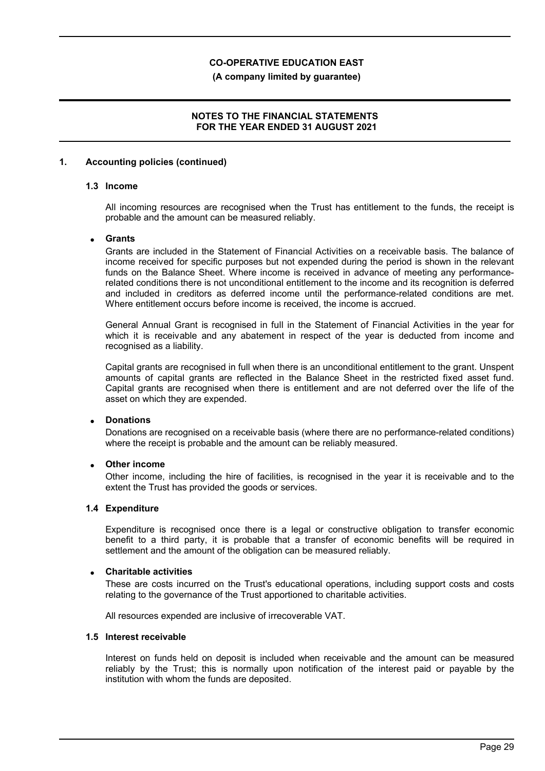## 1. Accounting policies (continued)

### 1.3 Income

All incoming resources are recognised when the Trust has entitlement to the funds, the receipt is probable and the amount can be measured reliably.

- **Grants**

Grants are included in the Statement of Financial Activities on a receivable basis. The balance of income received for specific purposes but not expended during the period is shown in the relevant funds on the Balance Sheet. Where income is received in advance of meeting any performance-related conditions there is not unconditional entitlement to the income and its recognition is deferred and included in creditors as deferred income until the performance-related conditions are met. Where entitlement occurs before income is received, the income is accrued.

General Annual Grant is recognised in full in the Statement of Financial Activities in the year for which it is receivable and any abatement in respect of the year is deducted from income and recognised as a liability.

Capital grants are recognised in full when there is an unconditional entitlement to the grant. Unspent amounts of capital grants are reflected in the Balance Sheet in the restricted fixed asset fund. Capital grants are recognised when there is entitlement and are not deferred over the life of the asset on which they are expended.

- **Donations**

Donations are recognised on a receivable basis (where there are no performance-related conditions) where the receipt is probable and the amount can be reliably measured.

- **Other income**

Other income, including the hire of facilities, is recognised in the year it is receivable and to the extent the Trust has provided the goods or services.

### 1.4 Expenditure

Expenditure is recognised once there is a legal or constructive obligation to transfer economic benefit to a third party, it is probable that a transfer of economic benefits will be required in settlement and the amount of the obligation can be measured reliably.

- **Charitable activities**

These are costs incurred on the Trust's educational operations, including support costs and costs relating to the governance of the Trust apportioned to charitable activities.

All resources expended are inclusive of irrecoverable VAT.

### 1.5 Interest receivable

Interest on funds held on deposit is included when receivable and the amount can be measured reliably by the Trust; this is normally upon notification of the interest paid or payable by the institution with whom the funds are deposited.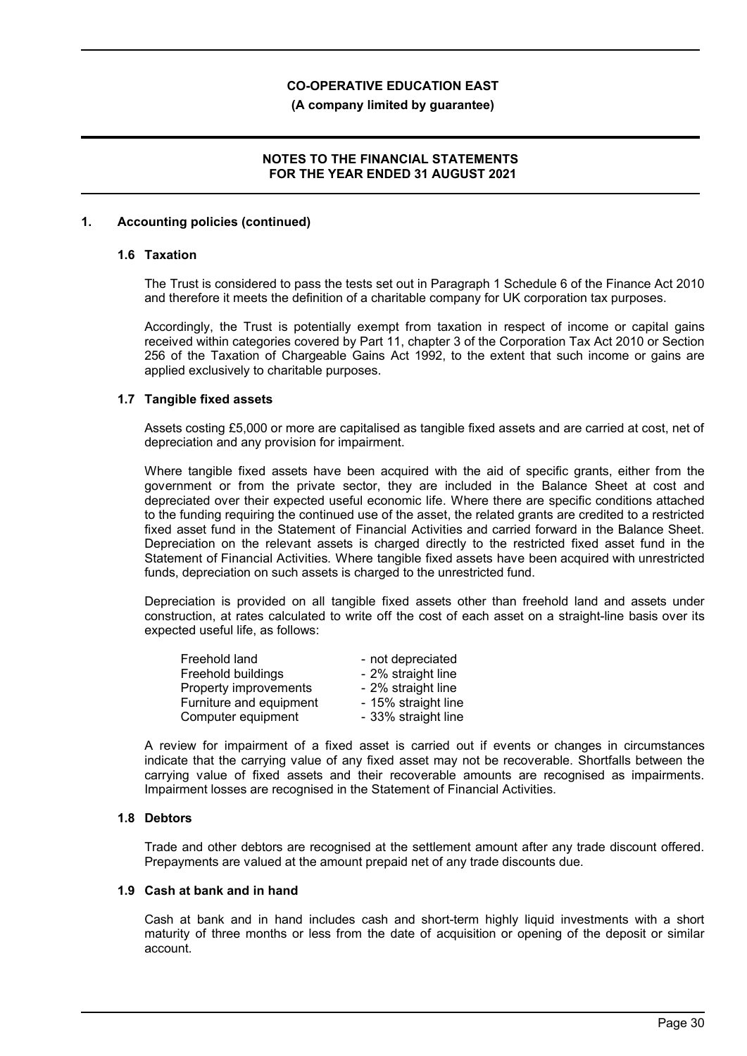## 1. Accounting policies (continued)

### 1.6 Taxation

The Trust is considered to pass the tests set out in Paragraph 1 Schedule 6 of the Finance Act 2010 and therefore it meets the definition of a charitable company for UK corporation tax purposes.

Accordingly, the Trust is potentially exempt from taxation in respect of income or capital gains received within categories covered by Part 11, chapter 3 of the Corporation Tax Act 2010 or Section 256 of the Taxation of Chargeable Gains Act 1992, to the extent that such income or gains are applied exclusively to charitable purposes.

### 1.7 Tangible fixed assets

Assets costing £5,000 or more are capitalised as tangible fixed assets and are carried at cost, net of depreciation and any provision for impairment.

Where tangible fixed assets have been acquired with the aid of specific grants, either from the government or from the private sector, they are included in the Balance Sheet at cost and depreciated over their expected useful economic life. Where there are specific conditions attached to the funding requiring the continued use of the asset, the related grants are credited to a restricted fixed asset fund in the Statement of Financial Activities and carried forward in the Balance Sheet. Depreciation on the relevant assets is charged directly to the restricted fixed asset fund in the Statement of Financial Activities. Where tangible fixed assets have been acquired with unrestricted funds, depreciation on such assets is charged to the unrestricted fund.

Depreciation is provided on all tangible fixed assets other than freehold land and assets under construction, at rates calculated to write off the cost of each asset on a straight-line basis over its expected useful life, as follows:

| | |
|---|---|
| Freehold land | - not depreciated |
| Freehold buildings | - 2% straight line |
| Property improvements | - 2% straight line |
| Furniture and equipment | - 15% straight line |
| Computer equipment | - 33% straight line |

A review for impairment of a fixed asset is carried out if events or changes in circumstances indicate that the carrying value of any fixed asset may not be recoverable. Shortfalls between the carrying value of fixed assets and their recoverable amounts are recognised as impairments. Impairment losses are recognised in the Statement of Financial Activities.

### 1.8 Debtors

Trade and other debtors are recognised at the settlement amount after any trade discount offered. Prepayments are valued at the amount prepaid net of any trade discounts due.

### 1.9 Cash at bank and in hand

Cash at bank and in hand includes cash and short-term highly liquid investments with a short maturity of three months or less from the date of acquisition or opening of the deposit or similar account.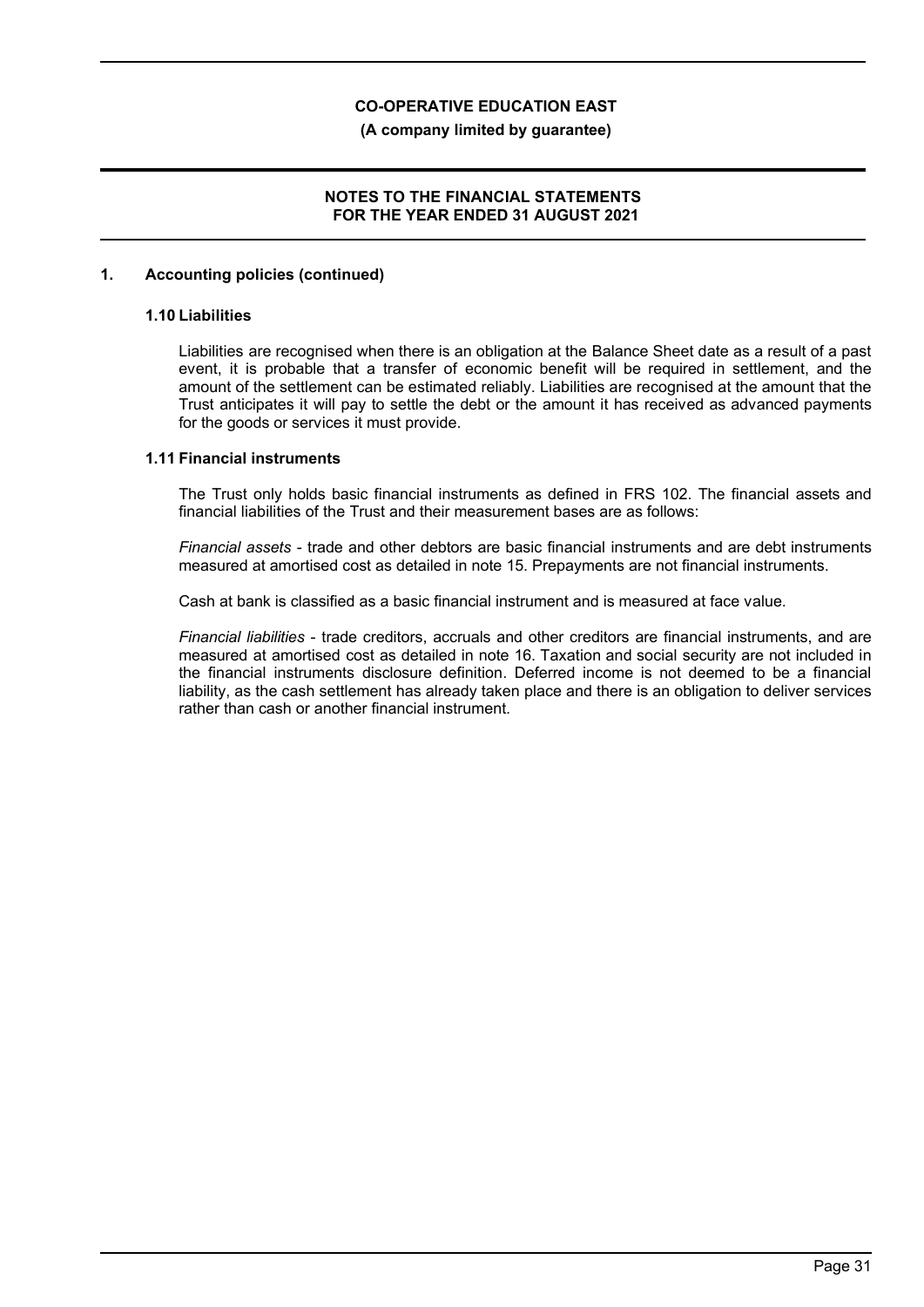## 1. Accounting policies (continued)

### 1.10 Liabilities

Liabilities are recognised when there is an obligation at the Balance Sheet date as a result of a past event, it is probable that a transfer of economic benefit will be required in settlement, and the amount of the settlement can be estimated reliably. Liabilities are recognised at the amount that the Trust anticipates it will pay to settle the debt or the amount it has received as advanced payments for the goods or services it must provide.

### 1.11 Financial instruments

The Trust only holds basic financial instruments as defined in FRS 102. The financial assets and financial liabilities of the Trust and their measurement bases are as follows:

*Financial assets* - trade and other debtors are basic financial instruments and are debt instruments measured at amortised cost as detailed in note 15. Prepayments are not financial instruments.

Cash at bank is classified as a basic financial instrument and is measured at face value.

*Financial liabilities* - trade creditors, accruals and other creditors are financial instruments, and are measured at amortised cost as detailed in note 16. Taxation and social security are not included in the financial instruments disclosure definition. Deferred income is not deemed to be a financial liability, as the cash settlement has already taken place and there is an obligation to deliver services rather than cash or another financial instrument.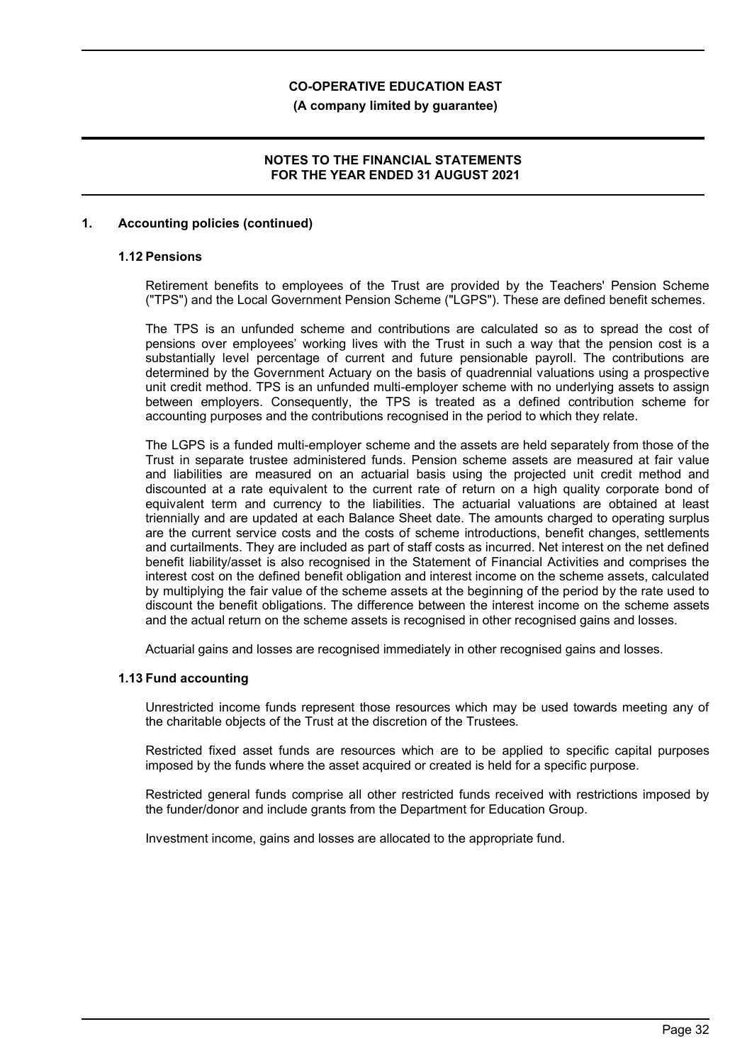## 1. Accounting policies (continued)

### 1.12 Pensions

Retirement benefits to employees of the Trust are provided by the Teachers' Pension Scheme ("TPS") and the Local Government Pension Scheme ("LGPS"). These are defined benefit schemes.

The TPS is an unfunded scheme and contributions are calculated so as to spread the cost of pensions over employees' working lives with the Trust in such a way that the pension cost is a substantially level percentage of current and future pensionable payroll. The contributions are determined by the Government Actuary on the basis of quadrennial valuations using a prospective unit credit method. TPS is an unfunded multi-employer scheme with no underlying assets to assign between employers. Consequently, the TPS is treated as a defined contribution scheme for accounting purposes and the contributions recognised in the period to which they relate.

The LGPS is a funded multi-employer scheme and the assets are held separately from those of the Trust in separate trustee administered funds. Pension scheme assets are measured at fair value and liabilities are measured on an actuarial basis using the projected unit credit method and discounted at a rate equivalent to the current rate of return on a high quality corporate bond of equivalent term and currency to the liabilities. The actuarial valuations are obtained at least triennially and are updated at each Balance Sheet date. The amounts charged to operating surplus are the current service costs and the costs of scheme introductions, benefit changes, settlements and curtailments. They are included as part of staff costs as incurred. Net interest on the net defined benefit liability/asset is also recognised in the Statement of Financial Activities and comprises the interest cost on the defined benefit obligation and interest income on the scheme assets, calculated by multiplying the fair value of the scheme assets at the beginning of the period by the rate used to discount the benefit obligations. The difference between the interest income on the scheme assets and the actual return on the scheme assets is recognised in other recognised gains and losses.

Actuarial gains and losses are recognised immediately in other recognised gains and losses.

### 1.13 Fund accounting

Unrestricted income funds represent those resources which may be used towards meeting any of the charitable objects of the Trust at the discretion of the Trustees.

Restricted fixed asset funds are resources which are to be applied to specific capital purposes imposed by the funds where the asset acquired or created is held for a specific purpose.

Restricted general funds comprise all other restricted funds received with restrictions imposed by the funder/donor and include grants from the Department for Education Group.

Investment income, gains and losses are allocated to the appropriate fund.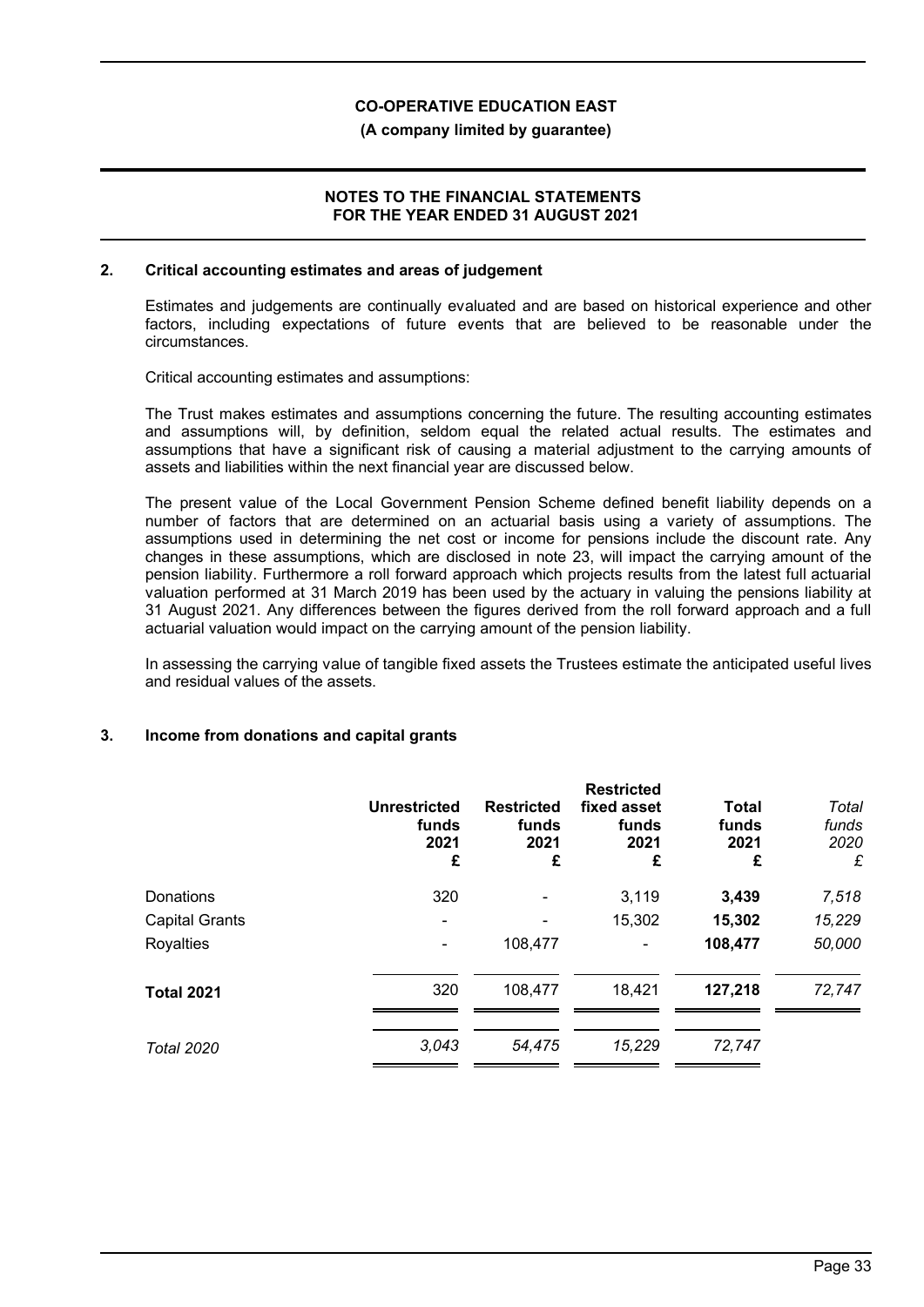## 2. Critical accounting estimates and areas of judgement

Estimates and judgements are continually evaluated and are based on historical experience and other factors, including expectations of future events that are believed to be reasonable under the circumstances.

Critical accounting estimates and assumptions:

The Trust makes estimates and assumptions concerning the future. The resulting accounting estimates and assumptions will, by definition, seldom equal the related actual results. The estimates and assumptions that have a significant risk of causing a material adjustment to the carrying amounts of assets and liabilities within the next financial year are discussed below.

The present value of the Local Government Pension Scheme defined benefit liability depends on a number of factors that are determined on an actuarial basis using a variety of assumptions. The assumptions used in determining the net cost or income for pensions include the discount rate. Any changes in these assumptions, which are disclosed in note 23, will impact the carrying amount of the pension liability. Furthermore a roll forward approach which projects results from the latest full actuarial valuation performed at 31 March 2019 has been used by the actuary in valuing the pensions liability at 31 August 2021. Any differences between the figures derived from the roll forward approach and a full actuarial valuation would impact on the carrying amount of the pension liability.

In assessing the carrying value of tangible fixed assets the Trustees estimate the anticipated useful lives and residual values of the assets.

## 3. Income from donations and capital grants

| | Unrestricted funds 2021 £ | Restricted funds 2021 £ | Restricted fixed asset funds 2021 £ | Total funds 2021 £ | *Total funds 2020 £* |
|---|---|---|---|---|---|
| Donations | 320 | - | 3,119 | **3,439** | *7,518* |
| Capital Grants | - | - | 15,302 | **15,302** | *15,229* |
| Royalties | - | 108,477 | - | **108,477** | *50,000* |
| **Total 2021** | 320 | 108,477 | 18,421 | **127,218** | *72,747* |
| *Total 2020* | *3,043* | *54,475* | *15,229* | *72,747* | |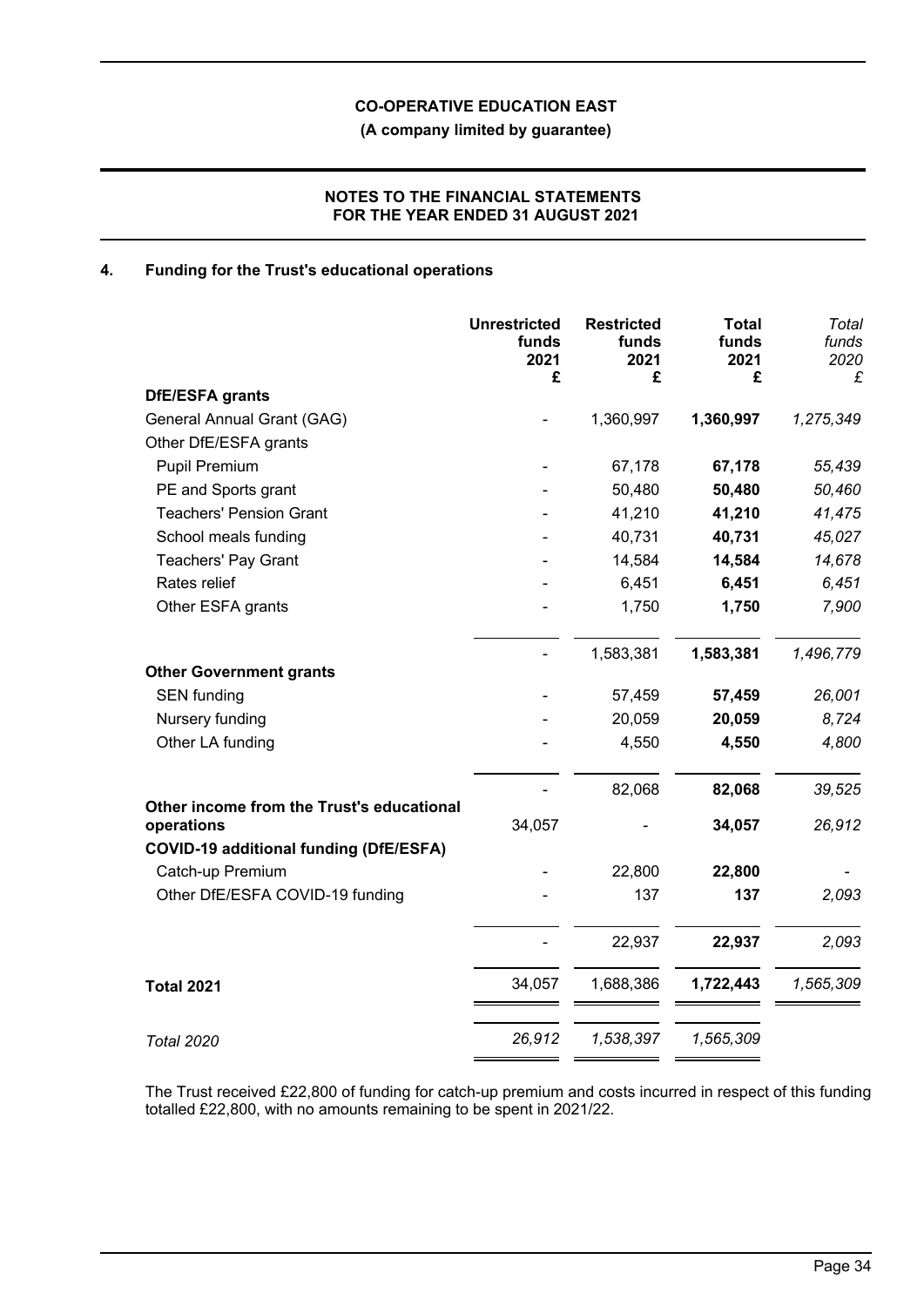**CO-OPERATIVE EDUCATION EAST**

**(A company limited by guarantee)**

**NOTES TO THE FINANCIAL STATEMENTS FOR THE YEAR ENDED 31 AUGUST 2021**

## 4. Funding for the Trust's educational operations

| | Unrestricted funds 2021 £ | Restricted funds 2021 £ | Total funds 2021 £ | *Total funds 2020 £* |
|---|---|---|---|---|
| **DfE/ESFA grants** | | | | |
| General Annual Grant (GAG) | - | 1,360,997 | **1,360,997** | *1,275,349* |
| Other DfE/ESFA grants | | | | |
| Pupil Premium | - | 67,178 | **67,178** | *55,439* |
| PE and Sports grant | - | 50,480 | **50,480** | *50,460* |
| Teachers' Pension Grant | - | 41,210 | **41,210** | *41,475* |
| School meals funding | - | 40,731 | **40,731** | *45,027* |
| Teachers' Pay Grant | - | 14,584 | **14,584** | *14,678* |
| Rates relief | - | 6,451 | **6,451** | *6,451* |
| Other ESFA grants | - | 1,750 | **1,750** | *7,900* |
| | - | 1,583,381 | **1,583,381** | *1,496,779* |
| **Other Government grants** | | | | |
| SEN funding | - | 57,459 | **57,459** | *26,001* |
| Nursery funding | - | 20,059 | **20,059** | *8,724* |
| Other LA funding | - | 4,550 | **4,550** | *4,800* |
| | - | 82,068 | **82,068** | *39,525* |
| **Other income from the Trust's educational operations** | 34,057 | - | **34,057** | *26,912* |
| **COVID-19 additional funding (DfE/ESFA)** | | | | |
| Catch-up Premium | - | 22,800 | **22,800** | *-* |
| Other DfE/ESFA COVID-19 funding | - | 137 | **137** | *2,093* |
| | - | 22,937 | **22,937** | *2,093* |
| **Total 2021** | 34,057 | 1,688,386 | **1,722,443** | *1,565,309* |
| *Total 2020* | *26,912* | *1,538,397* | *1,565,309* | |

The Trust received £22,800 of funding for catch-up premium and costs incurred in respect of this funding totalled £22,800, with no amounts remaining to be spent in 2021/22.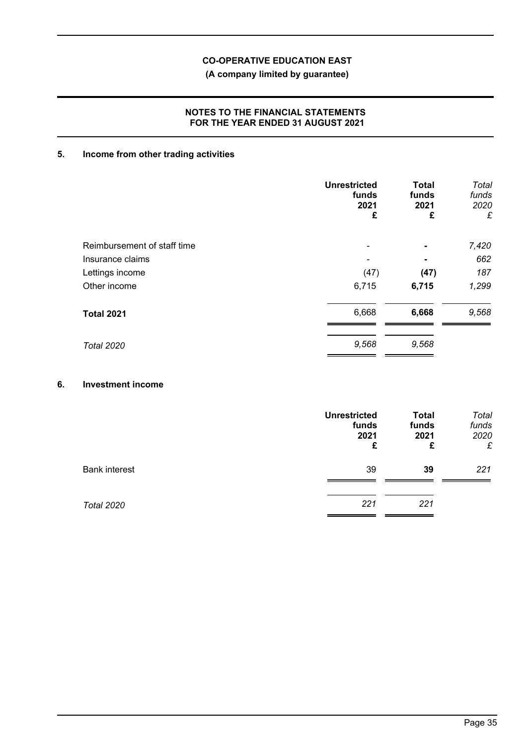**CO-OPERATIVE EDUCATION EAST**

**(A company limited by guarantee)**

**NOTES TO THE FINANCIAL STATEMENTS FOR THE YEAR ENDED 31 AUGUST 2021**

## 5. Income from other trading activities

| | Unrestricted funds 2021 £ | Total funds 2021 £ | *Total funds 2020 £* |
|---|---|---|---|
| Reimbursement of staff time | - | **-** | *7,420* |
| Insurance claims | - | **-** | *662* |
| Lettings income | (47) | **(47)** | *187* |
| Other income | 6,715 | **6,715** | *1,299* |
| **Total 2021** | 6,668 | **6,668** | *9,568* |
| *Total 2020* | *9,568* | *9,568* | |

## 6. Investment income

| | Unrestricted funds 2021 £ | Total funds 2021 £ | *Total funds 2020 £* |
|---|---|---|---|
| Bank interest | 39 | **39** | *221* |
| *Total 2020* | *221* | *221* | |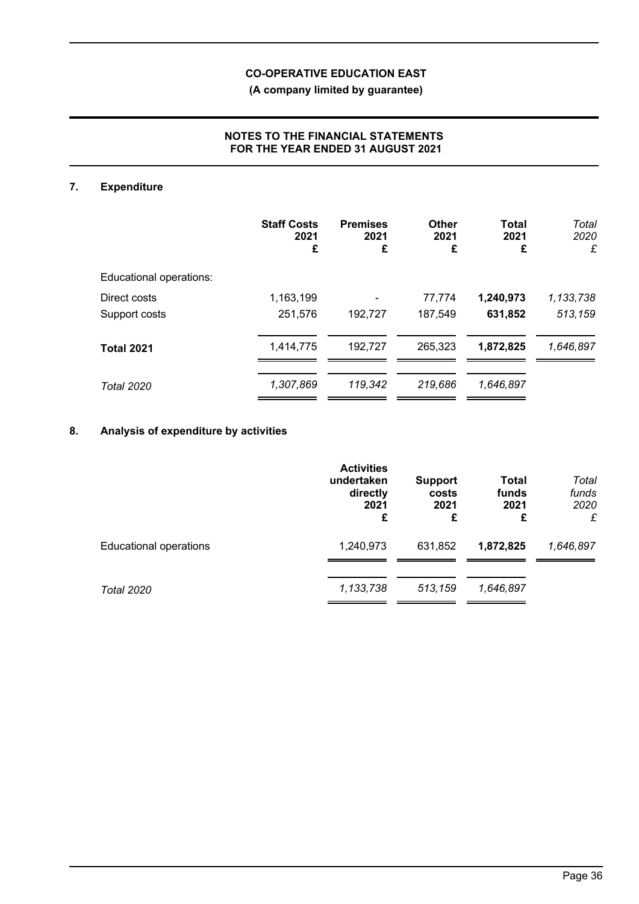## 7. Expenditure

| | Staff Costs 2021 £ | Premises 2021 £ | Other 2021 £ | Total 2021 £ | *Total 2020 £* |
|---|---|---|---|---|---|
| Educational operations: | | | | | |
| Direct costs | 1,163,199 | - | 77,774 | **1,240,973** | *1,133,738* |
| Support costs | 251,576 | 192,727 | 187,549 | **631,852** | *513,159* |
| **Total 2021** | 1,414,775 | 192,727 | 265,323 | **1,872,825** | *1,646,897* |
| *Total 2020* | *1,307,869* | *119,342* | *219,686* | *1,646,897* | |

## 8. Analysis of expenditure by activities

| | Activities undertaken directly 2021 £ | Support costs 2021 £ | Total funds 2021 £ | *Total funds 2020 £* |
|---|---|---|---|---|
| Educational operations | 1,240,973 | 631,852 | **1,872,825** | *1,646,897* |
| *Total 2020* | *1,133,738* | *513,159* | *1,646,897* | |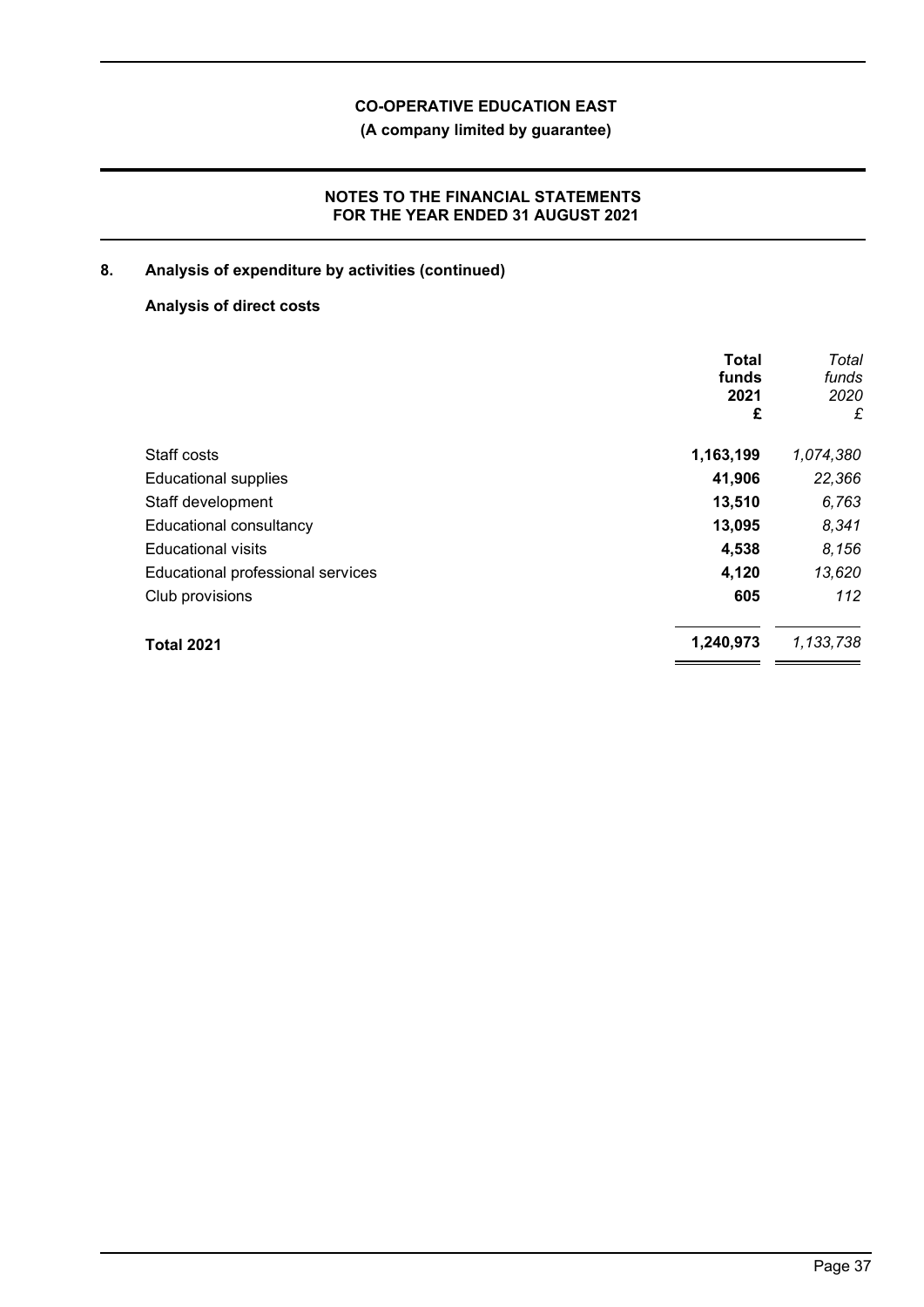## 8. Analysis of expenditure by activities (continued)

### Analysis of direct costs

| | Total funds 2021 £ | *Total funds 2020 £* |
|---|---|---|
| Staff costs | **1,163,199** | *1,074,380* |
| Educational supplies | **41,906** | *22,366* |
| Staff development | **13,510** | *6,763* |
| Educational consultancy | **13,095** | *8,341* |
| Educational visits | **4,538** | *8,156* |
| Educational professional services | **4,120** | *13,620* |
| Club provisions | **605** | *112* |
| **Total 2021** | **1,240,973** | *1,133,738* |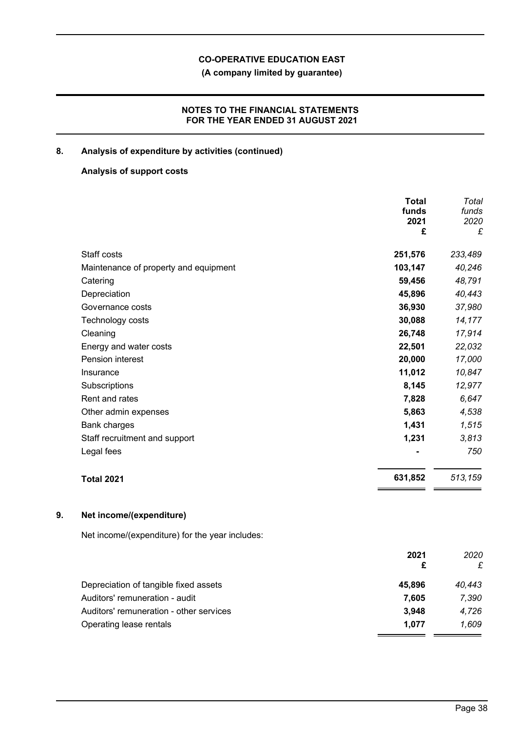## 8. Analysis of expenditure by activities (continued)

### Analysis of support costs

| | **Total funds 2021 £** | *Total funds 2020 £* |
|---|---|---|
| Staff costs | **251,576** | *233,489* |
| Maintenance of property and equipment | **103,147** | *40,246* |
| Catering | **59,456** | *48,791* |
| Depreciation | **45,896** | *40,443* |
| Governance costs | **36,930** | *37,980* |
| Technology costs | **30,088** | *14,177* |
| Cleaning | **26,748** | *17,914* |
| Energy and water costs | **22,501** | *22,032* |
| Pension interest | **20,000** | *17,000* |
| Insurance | **11,012** | *10,847* |
| Subscriptions | **8,145** | *12,977* |
| Rent and rates | **7,828** | *6,647* |
| Other admin expenses | **5,863** | *4,538* |
| Bank charges | **1,431** | *1,515* |
| Staff recruitment and support | **1,231** | *3,813* |
| Legal fees | **-** | *750* |
| **Total 2021** | **631,852** | *513,159* |

## 9. Net income/(expenditure)

Net income/(expenditure) for the year includes:

| | **2021 £** | *2020 £* |
|---|---|---|
| Depreciation of tangible fixed assets | **45,896** | *40,443* |
| Auditors' remuneration - audit | **7,605** | *7,390* |
| Auditors' remuneration - other services | **3,948** | *4,726* |
| Operating lease rentals | **1,077** | *1,609* |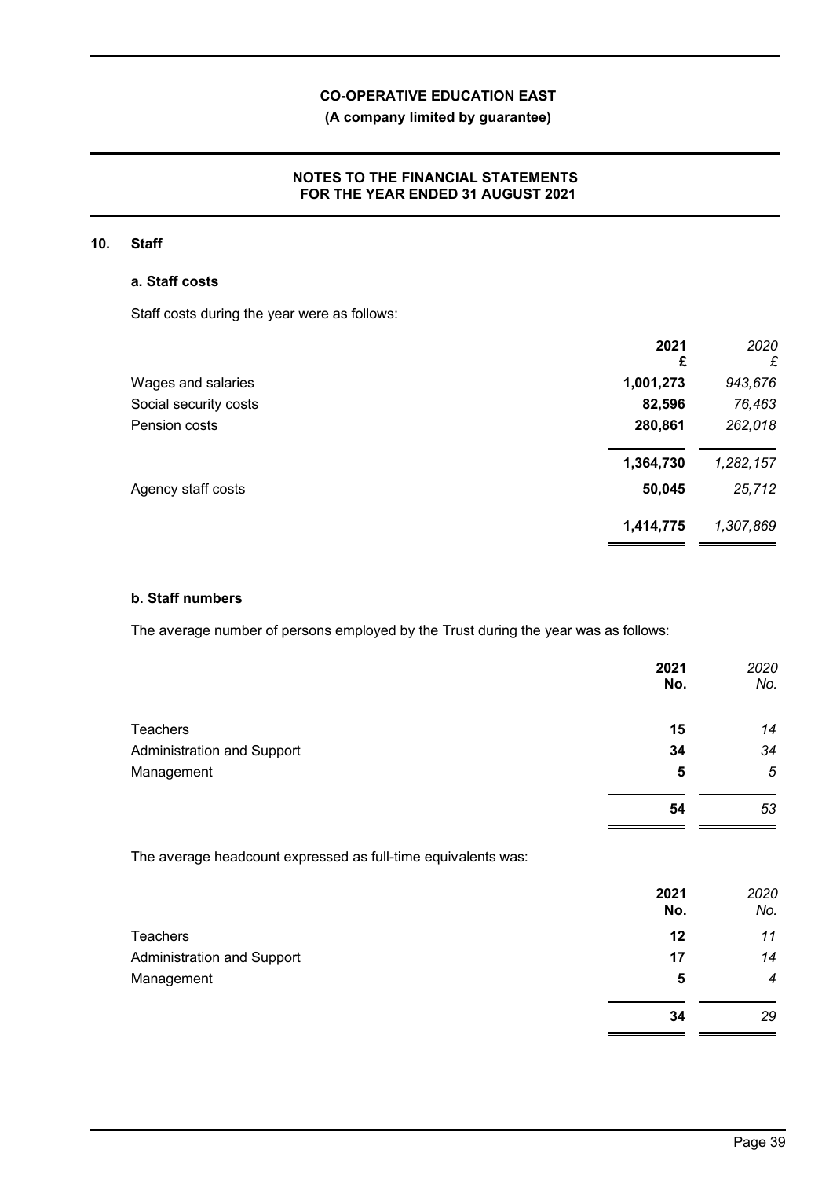## 10. Staff

### a. Staff costs

Staff costs during the year were as follows:

| | 2021 £ | 2020 £ |
|---|---|---|
| Wages and salaries | 1,001,273 | 943,676 |
| Social security costs | 82,596 | 76,463 |
| Pension costs | 280,861 | 262,018 |
| | 1,364,730 | 1,282,157 |
| Agency staff costs | 50,045 | 25,712 |
| | 1,414,775 | 1,307,869 |

### b. Staff numbers

The average number of persons employed by the Trust during the year was as follows:

| | 2021 No. | 2020 No. |
|---|---|---|
| Teachers | 15 | 14 |
| Administration and Support | 34 | 34 |
| Management | 5 | 5 |
| | 54 | 53 |

The average headcount expressed as full-time equivalents was:

| | 2021 No. | 2020 No. |
|---|---|---|
| Teachers | 12 | 11 |
| Administration and Support | 17 | 14 |
| Management | 5 | 4 |
| | 34 | 29 |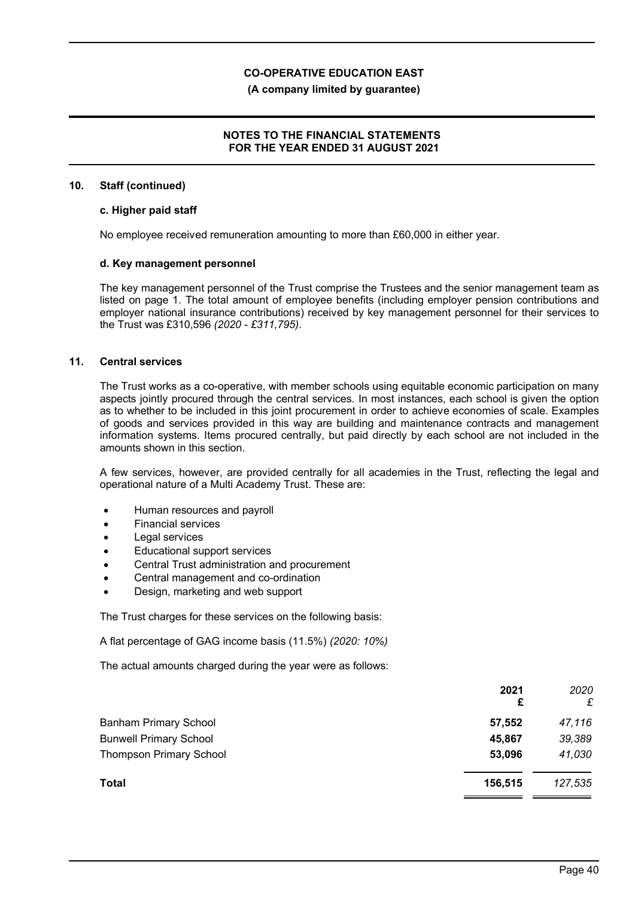### 10. Staff (continued)

#### c. Higher paid staff

No employee received remuneration amounting to more than £60,000 in either year.

#### d. Key management personnel

The key management personnel of the Trust comprise the Trustees and the senior management team as listed on page 1. The total amount of employee benefits (including employer pension contributions and employer national insurance contributions) received by key management personnel for their services to the Trust was £310,596 *(2020 - £311,795)*.

### 11. Central services

The Trust works as a co-operative, with member schools using equitable economic participation on many aspects jointly procured through the central services. In most instances, each school is given the option as to whether to be included in this joint procurement in order to achieve economies of scale. Examples of goods and services provided in this way are building and maintenance contracts and management information systems. Items procured centrally, but paid directly by each school are not included in the amounts shown in this section.

A few services, however, are provided centrally for all academies in the Trust, reflecting the legal and operational nature of a Multi Academy Trust. These are:

- Human resources and payroll
- Financial services
- Legal services
- Educational support services
- Central Trust administration and procurement
- Central management and co-ordination
- Design, marketing and web support

The Trust charges for these services on the following basis:

A flat percentage of GAG income basis (11.5%) *(2020: 10%)*

The actual amounts charged during the year were as follows:

| | **2021 £** | *2020 £* |
|---|---|---|
| Banham Primary School | **57,552** | *47,116* |
| Bunwell Primary School | **45,867** | *39,389* |
| Thompson Primary School | **53,096** | *41,030* |
| **Total** | **156,515** | *127,535* |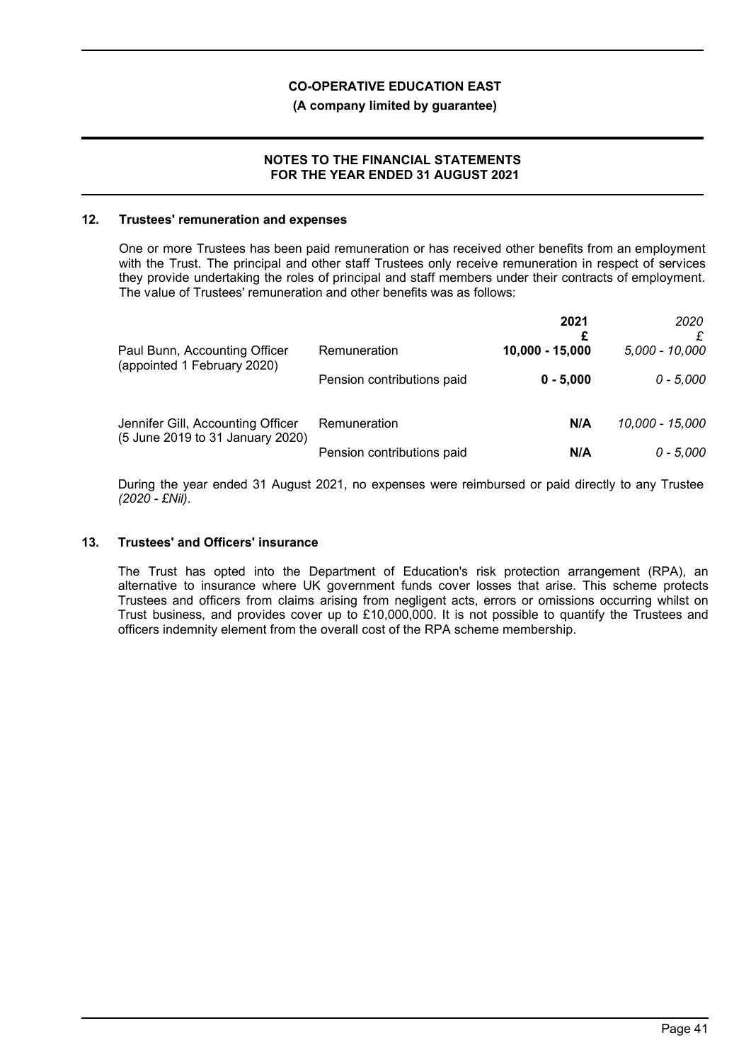## 12. Trustees' remuneration and expenses

One or more Trustees has been paid remuneration or has received other benefits from an employment with the Trust. The principal and other staff Trustees only receive remuneration in respect of services they provide undertaking the roles of principal and staff members under their contracts of employment. The value of Trustees' remuneration and other benefits was as follows:

| | | **2021** | *2020* |
|---|---|---|---|
| | | **£** | *£* |
| Paul Bunn, Accounting Officer (appointed 1 February 2020) | Remuneration | **10,000 - 15,000** | *5,000 - 10,000* |
| | Pension contributions paid | **0 - 5,000** | *0 - 5,000* |
| Jennifer Gill, Accounting Officer (5 June 2019 to 31 January 2020) | Remuneration | **N/A** | *10,000 - 15,000* |
| | Pension contributions paid | **N/A** | *0 - 5,000* |

During the year ended 31 August 2021, no expenses were reimbursed or paid directly to any Trustee *(2020 - £Nil)*.

## 13. Trustees' and Officers' insurance

The Trust has opted into the Department of Education's risk protection arrangement (RPA), an alternative to insurance where UK government funds cover losses that arise. This scheme protects Trustees and officers from claims arising from negligent acts, errors or omissions occurring whilst on Trust business, and provides cover up to £10,000,000. It is not possible to quantify the Trustees and officers indemnity element from the overall cost of the RPA scheme membership.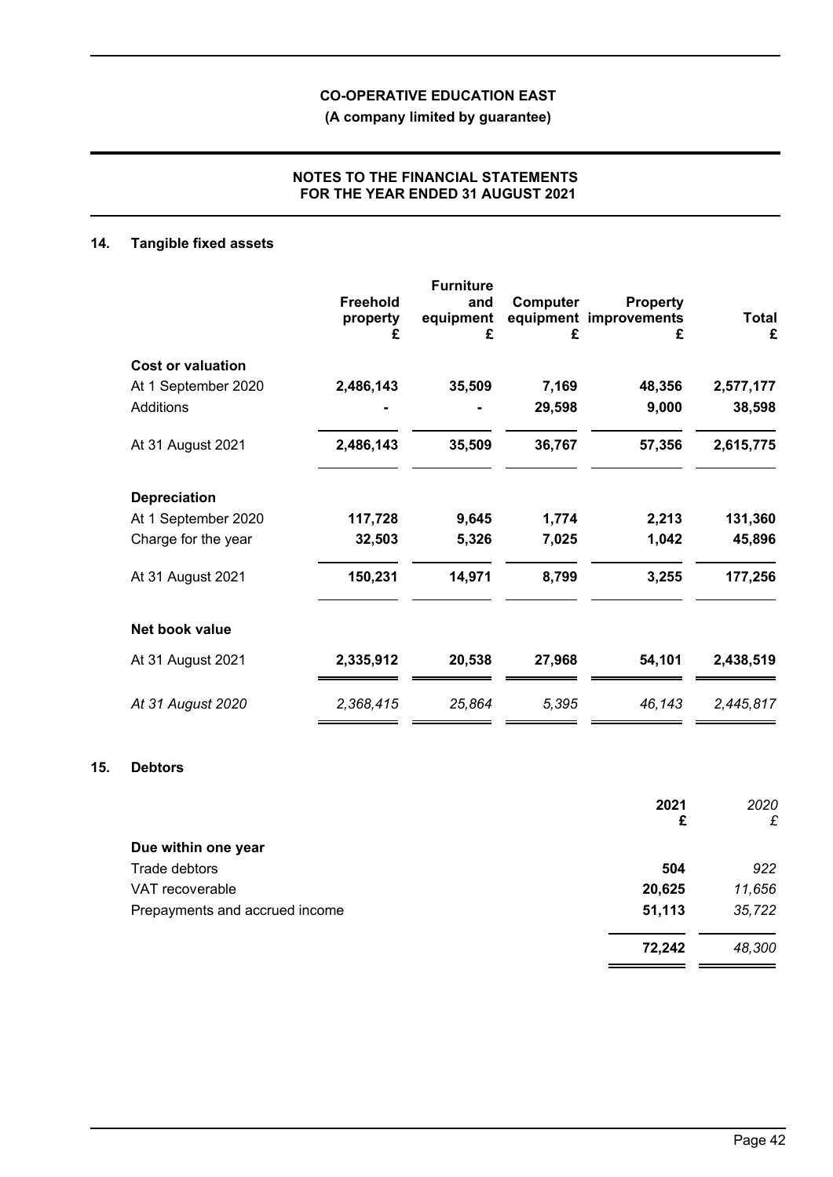**CO-OPERATIVE EDUCATION EAST**

**(A company limited by guarantee)**

**NOTES TO THE FINANCIAL STATEMENTS FOR THE YEAR ENDED 31 AUGUST 2021**

## 14. Tangible fixed assets

| | Freehold property £ | Furniture and equipment £ | Computer equipment £ | Property improvements £ | Total £ |
|---|---|---|---|---|---|
| **Cost or valuation** | | | | | |
| At 1 September 2020 | **2,486,143** | **35,509** | **7,169** | **48,356** | **2,577,177** |
| Additions | **-** | **-** | **29,598** | **9,000** | **38,598** |
| At 31 August 2021 | **2,486,143** | **35,509** | **36,767** | **57,356** | **2,615,775** |
| **Depreciation** | | | | | |
| At 1 September 2020 | **117,728** | **9,645** | **1,774** | **2,213** | **131,360** |
| Charge for the year | **32,503** | **5,326** | **7,025** | **1,042** | **45,896** |
| At 31 August 2021 | **150,231** | **14,971** | **8,799** | **3,255** | **177,256** |
| **Net book value** | | | | | |
| At 31 August 2021 | **2,335,912** | **20,538** | **27,968** | **54,101** | **2,438,519** |
| *At 31 August 2020* | *2,368,415* | *25,864* | *5,395* | *46,143* | *2,445,817* |

## 15. Debtors

| | 2021 £ | *2020 £* |
|---|---|---|
| **Due within one year** | | |
| Trade debtors | **504** | *922* |
| VAT recoverable | **20,625** | *11,656* |
| Prepayments and accrued income | **51,113** | *35,722* |
| | **72,242** | *48,300* |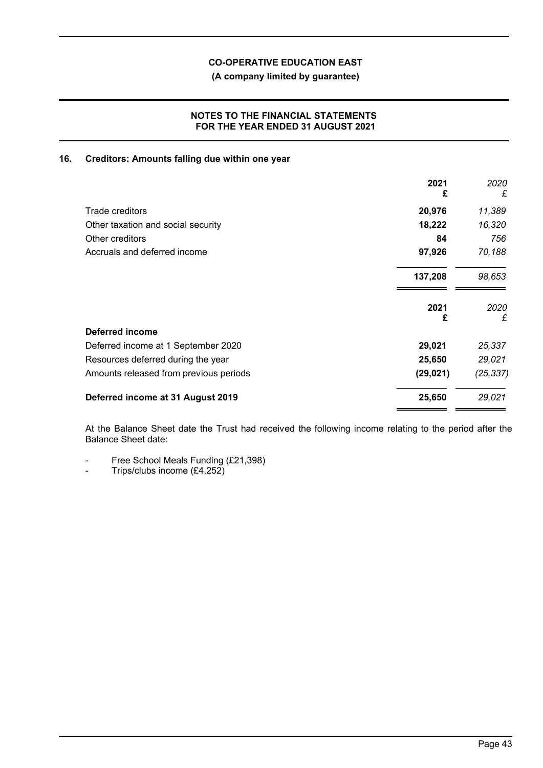## 16. Creditors: Amounts falling due within one year

| | 2021 £ | *2020 £* |
|---|---|---|
| Trade creditors | **20,976** | *11,389* |
| Other taxation and social security | **18,222** | *16,320* |
| Other creditors | **84** | *756* |
| Accruals and deferred income | **97,926** | *70,188* |
| | **137,208** | *98,653* |

| | 2021 £ | *2020 £* |
|---|---|---|
| **Deferred income** | | |
| Deferred income at 1 September 2020 | **29,021** | *25,337* |
| Resources deferred during the year | **25,650** | *29,021* |
| Amounts released from previous periods | **(29,021)** | *(25,337)* |
| **Deferred income at 31 August 2019** | **25,650** | *29,021* |

At the Balance Sheet date the Trust had received the following income relating to the period after the Balance Sheet date:

- Free School Meals Funding (£21,398)
- Trips/clubs income (£4,252)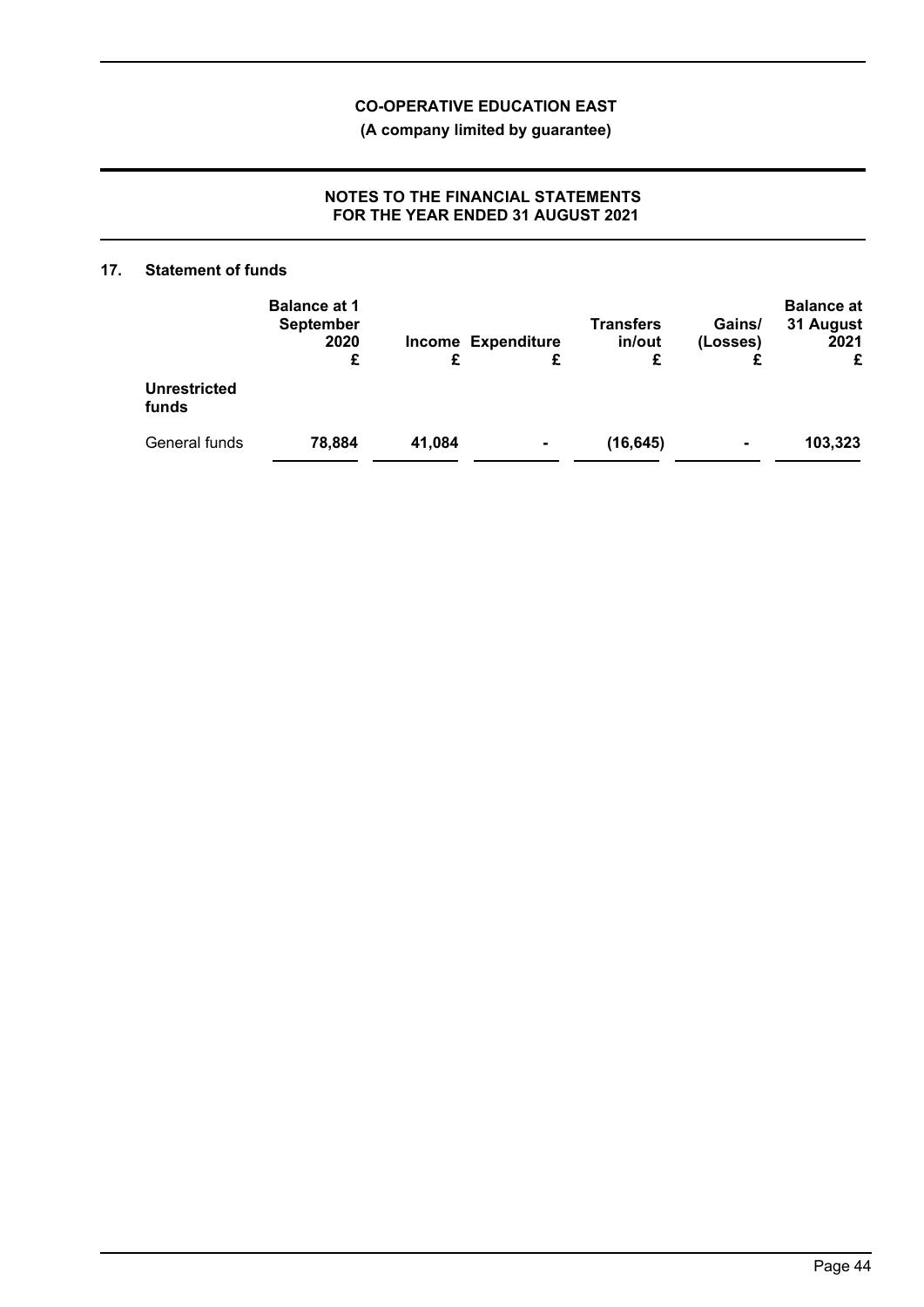## 17. Statement of funds

| | Balance at 1 September 2020 £ | Income £ | Expenditure £ | Transfers in/out £ | Gains/ (Losses) £ | Balance at 31 August 2021 £ |
|---|---|---|---|---|---|---|
| **Unrestricted funds** | | | | | | |
| General funds | **78,884** | **41,084** | **-** | **(16,645)** | **-** | **103,323** |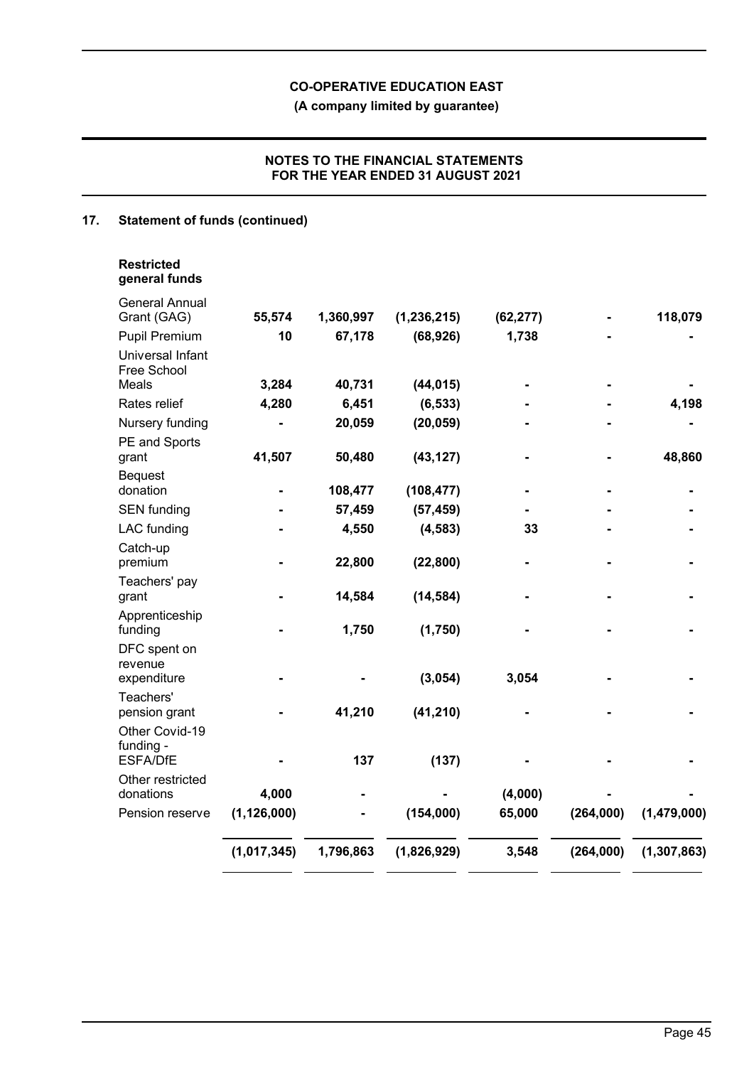## 17. Statement of funds (continued)

| | | | | | | |
|---|---|---|---|---|---|---|
| **Restricted general funds** | | | | | | |
| General Annual Grant (GAG) | 55,574 | 1,360,997 | (1,236,215) | (62,277) | - | 118,079 |
| Pupil Premium | 10 | 67,178 | (68,926) | 1,738 | - | - |
| Universal Infant Free School Meals | 3,284 | 40,731 | (44,015) | - | - | - |
| Rates relief | 4,280 | 6,451 | (6,533) | - | - | 4,198 |
| Nursery funding | - | 20,059 | (20,059) | - | - | - |
| PE and Sports grant | 41,507 | 50,480 | (43,127) | - | - | 48,860 |
| Bequest donation | - | 108,477 | (108,477) | - | - | - |
| SEN funding | - | 57,459 | (57,459) | - | - | - |
| LAC funding | - | 4,550 | (4,583) | 33 | - | - |
| Catch-up premium | - | 22,800 | (22,800) | - | - | - |
| Teachers' pay grant | - | 14,584 | (14,584) | - | - | - |
| Apprenticeship funding | - | 1,750 | (1,750) | - | - | - |
| DFC spent on revenue expenditure | - | - | (3,054) | 3,054 | - | - |
| Teachers' pension grant | - | 41,210 | (41,210) | - | - | - |
| Other Covid-19 funding - ESFA/DfE | - | 137 | (137) | - | - | - |
| Other restricted donations | 4,000 | - | - | (4,000) | - | - |
| Pension reserve | (1,126,000) | - | (154,000) | 65,000 | (264,000) | (1,479,000) |
| | **(1,017,345)** | **1,796,863** | **(1,826,929)** | **3,548** | **(264,000)** | **(1,307,863)** |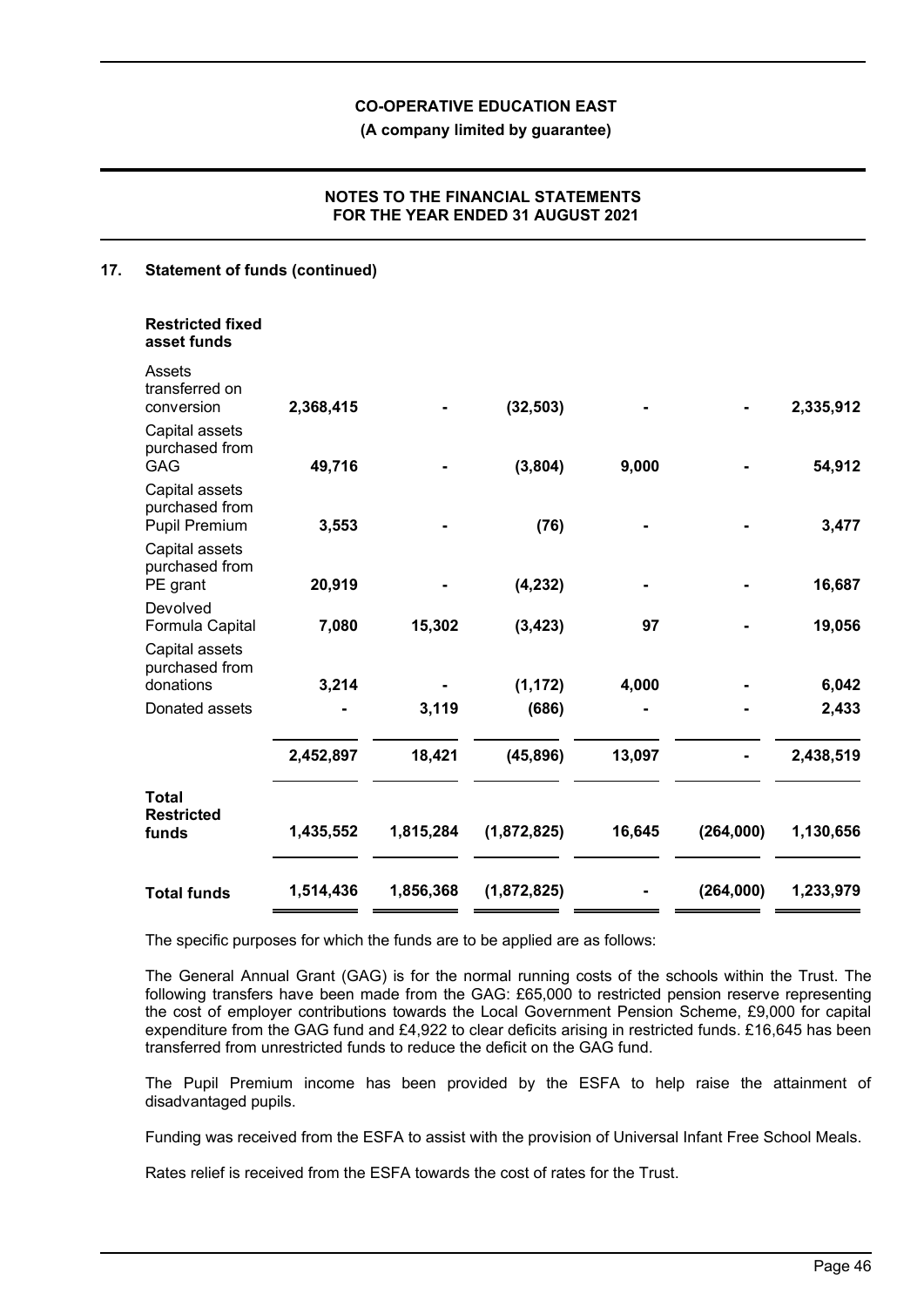## 17. Statement of funds (continued)

| | | | | | | |
|---|---|---|---|---|---|---|
| **Restricted fixed asset funds** | | | | | | |
| Assets transferred on conversion | **2,368,415** | **-** | **(32,503)** | **-** | **-** | **2,335,912** |
| Capital assets purchased from GAG | **49,716** | **-** | **(3,804)** | **9,000** | **-** | **54,912** |
| Capital assets purchased from Pupil Premium | **3,553** | **-** | **(76)** | **-** | **-** | **3,477** |
| Capital assets purchased from PE grant | **20,919** | **-** | **(4,232)** | **-** | **-** | **16,687** |
| Devolved Formula Capital | **7,080** | **15,302** | **(3,423)** | **97** | **-** | **19,056** |
| Capital assets purchased from donations | **3,214** | **-** | **(1,172)** | **4,000** | **-** | **6,042** |
| Donated assets | **-** | **3,119** | **(686)** | **-** | **-** | **2,433** |
| | **2,452,897** | **18,421** | **(45,896)** | **13,097** | **-** | **2,438,519** |
| **Total Restricted funds** | **1,435,552** | **1,815,284** | **(1,872,825)** | **16,645** | **(264,000)** | **1,130,656** |
| **Total funds** | **1,514,436** | **1,856,368** | **(1,872,825)** | **-** | **(264,000)** | **1,233,979** |

The specific purposes for which the funds are to be applied are as follows:

The General Annual Grant (GAG) is for the normal running costs of the schools within the Trust. The following transfers have been made from the GAG: £65,000 to restricted pension reserve representing the cost of employer contributions towards the Local Government Pension Scheme, £9,000 for capital expenditure from the GAG fund and £4,922 to clear deficits arising in restricted funds. £16,645 has been transferred from unrestricted funds to reduce the deficit on the GAG fund.

The Pupil Premium income has been provided by the ESFA to help raise the attainment of disadvantaged pupils.

Funding was received from the ESFA to assist with the provision of Universal Infant Free School Meals.

Rates relief is received from the ESFA towards the cost of rates for the Trust.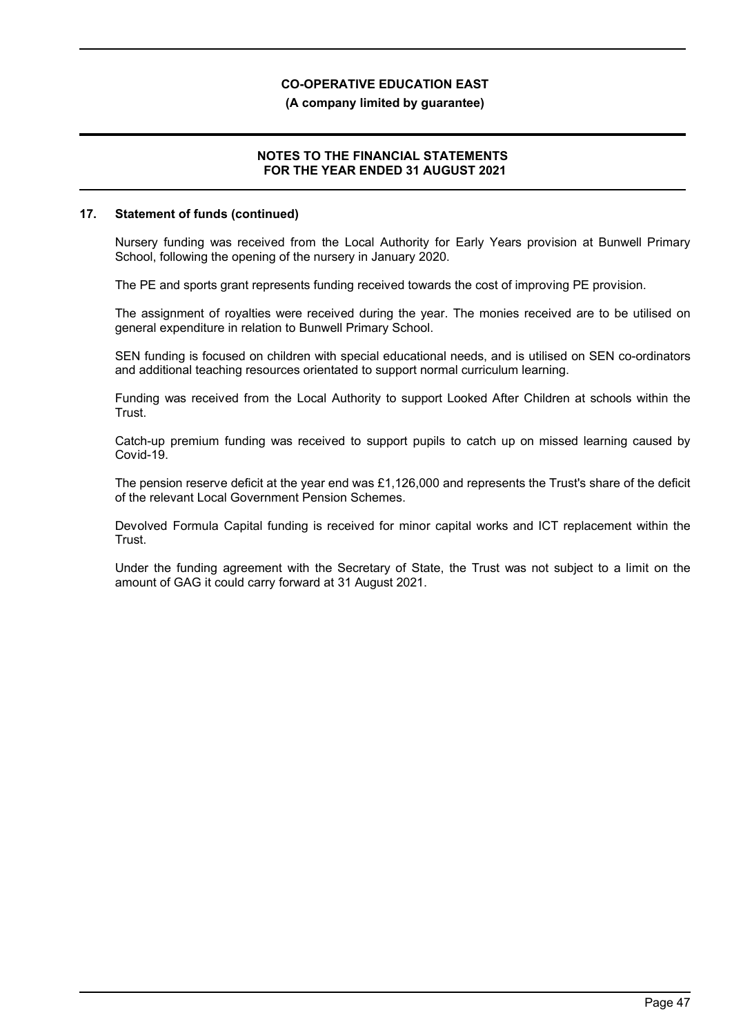## 17. Statement of funds (continued)

Nursery funding was received from the Local Authority for Early Years provision at Bunwell Primary School, following the opening of the nursery in January 2020.

The PE and sports grant represents funding received towards the cost of improving PE provision.

The assignment of royalties were received during the year. The monies received are to be utilised on general expenditure in relation to Bunwell Primary School.

SEN funding is focused on children with special educational needs, and is utilised on SEN co-ordinators and additional teaching resources orientated to support normal curriculum learning.

Funding was received from the Local Authority to support Looked After Children at schools within the Trust.

Catch-up premium funding was received to support pupils to catch up on missed learning caused by Covid-19.

The pension reserve deficit at the year end was £1,126,000 and represents the Trust's share of the deficit of the relevant Local Government Pension Schemes.

Devolved Formula Capital funding is received for minor capital works and ICT replacement within the Trust.

Under the funding agreement with the Secretary of State, the Trust was not subject to a limit on the amount of GAG it could carry forward at 31 August 2021.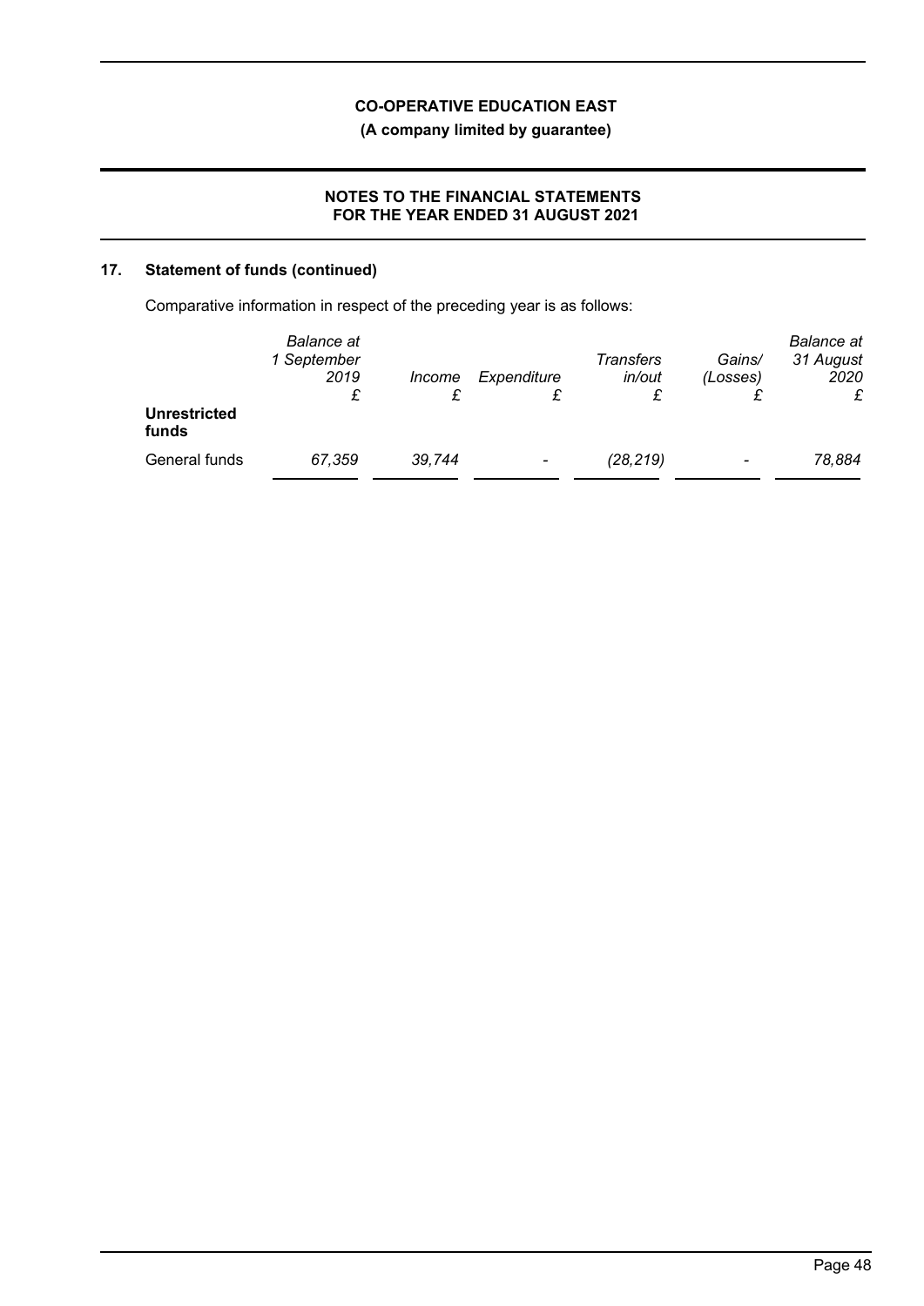## 17. Statement of funds (continued)

Comparative information in respect of the preceding year is as follows:

| | *Balance at 1 September 2019* £ | *Income* £ | *Expenditure* £ | *Transfers in/out* £ | *Gains/ (Losses)* £ | *Balance at 31 August 2020* £ |
|---|---|---|---|---|---|---|
| **Unrestricted funds** | | | | | | |
| General funds | *67,359* | *39,744* | - | *(28,219)* | - | *78,884* |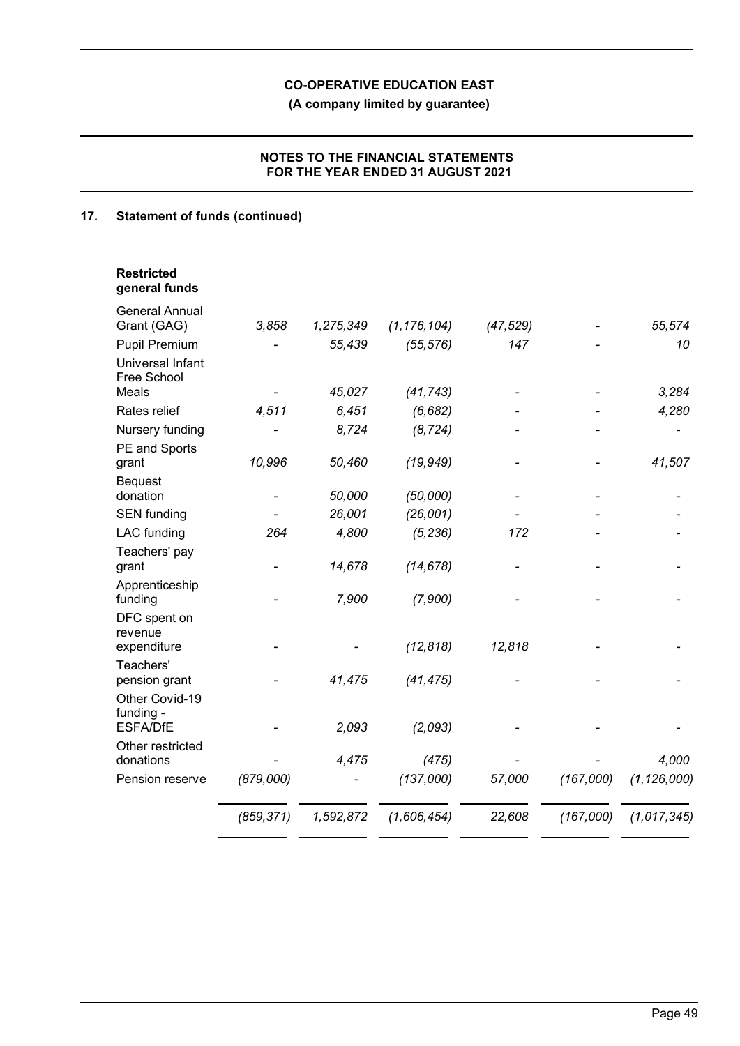**CO-OPERATIVE EDUCATION EAST**

**(A company limited by guarantee)**

**NOTES TO THE FINANCIAL STATEMENTS FOR THE YEAR ENDED 31 AUGUST 2021**

## 17. Statement of funds (continued)

| **Restricted general funds** | | | | | | |
|---|---|---|---|---|---|---|
| General Annual Grant (GAG) | *3,858* | *1,275,349* | *(1,176,104)* | *(47,529)* | - | *55,574* |
| Pupil Premium | - | *55,439* | *(55,576)* | *147* | - | *10* |
| Universal Infant Free School Meals | - | *45,027* | *(41,743)* | - | - | *3,284* |
| Rates relief | *4,511* | *6,451* | *(6,682)* | - | - | *4,280* |
| Nursery funding | - | *8,724* | *(8,724)* | - | - | - |
| PE and Sports grant | *10,996* | *50,460* | *(19,949)* | - | - | *41,507* |
| Bequest donation | - | *50,000* | *(50,000)* | - | - | - |
| SEN funding | - | *26,001* | *(26,001)* | - | - | - |
| LAC funding | *264* | *4,800* | *(5,236)* | *172* | - | - |
| Teachers' pay grant | - | *14,678* | *(14,678)* | - | - | - |
| Apprenticeship funding | - | *7,900* | *(7,900)* | - | - | - |
| DFC spent on revenue expenditure | - | - | *(12,818)* | *12,818* | - | - |
| Teachers' pension grant | - | *41,475* | *(41,475)* | - | - | - |
| Other Covid-19 funding - ESFA/DfE | - | *2,093* | *(2,093)* | - | - | - |
| Other restricted donations | - | *4,475* | *(475)* | - | - | *4,000* |
| Pension reserve | *(879,000)* | - | *(137,000)* | *57,000* | *(167,000)* | *(1,126,000)* |
| | *(859,371)* | *1,592,872* | *(1,606,454)* | *22,608* | *(167,000)* | *(1,017,345)* |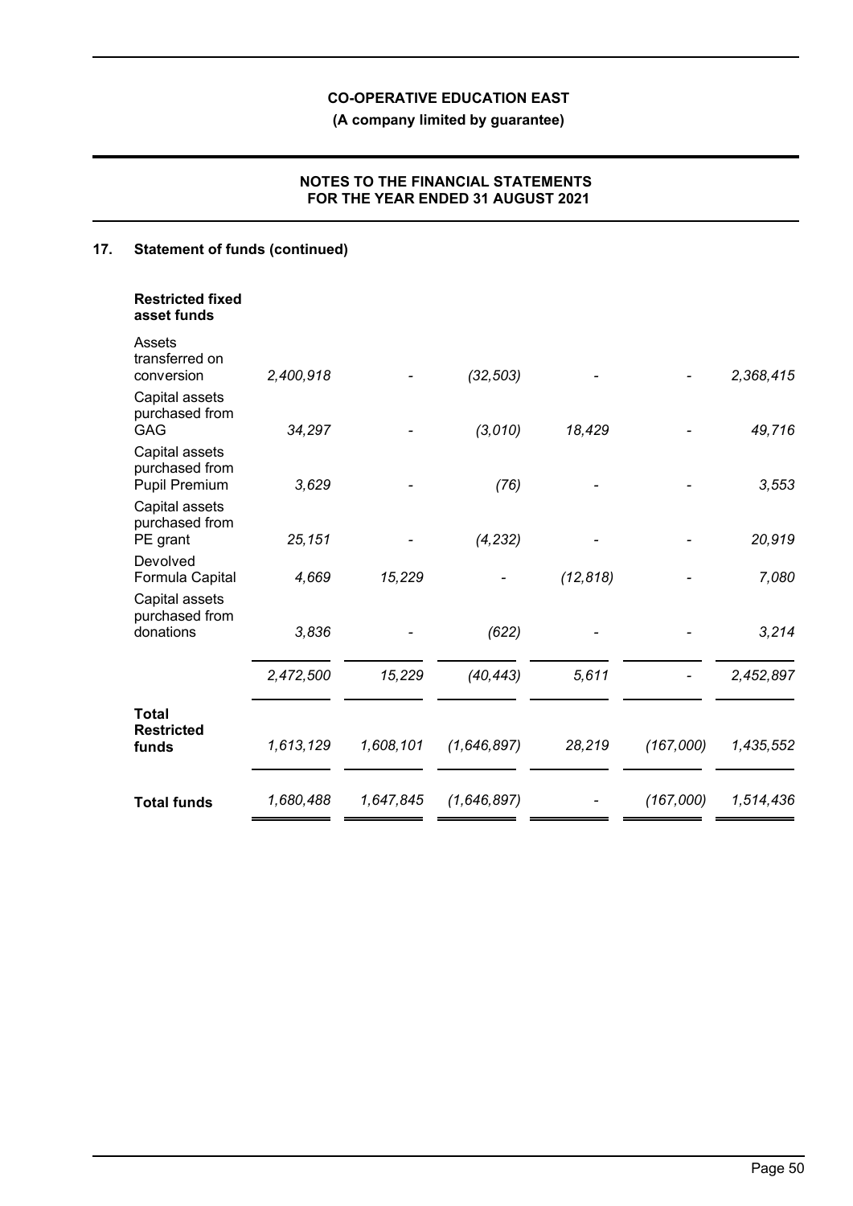## 17. Statement of funds (continued)

| | | | | | | |
|---|---|---|---|---|---|---|
| **Restricted fixed asset funds** | | | | | | |
| Assets transferred on conversion | *2,400,918* | *-* | *(32,503)* | *-* | *-* | *2,368,415* |
| Capital assets purchased from GAG | *34,297* | *-* | *(3,010)* | *18,429* | *-* | *49,716* |
| Capital assets purchased from Pupil Premium | *3,629* | *-* | *(76)* | *-* | *-* | *3,553* |
| Capital assets purchased from PE grant | *25,151* | *-* | *(4,232)* | *-* | *-* | *20,919* |
| Devolved Formula Capital | *4,669* | *15,229* | *-* | *(12,818)* | *-* | *7,080* |
| Capital assets purchased from donations | *3,836* | *-* | *(622)* | *-* | *-* | *3,214* |
| | *2,472,500* | *15,229* | *(40,443)* | *5,611* | *-* | *2,452,897* |
| **Total Restricted funds** | *1,613,129* | *1,608,101* | *(1,646,897)* | *28,219* | *(167,000)* | *1,435,552* |
| **Total funds** | *1,680,488* | *1,647,845* | *(1,646,897)* | *-* | *(167,000)* | *1,514,436* |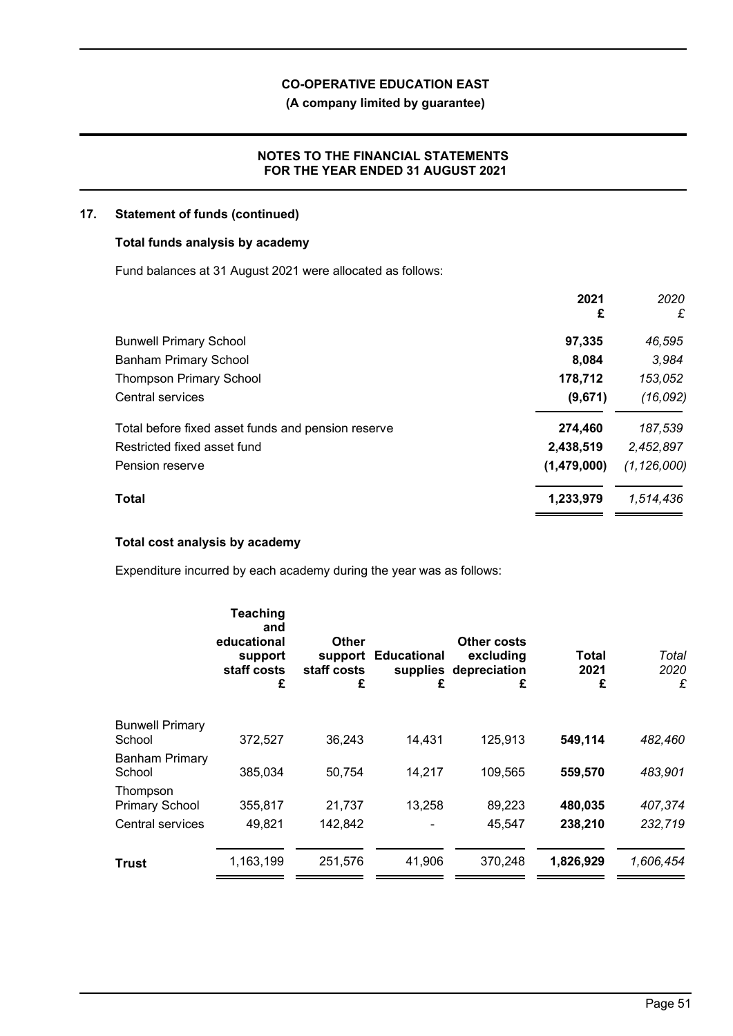## 17. Statement of funds (continued)

### Total funds analysis by academy

Fund balances at 31 August 2021 were allocated as follows:

| | 2021 £ | *2020 £* |
|---|---|---|
| Bunwell Primary School | **97,335** | *46,595* |
| Banham Primary School | **8,084** | *3,984* |
| Thompson Primary School | **178,712** | *153,052* |
| Central services | **(9,671)** | *(16,092)* |
| Total before fixed asset funds and pension reserve | **274,460** | *187,539* |
| Restricted fixed asset fund | **2,438,519** | *2,452,897* |
| Pension reserve | **(1,479,000)** | *(1,126,000)* |
| **Total** | **1,233,979** | *1,514,436* |

### Total cost analysis by academy

Expenditure incurred by each academy during the year was as follows:

| | Teaching and educational support staff costs £ | Other support staff costs £ | Educational supplies £ | Other costs excluding depreciation £ | Total 2021 £ | *Total 2020 £* |
|---|---|---|---|---|---|---|
| Bunwell Primary School | 372,527 | 36,243 | 14,431 | 125,913 | **549,114** | *482,460* |
| Banham Primary School | 385,034 | 50,754 | 14,217 | 109,565 | **559,570** | *483,901* |
| Thompson Primary School | 355,817 | 21,737 | 13,258 | 89,223 | **480,035** | *407,374* |
| Central services | 49,821 | 142,842 | - | 45,547 | **238,210** | *232,719* |
| **Trust** | 1,163,199 | 251,576 | 41,906 | 370,248 | **1,826,929** | *1,606,454* |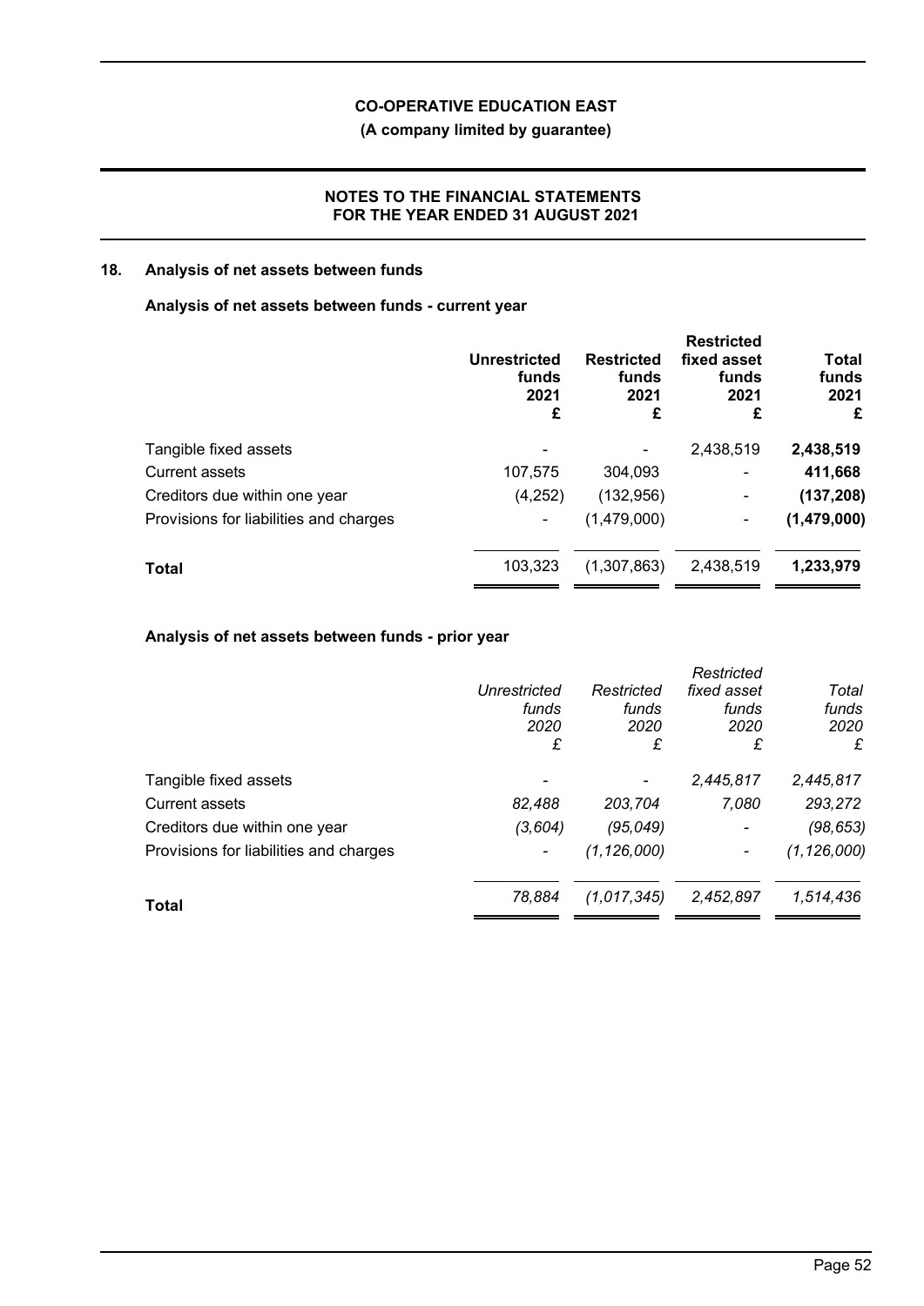## 18. Analysis of net assets between funds

### Analysis of net assets between funds - current year

| | Unrestricted funds 2021 £ | Restricted funds 2021 £ | Restricted fixed asset funds 2021 £ | Total funds 2021 £ |
|---|---|---|---|---|
| Tangible fixed assets | - | - | 2,438,519 | **2,438,519** |
| Current assets | 107,575 | 304,093 | - | **411,668** |
| Creditors due within one year | (4,252) | (132,956) | - | **(137,208)** |
| Provisions for liabilities and charges | - | (1,479,000) | - | **(1,479,000)** |
| **Total** | 103,323 | (1,307,863) | 2,438,519 | **1,233,979** |

### Analysis of net assets between funds - prior year

| | *Unrestricted funds 2020 £* | *Restricted funds 2020 £* | *Restricted fixed asset funds 2020 £* | *Total funds 2020 £* |
|---|---|---|---|---|
| Tangible fixed assets | - | - | *2,445,817* | *2,445,817* |
| Current assets | *82,488* | *203,704* | *7,080* | *293,272* |
| Creditors due within one year | *(3,604)* | *(95,049)* | - | *(98,653)* |
| Provisions for liabilities and charges | - | *(1,126,000)* | - | *(1,126,000)* |
| **Total** | *78,884* | *(1,017,345)* | *2,452,897* | *1,514,436* |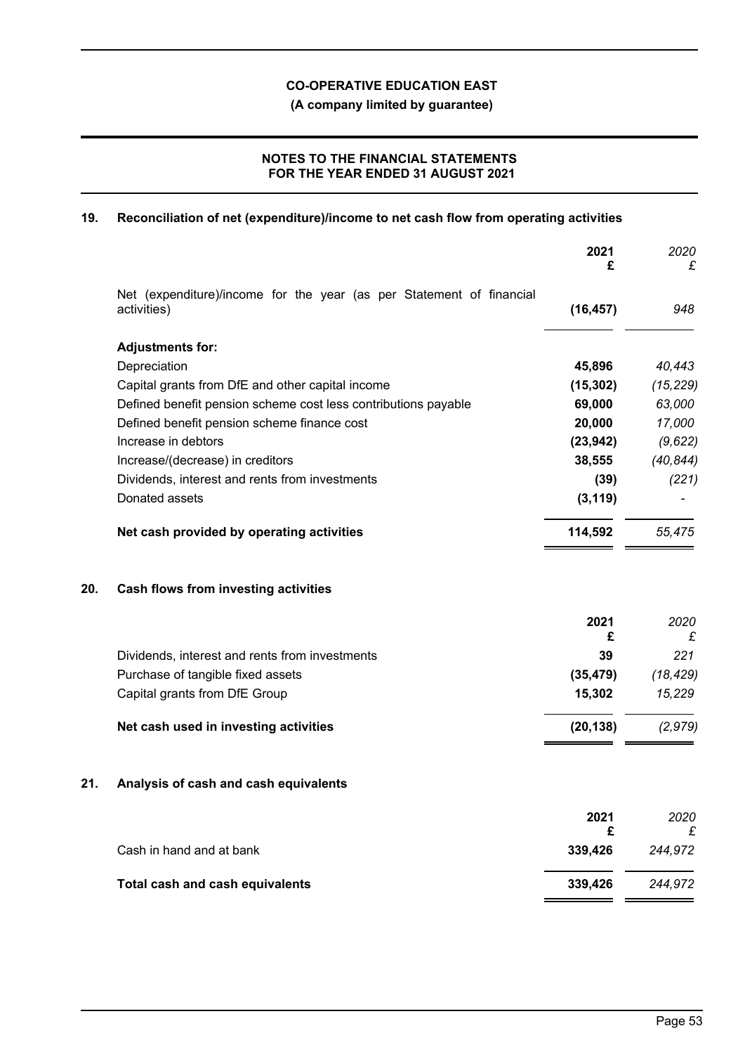**CO-OPERATIVE EDUCATION EAST**

**(A company limited by guarantee)**

**NOTES TO THE FINANCIAL STATEMENTS FOR THE YEAR ENDED 31 AUGUST 2021**

## 19. Reconciliation of net (expenditure)/income to net cash flow from operating activities

| | **2021 £** | *2020 £* |
|---|---|---|
| Net (expenditure)/income for the year (as per Statement of financial activities) | **(16,457)** | *948* |
| **Adjustments for:** | | |
| Depreciation | **45,896** | *40,443* |
| Capital grants from DfE and other capital income | **(15,302)** | *(15,229)* |
| Defined benefit pension scheme cost less contributions payable | **69,000** | *63,000* |
| Defined benefit pension scheme finance cost | **20,000** | *17,000* |
| Increase in debtors | **(23,942)** | *(9,622)* |
| Increase/(decrease) in creditors | **38,555** | *(40,844)* |
| Dividends, interest and rents from investments | **(39)** | *(221)* |
| Donated assets | **(3,119)** | *-* |
| **Net cash provided by operating activities** | **114,592** | *55,475* |

## 20. Cash flows from investing activities

| | **2021 £** | *2020 £* |
|---|---|---|
| Dividends, interest and rents from investments | **39** | *221* |
| Purchase of tangible fixed assets | **(35,479)** | *(18,429)* |
| Capital grants from DfE Group | **15,302** | *15,229* |
| **Net cash used in investing activities** | **(20,138)** | *(2,979)* |

## 21. Analysis of cash and cash equivalents

| | **2021 £** | *2020 £* |
|---|---|---|
| Cash in hand and at bank | **339,426** | *244,972* |
| **Total cash and cash equivalents** | **339,426** | *244,972* |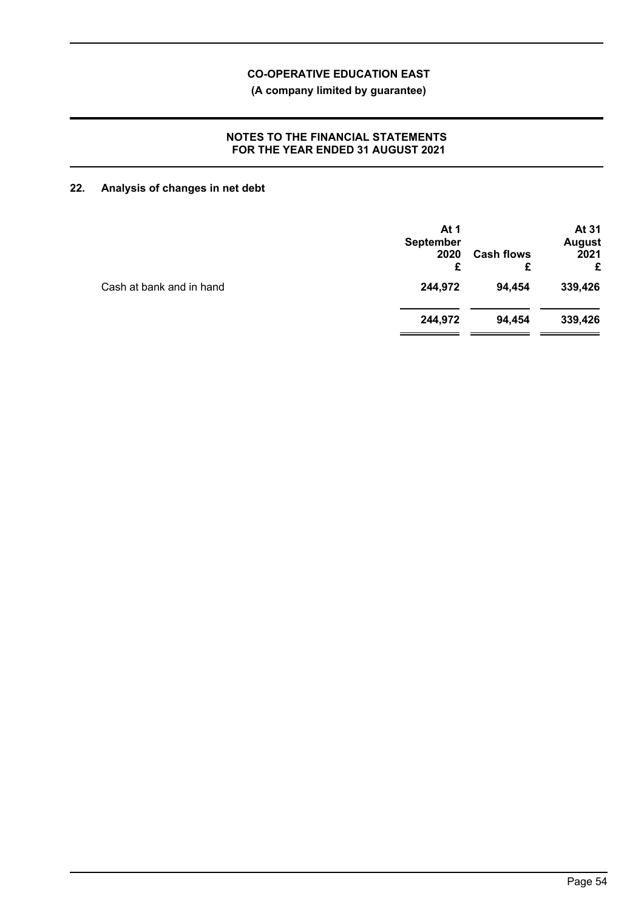## 22. Analysis of changes in net debt

| | At 1 September 2020 £ | Cash flows £ | At 31 August 2021 £ |
|---|---|---|---|
| Cash at bank and in hand | 244,972 | 94,454 | 339,426 |
| | 244,972 | 94,454 | 339,426 |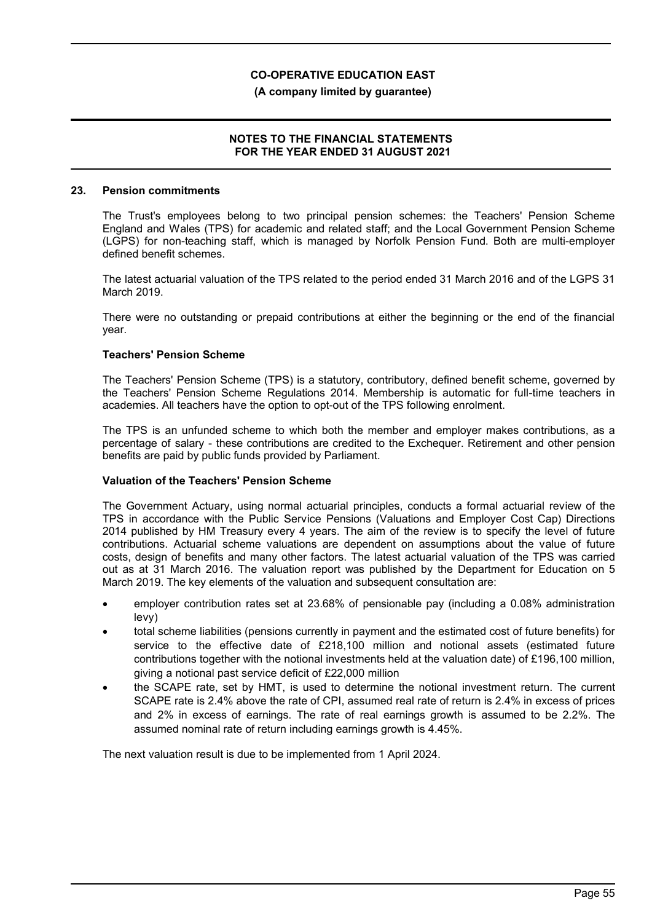## 23. Pension commitments

The Trust's employees belong to two principal pension schemes: the Teachers' Pension Scheme England and Wales (TPS) for academic and related staff; and the Local Government Pension Scheme (LGPS) for non-teaching staff, which is managed by Norfolk Pension Fund. Both are multi-employer defined benefit schemes.

The latest actuarial valuation of the TPS related to the period ended 31 March 2016 and of the LGPS 31 March 2019.

There were no outstanding or prepaid contributions at either the beginning or the end of the financial year.

### Teachers' Pension Scheme

The Teachers' Pension Scheme (TPS) is a statutory, contributory, defined benefit scheme, governed by the Teachers' Pension Scheme Regulations 2014. Membership is automatic for full-time teachers in academies. All teachers have the option to opt-out of the TPS following enrolment.

The TPS is an unfunded scheme to which both the member and employer makes contributions, as a percentage of salary - these contributions are credited to the Exchequer. Retirement and other pension benefits are paid by public funds provided by Parliament.

### Valuation of the Teachers' Pension Scheme

The Government Actuary, using normal actuarial principles, conducts a formal actuarial review of the TPS in accordance with the Public Service Pensions (Valuations and Employer Cost Cap) Directions 2014 published by HM Treasury every 4 years. The aim of the review is to specify the level of future contributions. Actuarial scheme valuations are dependent on assumptions about the value of future costs, design of benefits and many other factors. The latest actuarial valuation of the TPS was carried out as at 31 March 2016. The valuation report was published by the Department for Education on 5 March 2019. The key elements of the valuation and subsequent consultation are:

- employer contribution rates set at 23.68% of pensionable pay (including a 0.08% administration levy)
- total scheme liabilities (pensions currently in payment and the estimated cost of future benefits) for service to the effective date of £218,100 million and notional assets (estimated future contributions together with the notional investments held at the valuation date) of £196,100 million, giving a notional past service deficit of £22,000 million
- the SCAPE rate, set by HMT, is used to determine the notional investment return. The current SCAPE rate is 2.4% above the rate of CPI, assumed real rate of return is 2.4% in excess of prices and 2% in excess of earnings. The rate of real earnings growth is assumed to be 2.2%. The assumed nominal rate of return including earnings growth is 4.45%.

The next valuation result is due to be implemented from 1 April 2024.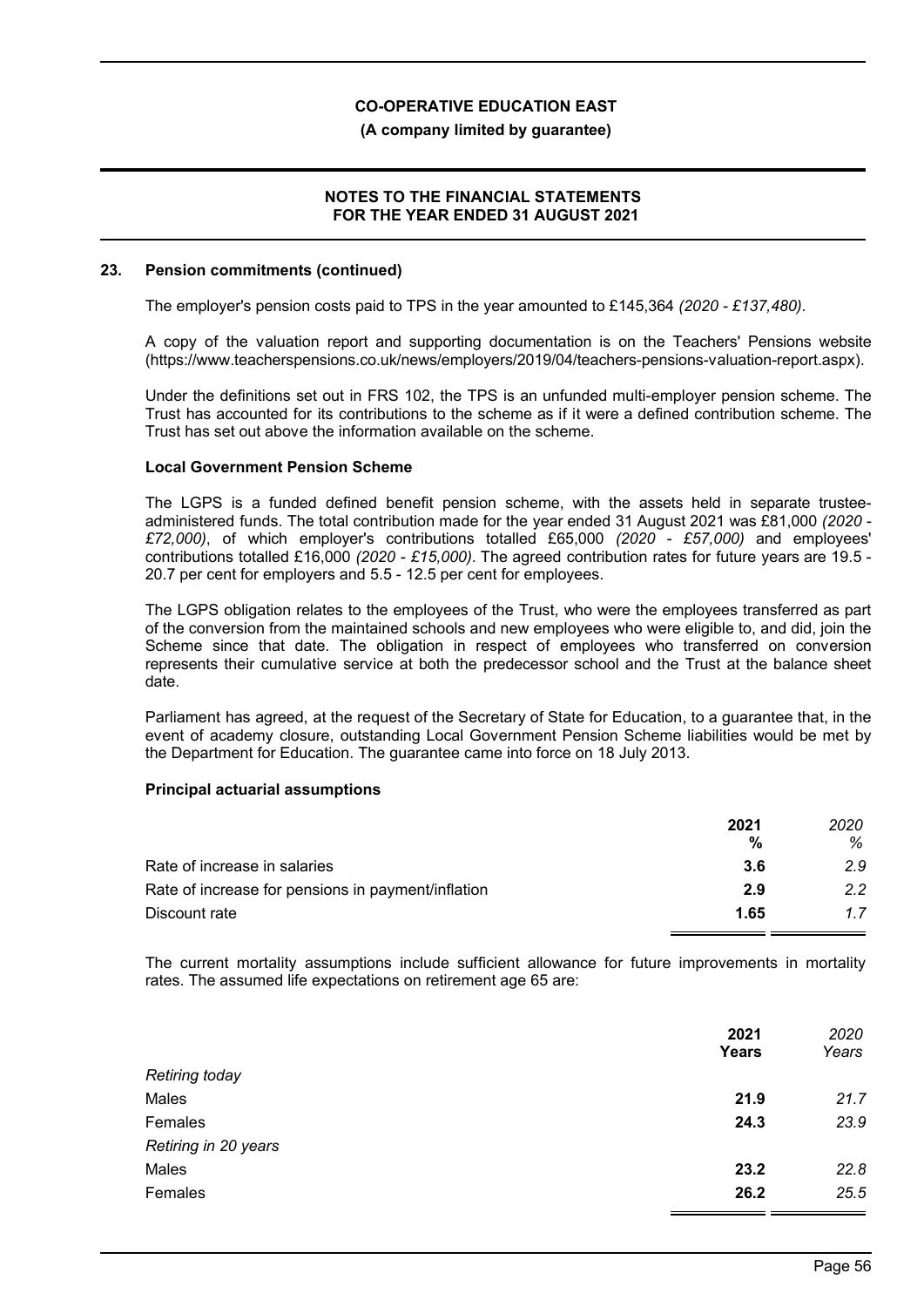## 23. Pension commitments (continued)

The employer's pension costs paid to TPS in the year amounted to £145,364 *(2020 - £137,480)*.

A copy of the valuation report and supporting documentation is on the Teachers' Pensions website (https://www.teacherspensions.co.uk/news/employers/2019/04/teachers-pensions-valuation-report.aspx).

Under the definitions set out in FRS 102, the TPS is an unfunded multi-employer pension scheme. The Trust has accounted for its contributions to the scheme as if it were a defined contribution scheme. The Trust has set out above the information available on the scheme.

### Local Government Pension Scheme

The LGPS is a funded defined benefit pension scheme, with the assets held in separate trustee-administered funds. The total contribution made for the year ended 31 August 2021 was £81,000 *(2020 - £72,000)*, of which employer's contributions totalled £65,000 *(2020 - £57,000)* and employees' contributions totalled £16,000 *(2020 - £15,000)*. The agreed contribution rates for future years are 19.5 - 20.7 per cent for employers and 5.5 - 12.5 per cent for employees.

The LGPS obligation relates to the employees of the Trust, who were the employees transferred as part of the conversion from the maintained schools and new employees who were eligible to, and did, join the Scheme since that date. The obligation in respect of employees who transferred on conversion represents their cumulative service at both the predecessor school and the Trust at the balance sheet date.

Parliament has agreed, at the request of the Secretary of State for Education, to a guarantee that, in the event of academy closure, outstanding Local Government Pension Scheme liabilities would be met by the Department for Education. The guarantee came into force on 18 July 2013.

### Principal actuarial assumptions

| | **2021 %** | *2020 %* |
|---|---|---|
| Rate of increase in salaries | **3.6** | *2.9* |
| Rate of increase for pensions in payment/inflation | **2.9** | *2.2* |
| Discount rate | **1.65** | *1.7* |

The current mortality assumptions include sufficient allowance for future improvements in mortality rates. The assumed life expectations on retirement age 65 are:

| | **2021 Years** | *2020 Years* |
|---|---|---|
| *Retiring today* | | |
| Males | **21.9** | *21.7* |
| Females | **24.3** | *23.9* |
| *Retiring in 20 years* | | |
| Males | **23.2** | *22.8* |
| Females | **26.2** | *25.5* |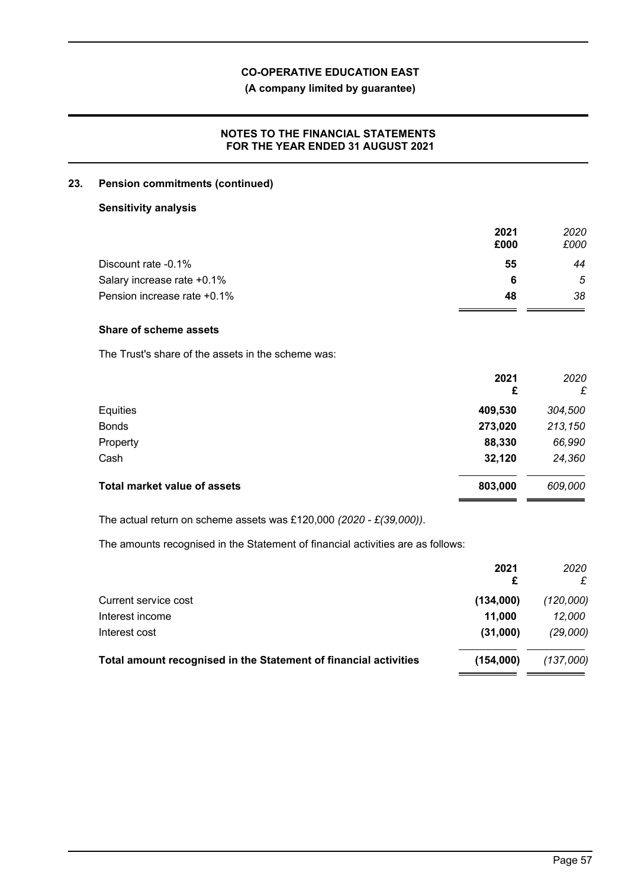## 23. Pension commitments (continued)

### Sensitivity analysis

| | 2021 £000 | *2020 £000* |
|---|---|---|
| Discount rate -0.1% | **55** | *44* |
| Salary increase rate +0.1% | **6** | *5* |
| Pension increase rate +0.1% | **48** | *38* |

### Share of scheme assets

The Trust's share of the assets in the scheme was:

| | 2021 £ | *2020 £* |
|---|---|---|
| Equities | **409,530** | *304,500* |
| Bonds | **273,020** | *213,150* |
| Property | **88,330** | *66,990* |
| Cash | **32,120** | *24,360* |
| **Total market value of assets** | **803,000** | *609,000* |

The actual return on scheme assets was £120,000 *(2020 - £(39,000))*.

The amounts recognised in the Statement of financial activities are as follows:

| | 2021 £ | *2020 £* |
|---|---|---|
| Current service cost | **(134,000)** | *(120,000)* |
| Interest income | **11,000** | *12,000* |
| Interest cost | **(31,000)** | *(29,000)* |
| **Total amount recognised in the Statement of financial activities** | **(154,000)** | *(137,000)* |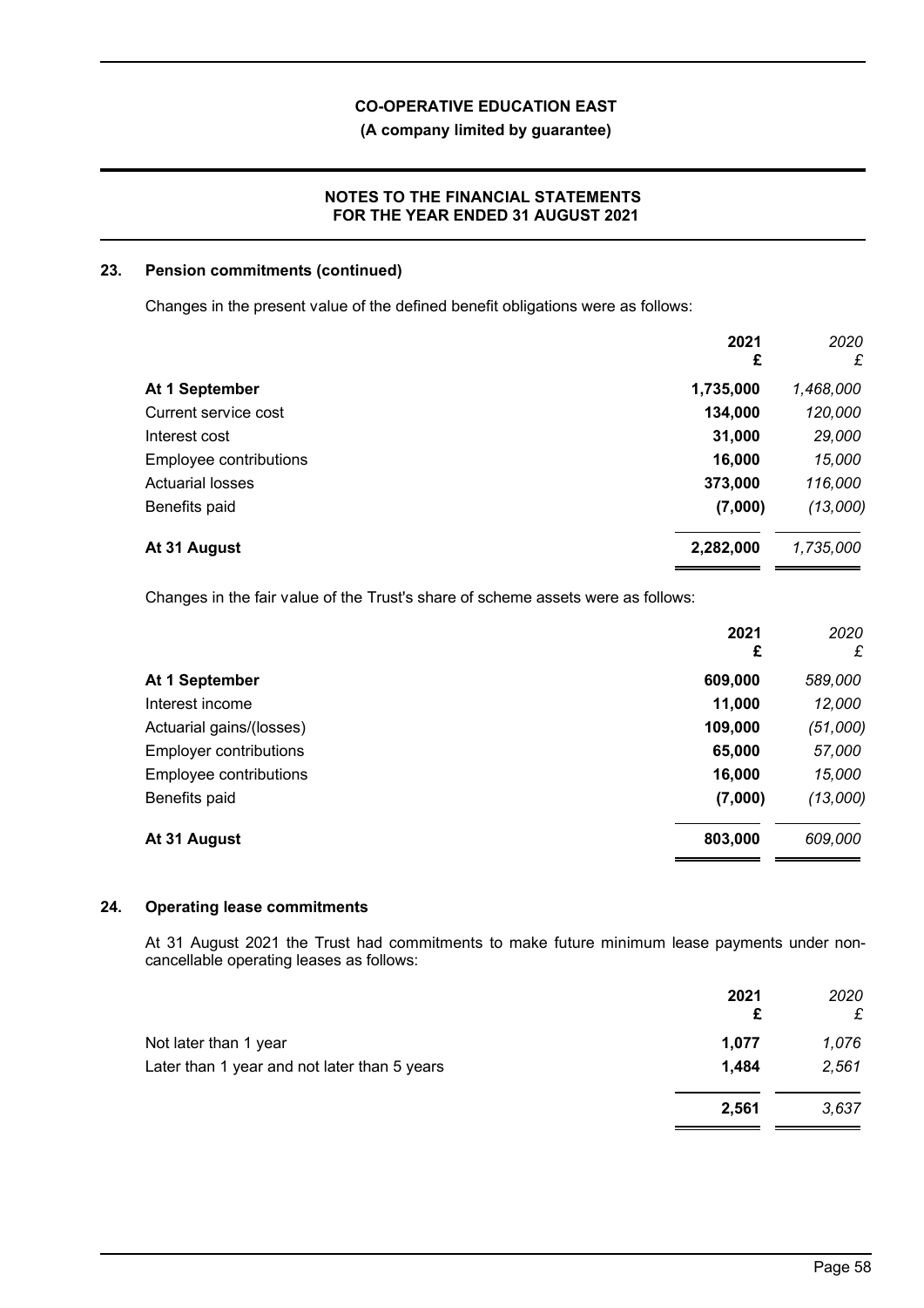## 23. Pension commitments (continued)

Changes in the present value of the defined benefit obligations were as follows:

| | 2021 £ | 2020 £ |
|---|---|---|
| **At 1 September** | **1,735,000** | *1,468,000* |
| Current service cost | **134,000** | *120,000* |
| Interest cost | **31,000** | *29,000* |
| Employee contributions | **16,000** | *15,000* |
| Actuarial losses | **373,000** | *116,000* |
| Benefits paid | **(7,000)** | *(13,000)* |
| **At 31 August** | **2,282,000** | *1,735,000* |

Changes in the fair value of the Trust's share of scheme assets were as follows:

| | 2021 £ | 2020 £ |
|---|---|---|
| **At 1 September** | **609,000** | *589,000* |
| Interest income | **11,000** | *12,000* |
| Actuarial gains/(losses) | **109,000** | *(51,000)* |
| Employer contributions | **65,000** | *57,000* |
| Employee contributions | **16,000** | *15,000* |
| Benefits paid | **(7,000)** | *(13,000)* |
| **At 31 August** | **803,000** | *609,000* |

## 24. Operating lease commitments

At 31 August 2021 the Trust had commitments to make future minimum lease payments under non-cancellable operating leases as follows:

| | 2021 £ | 2020 £ |
|---|---|---|
| Not later than 1 year | **1,077** | *1,076* |
| Later than 1 year and not later than 5 years | **1,484** | *2,561* |
| | **2,561** | *3,637* |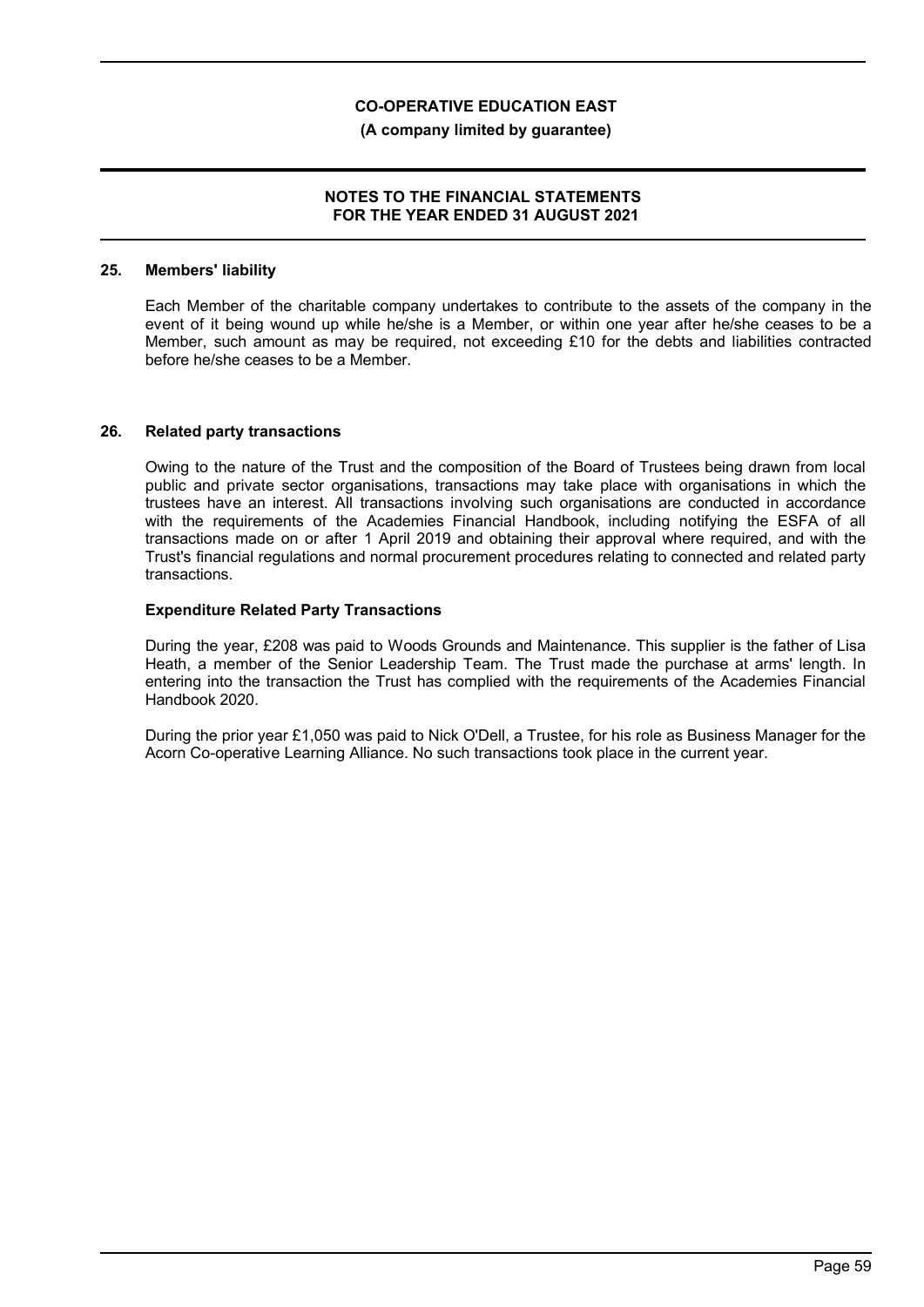## 25. Members' liability

Each Member of the charitable company undertakes to contribute to the assets of the company in the event of it being wound up while he/she is a Member, or within one year after he/she ceases to be a Member, such amount as may be required, not exceeding £10 for the debts and liabilities contracted before he/she ceases to be a Member.

## 26. Related party transactions

Owing to the nature of the Trust and the composition of the Board of Trustees being drawn from local public and private sector organisations, transactions may take place with organisations in which the trustees have an interest. All transactions involving such organisations are conducted in accordance with the requirements of the Academies Financial Handbook, including notifying the ESFA of all transactions made on or after 1 April 2019 and obtaining their approval where required, and with the Trust's financial regulations and normal procurement procedures relating to connected and related party transactions.

**Expenditure Related Party Transactions**

During the year, £208 was paid to Woods Grounds and Maintenance. This supplier is the father of Lisa Heath, a member of the Senior Leadership Team. The Trust made the purchase at arms' length. In entering into the transaction the Trust has complied with the requirements of the Academies Financial Handbook 2020.

During the prior year £1,050 was paid to Nick O'Dell, a Trustee, for his role as Business Manager for the Acorn Co-operative Learning Alliance. No such transactions took place in the current year.